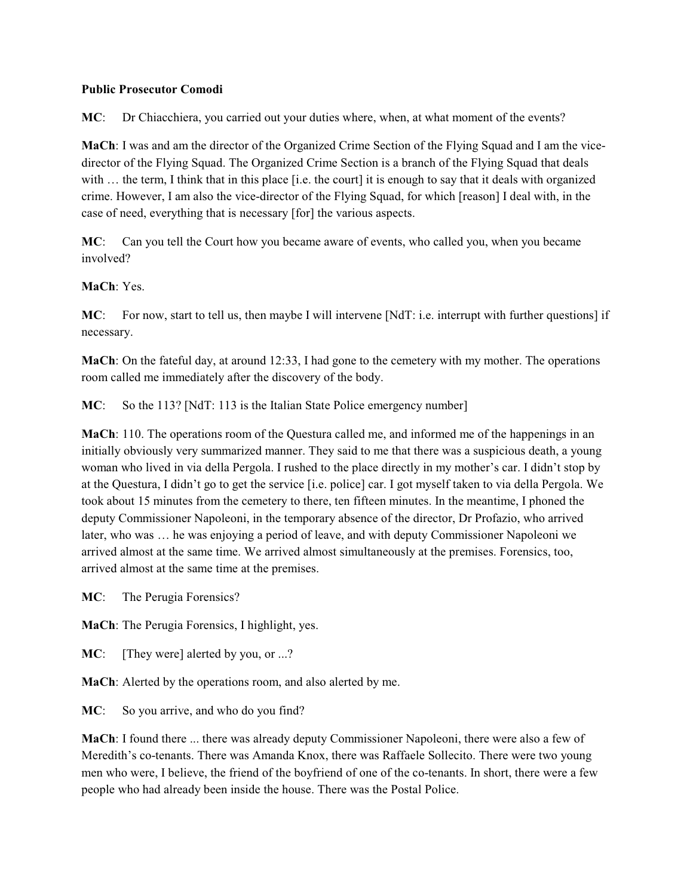**Public Prosecutor Comodi**

**MC**: Dr Chiacchiera, you carried out your duties where, when, at what moment of the events?

**MaCh**: I was and am the director of the Organized Crime Section of the Flying Squad and I am the vice-director of the Flying Squad. The Organized Crime Section is a branch of the Flying Squad that deals with … the term, I think that in this place [i.e. the court] it is enough to say that it deals with organized crime. However, I am also the vice-director of the Flying Squad, for which [reason] I deal with, in the case of need, everything that is necessary [for] the various aspects.

**MC**: Can you tell the Court how you became aware of events, who called you, when you became involved?

**MaCh**: Yes.

**MC**: For now, start to tell us, then maybe I will intervene [NdT: i.e. interrupt with further questions] if necessary.

**MaCh**: On the fateful day, at around 12:33, I had gone to the cemetery with my mother. The operations room called me immediately after the discovery of the body.

**MC**: So the 113? [NdT: 113 is the Italian State Police emergency number]

**MaCh**: 110. The operations room of the Questura called me, and informed me of the happenings in an initially obviously very summarized manner. They said to me that there was a suspicious death, a young woman who lived in via della Pergola. I rushed to the place directly in my mother's car. I didn't stop by at the Questura, I didn't go to get the service [i.e. police] car. I got myself taken to via della Pergola. We took about 15 minutes from the cemetery to there, ten fifteen minutes. In the meantime, I phoned the deputy Commissioner Napoleoni, in the temporary absence of the director, Dr Profazio, who arrived later, who was … he was enjoying a period of leave, and with deputy Commissioner Napoleoni we arrived almost at the same time. We arrived almost simultaneously at the premises. Forensics, too, arrived almost at the same time at the premises.

**MC**: The Perugia Forensics?

**MaCh**: The Perugia Forensics, I highlight, yes.

**MC**: [They were] alerted by you, or ...?

**MaCh**: Alerted by the operations room, and also alerted by me.

**MC**: So you arrive, and who do you find?

**MaCh**: I found there ... there was already deputy Commissioner Napoleoni, there were also a few of Meredith's co-tenants. There was Amanda Knox, there was Raffaele Sollecito. There were two young men who were, I believe, the friend of the boyfriend of one of the co-tenants. In short, there were a few people who had already been inside the house. There was the Postal Police.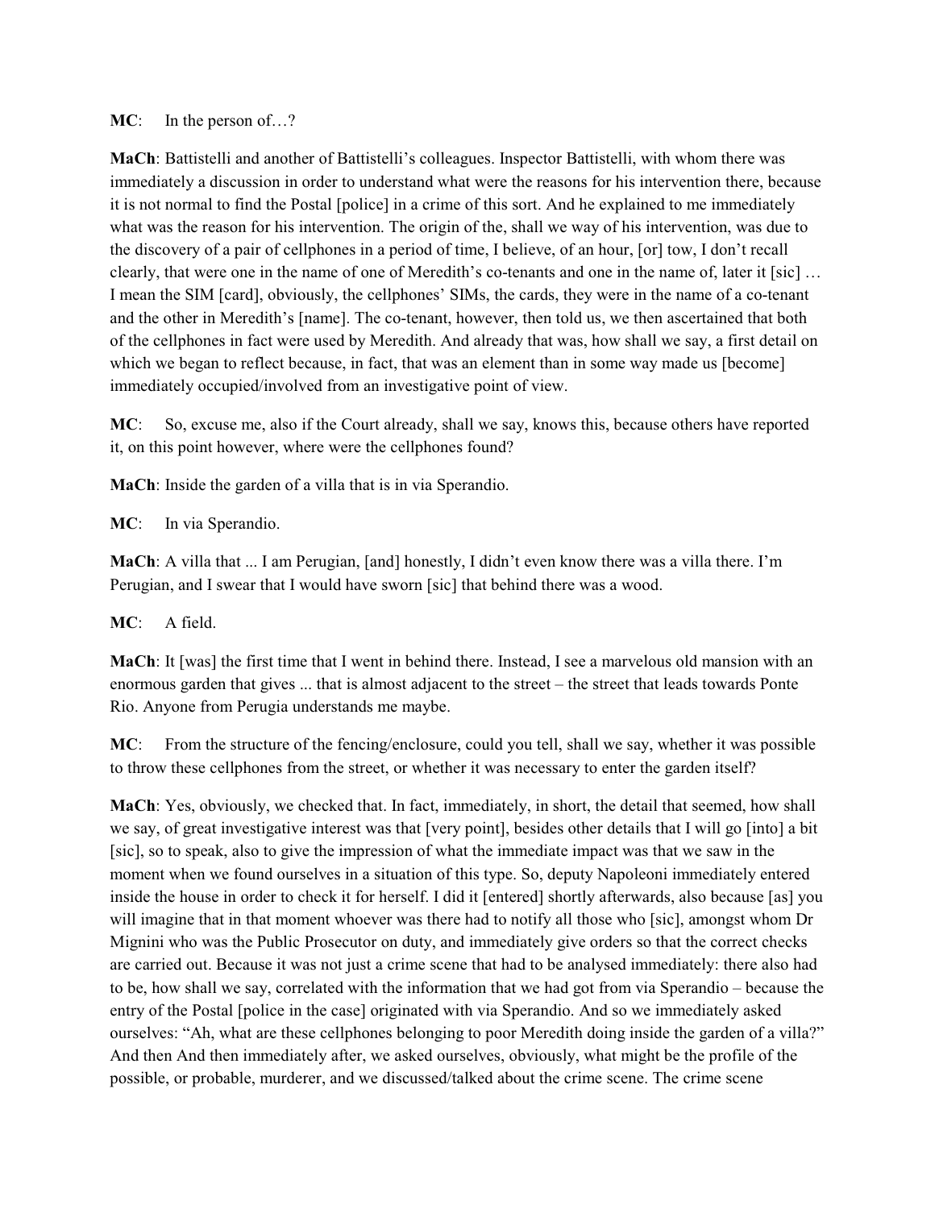**MC**: In the person of…?

**MaCh**: Battistelli and another of Battistelli's colleagues. Inspector Battistelli, with whom there was immediately a discussion in order to understand what were the reasons for his intervention there, because it is not normal to find the Postal [police] in a crime of this sort. And he explained to me immediately what was the reason for his intervention. The origin of the, shall we way of his intervention, was due to the discovery of a pair of cellphones in a period of time, I believe, of an hour, [or] tow, I don't recall clearly, that were one in the name of one of Meredith's co-tenants and one in the name of, later it [sic] … I mean the SIM [card], obviously, the cellphones' SIMs, the cards, they were in the name of a co-tenant and the other in Meredith's [name]. The co-tenant, however, then told us, we then ascertained that both of the cellphones in fact were used by Meredith. And already that was, how shall we say, a first detail on which we began to reflect because, in fact, that was an element than in some way made us [become] immediately occupied/involved from an investigative point of view.

**MC**: So, excuse me, also if the Court already, shall we say, knows this, because others have reported it, on this point however, where were the cellphones found?

**MaCh**: Inside the garden of a villa that is in via Sperandio.

**MC**: In via Sperandio.

**MaCh**: A villa that ... I am Perugian, [and] honestly, I didn't even know there was a villa there. I'm Perugian, and I swear that I would have sworn [sic] that behind there was a wood.

**MC**: A field.

**MaCh**: It [was] the first time that I went in behind there. Instead, I see a marvelous old mansion with an enormous garden that gives ... that is almost adjacent to the street – the street that leads towards Ponte Rio. Anyone from Perugia understands me maybe.

**MC**: From the structure of the fencing/enclosure, could you tell, shall we say, whether it was possible to throw these cellphones from the street, or whether it was necessary to enter the garden itself?

**MaCh**: Yes, obviously, we checked that. In fact, immediately, in short, the detail that seemed, how shall we say, of great investigative interest was that [very point], besides other details that I will go [into] a bit [sic], so to speak, also to give the impression of what the immediate impact was that we saw in the moment when we found ourselves in a situation of this type. So, deputy Napoleoni immediately entered inside the house in order to check it for herself. I did it [entered] shortly afterwards, also because [as] you will imagine that in that moment whoever was there had to notify all those who [sic], amongst whom Dr Mignini who was the Public Prosecutor on duty, and immediately give orders so that the correct checks are carried out. Because it was not just a crime scene that had to be analysed immediately: there also had to be, how shall we say, correlated with the information that we had got from via Sperandio – because the entry of the Postal [police in the case] originated with via Sperandio. And so we immediately asked ourselves: "Ah, what are these cellphones belonging to poor Meredith doing inside the garden of a villa?" And then And then immediately after, we asked ourselves, obviously, what might be the profile of the possible, or probable, murderer, and we discussed/talked about the crime scene. The crime scene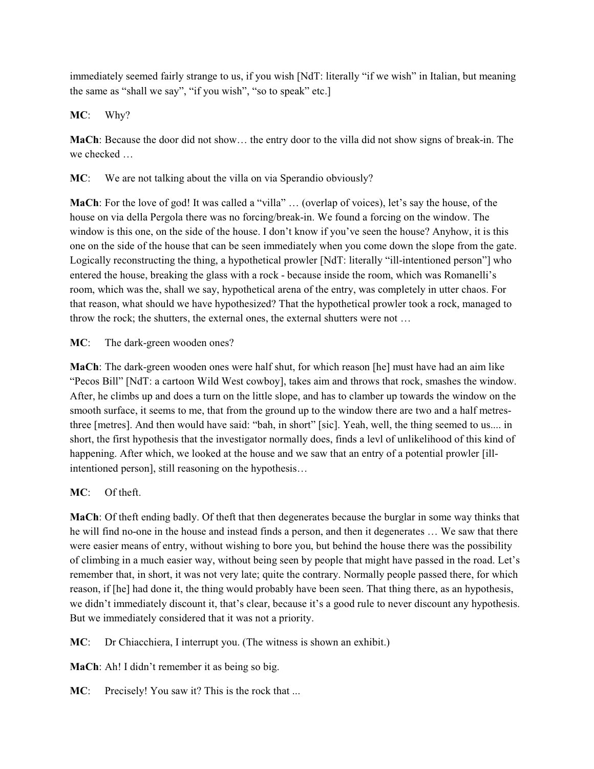immediately seemed fairly strange to us, if you wish [NdT: literally "if we wish" in Italian, but meaning the same as "shall we say", "if you wish", "so to speak" etc.]

**MC**: Why?

**MaCh**: Because the door did not show… the entry door to the villa did not show signs of break-in. The we checked …

**MC**: We are not talking about the villa on via Sperandio obviously?

**MaCh**: For the love of god! It was called a "villa" … (overlap of voices), let's say the house, of the house on via della Pergola there was no forcing/break-in. We found a forcing on the window. The window is this one, on the side of the house. I don't know if you've seen the house? Anyhow, it is this one on the side of the house that can be seen immediately when you come down the slope from the gate. Logically reconstructing the thing, a hypothetical prowler [NdT: literally "ill-intentioned person"] who entered the house, breaking the glass with a rock - because inside the room, which was Romanelli's room, which was the, shall we say, hypothetical arena of the entry, was completely in utter chaos. For that reason, what should we have hypothesized? That the hypothetical prowler took a rock, managed to throw the rock; the shutters, the external ones, the external shutters were not …

**MC**: The dark-green wooden ones?

**MaCh**: The dark-green wooden ones were half shut, for which reason [he] must have had an aim like "Pecos Bill" [NdT: a cartoon Wild West cowboy], takes aim and throws that rock, smashes the window. After, he climbs up and does a turn on the little slope, and has to clamber up towards the window on the smooth surface, it seems to me, that from the ground up to the window there are two and a half metres- three [metres]. And then would have said: "bah, in short" [sic]. Yeah, well, the thing seemed to us.... in short, the first hypothesis that the investigator normally does, finds a levl of unlikelihood of this kind of happening. After which, we looked at the house and we saw that an entry of a potential prowler [ill-intentioned person], still reasoning on the hypothesis…

**MC**: Of theft.

**MaCh**: Of theft ending badly. Of theft that then degenerates because the burglar in some way thinks that he will find no-one in the house and instead finds a person, and then it degenerates … We saw that there were easier means of entry, without wishing to bore you, but behind the house there was the possibility of climbing in a much easier way, without being seen by people that might have passed in the road. Let's remember that, in short, it was not very late; quite the contrary. Normally people passed there, for which reason, if [he] had done it, the thing would probably have been seen. That thing there, as an hypothesis, we didn't immediately discount it, that's clear, because it's a good rule to never discount any hypothesis. But we immediately considered that it was not a priority.

**MC**: Dr Chiacchiera, I interrupt you. (The witness is shown an exhibit.)

**MaCh**: Ah! I didn't remember it as being so big.

**MC**: Precisely! You saw it? This is the rock that ...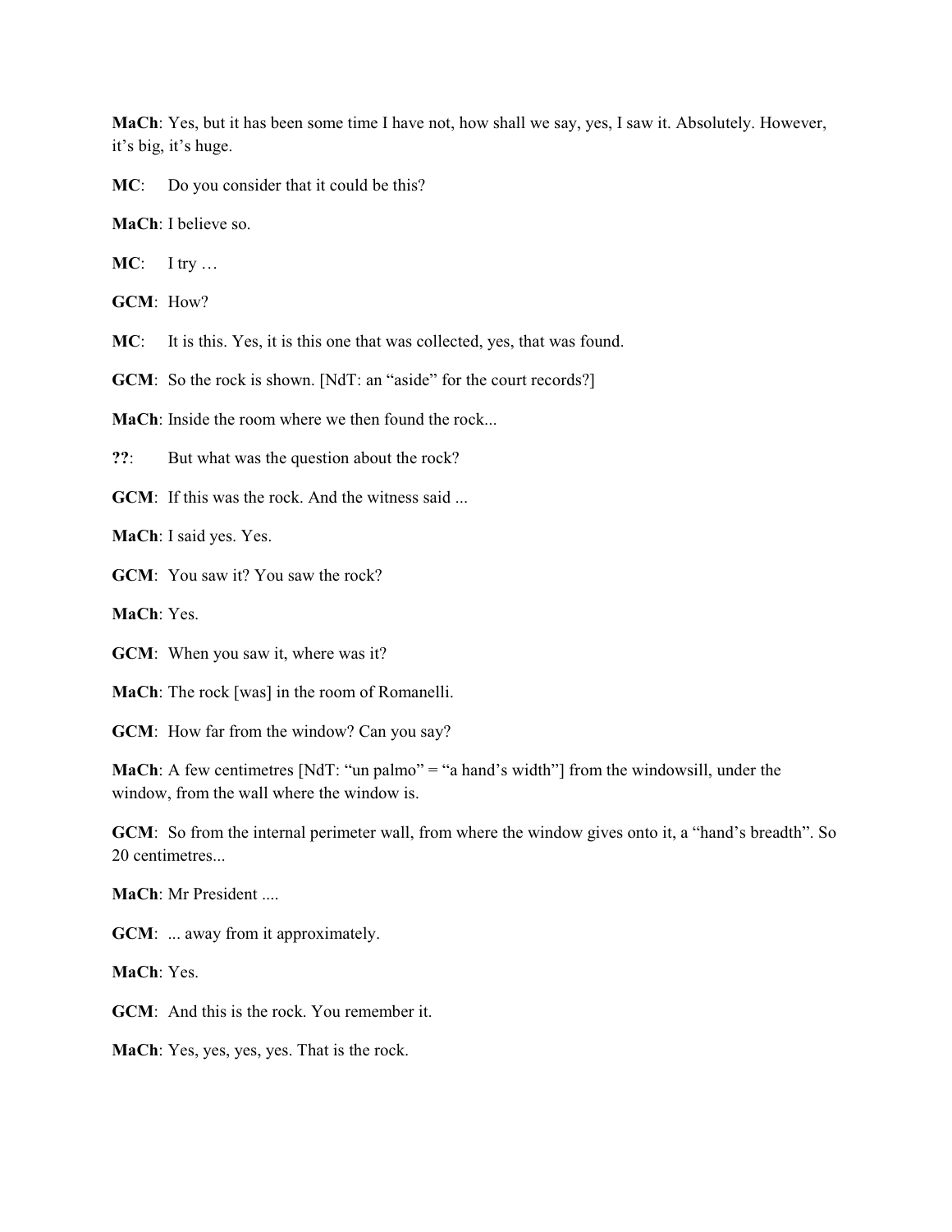**MaCh**: Yes, but it has been some time I have not, how shall we say, yes, I saw it. Absolutely. However, it's big, it's huge.

**MC**: Do you consider that it could be this?

**MaCh**: I believe so.

**MC**: I try …

**GCM**: How?

**MC**: It is this. Yes, it is this one that was collected, yes, that was found.

**GCM**: So the rock is shown. [NdT: an "aside" for the court records?]

**MaCh**: Inside the room where we then found the rock...

**??**: But what was the question about the rock?

**GCM**: If this was the rock. And the witness said ...

**MaCh**: I said yes. Yes.

**GCM**: You saw it? You saw the rock?

**MaCh**: Yes.

**GCM**: When you saw it, where was it?

**MaCh**: The rock [was] in the room of Romanelli.

**GCM**: How far from the window? Can you say?

**MaCh**: A few centimetres [NdT: "un palmo" = "a hand's width"] from the windowsill, under the window, from the wall where the window is.

**GCM**: So from the internal perimeter wall, from where the window gives onto it, a "hand's breadth". So 20 centimetres...

**MaCh**: Mr President ....

**GCM**: ... away from it approximately.

**MaCh**: Yes.

**GCM**: And this is the rock. You remember it.

**MaCh**: Yes, yes, yes, yes. That is the rock.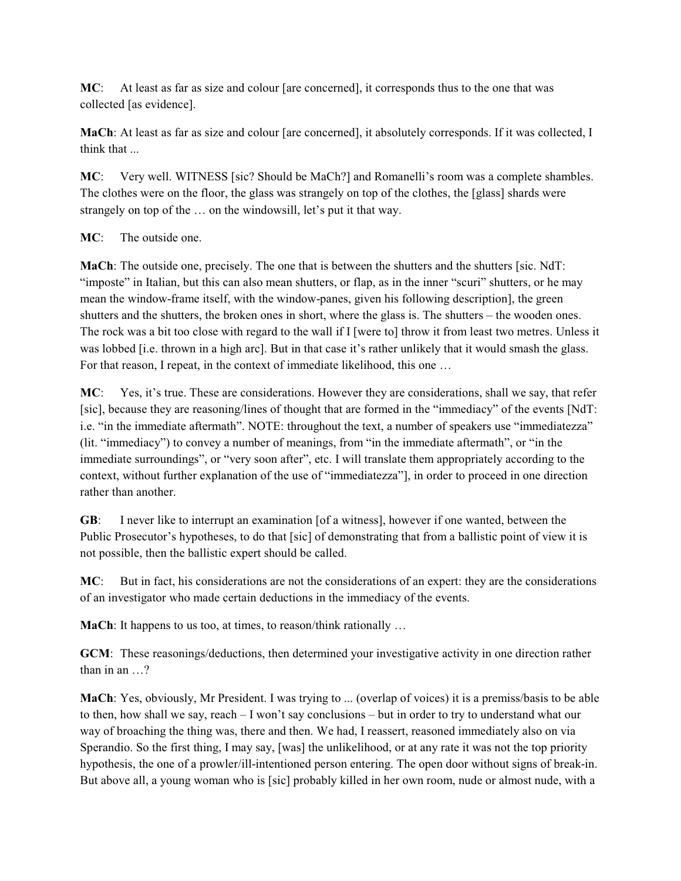**MC**: At least as far as size and colour [are concerned], it corresponds thus to the one that was collected [as evidence].

**MaCh**: At least as far as size and colour [are concerned], it absolutely corresponds. If it was collected, I think that ...

**MC**: Very well. WITNESS [sic? Should be MaCh?] and Romanelli's room was a complete shambles. The clothes were on the floor, the glass was strangely on top of the clothes, the [glass] shards were strangely on top of the … on the windowsill, let's put it that way.

**MC**: The outside one.

**MaCh**: The outside one, precisely. The one that is between the shutters and the shutters [sic. NdT: "imposte" in Italian, but this can also mean shutters, or flap, as in the inner "scuri" shutters, or he may mean the window-frame itself, with the window-panes, given his following description], the green shutters and the shutters, the broken ones in short, where the glass is. The shutters – the wooden ones. The rock was a bit too close with regard to the wall if I [were to] throw it from least two metres. Unless it was lobbed [i.e. thrown in a high arc]. But in that case it's rather unlikely that it would smash the glass. For that reason, I repeat, in the context of immediate likelihood, this one …

**MC**: Yes, it's true. These are considerations. However they are considerations, shall we say, that refer [sic], because they are reasoning/lines of thought that are formed in the "immediacy" of the events [NdT: i.e. "in the immediate aftermath". NOTE: throughout the text, a number of speakers use "immediatezza" (lit. "immediacy") to convey a number of meanings, from "in the immediate aftermath", or "in the immediate surroundings", or "very soon after", etc. I will translate them appropriately according to the context, without further explanation of the use of "immediatezza"], in order to proceed in one direction rather than another.

**GB**: I never like to interrupt an examination [of a witness], however if one wanted, between the Public Prosecutor's hypotheses, to do that [sic] of demonstrating that from a ballistic point of view it is not possible, then the ballistic expert should be called.

**MC**: But in fact, his considerations are not the considerations of an expert: they are the considerations of an investigator who made certain deductions in the immediacy of the events.

**MaCh**: It happens to us too, at times, to reason/think rationally …

**GCM**: These reasonings/deductions, then determined your investigative activity in one direction rather than in an …?

**MaCh**: Yes, obviously, Mr President. I was trying to ... (overlap of voices) it is a premiss/basis to be able to then, how shall we say, reach – I won't say conclusions – but in order to try to understand what our way of broaching the thing was, there and then. We had, I reassert, reasoned immediately also on via Sperandio. So the first thing, I may say, [was] the unlikelihood, or at any rate it was not the top priority hypothesis, the one of a prowler/ill-intentioned person entering. The open door without signs of break-in. But above all, a young woman who is [sic] probably killed in her own room, nude or almost nude, with a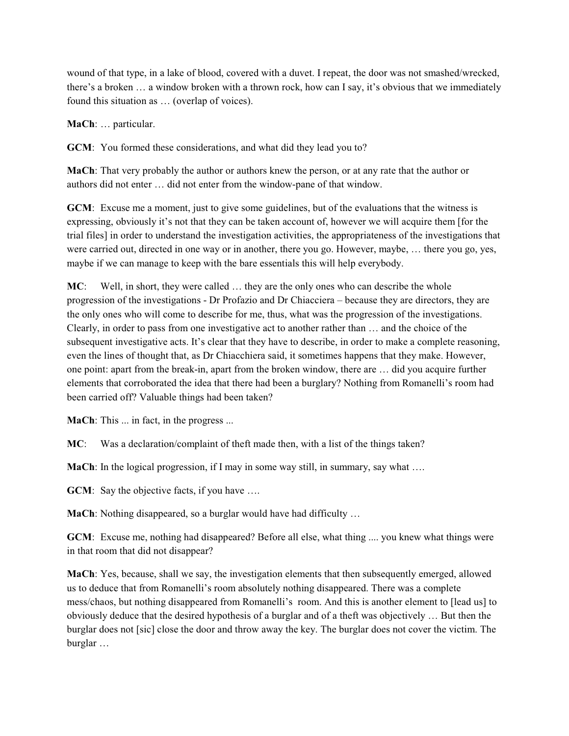wound of that type, in a lake of blood, covered with a duvet. I repeat, the door was not smashed/wrecked, there's a broken … a window broken with a thrown rock, how can I say, it's obvious that we immediately found this situation as … (overlap of voices).

**MaCh**: … particular.

**GCM**: You formed these considerations, and what did they lead you to?

**MaCh**: That very probably the author or authors knew the person, or at any rate that the author or authors did not enter … did not enter from the window-pane of that window.

**GCM**: Excuse me a moment, just to give some guidelines, but of the evaluations that the witness is expressing, obviously it's not that they can be taken account of, however we will acquire them [for the trial files] in order to understand the investigation activities, the appropriateness of the investigations that were carried out, directed in one way or in another, there you go. However, maybe, … there you go, yes, maybe if we can manage to keep with the bare essentials this will help everybody.

**MC**: Well, in short, they were called … they are the only ones who can describe the whole progression of the investigations - Dr Profazio and Dr Chiacciera – because they are directors, they are the only ones who will come to describe for me, thus, what was the progression of the investigations. Clearly, in order to pass from one investigative act to another rather than … and the choice of the subsequent investigative acts. It's clear that they have to describe, in order to make a complete reasoning, even the lines of thought that, as Dr Chiacchiera said, it sometimes happens that they make. However, one point: apart from the break-in, apart from the broken window, there are … did you acquire further elements that corroborated the idea that there had been a burglary? Nothing from Romanelli's room had been carried off? Valuable things had been taken?

**MaCh**: This ... in fact, in the progress ...

**MC**: Was a declaration/complaint of theft made then, with a list of the things taken?

**MaCh**: In the logical progression, if I may in some way still, in summary, say what ….

**GCM**: Say the objective facts, if you have ….

**MaCh**: Nothing disappeared, so a burglar would have had difficulty …

**GCM**: Excuse me, nothing had disappeared? Before all else, what thing .... you knew what things were in that room that did not disappear?

**MaCh**: Yes, because, shall we say, the investigation elements that then subsequently emerged, allowed us to deduce that from Romanelli's room absolutely nothing disappeared. There was a complete mess/chaos, but nothing disappeared from Romanelli's room. And this is another element to [lead us] to obviously deduce that the desired hypothesis of a burglar and of a theft was objectively … But then the burglar does not [sic] close the door and throw away the key. The burglar does not cover the victim. The burglar …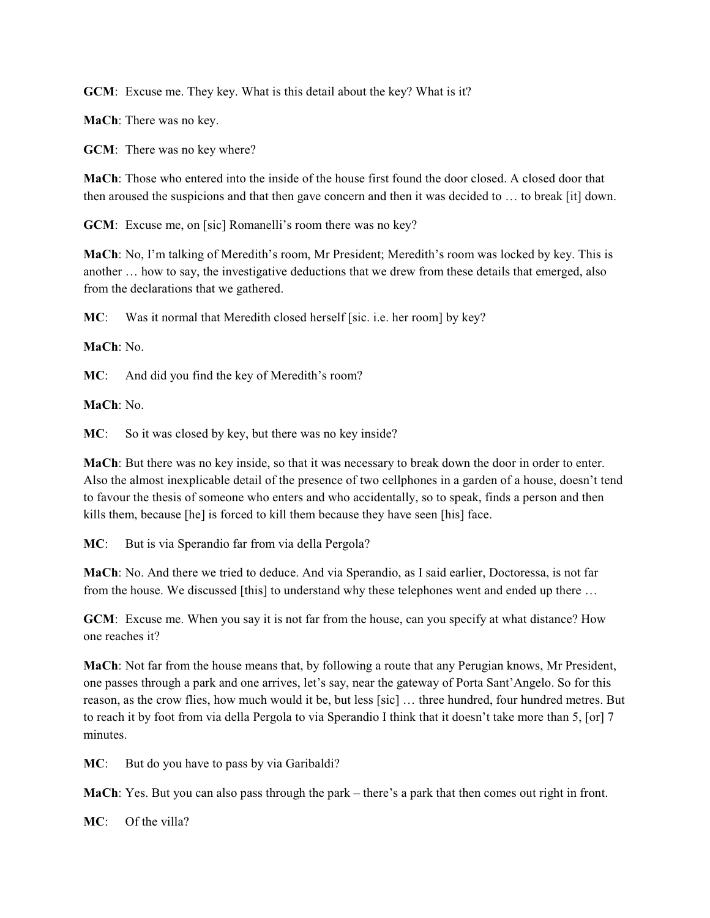**GCM**: Excuse me. They key. What is this detail about the key? What is it?

**MaCh**: There was no key.

**GCM**: There was no key where?

**MaCh**: Those who entered into the inside of the house first found the door closed. A closed door that then aroused the suspicions and that then gave concern and then it was decided to … to break [it] down.

**GCM**: Excuse me, on [sic] Romanelli's room there was no key?

**MaCh**: No, I'm talking of Meredith's room, Mr President; Meredith's room was locked by key. This is another … how to say, the investigative deductions that we drew from these details that emerged, also from the declarations that we gathered.

**MC**: Was it normal that Meredith closed herself [sic. i.e. her room] by key?

**MaCh**: No.

**MC**: And did you find the key of Meredith's room?

**MaCh**: No.

**MC**: So it was closed by key, but there was no key inside?

**MaCh**: But there was no key inside, so that it was necessary to break down the door in order to enter. Also the almost inexplicable detail of the presence of two cellphones in a garden of a house, doesn't tend to favour the thesis of someone who enters and who accidentally, so to speak, finds a person and then kills them, because [he] is forced to kill them because they have seen [his] face.

**MC**: But is via Sperandio far from via della Pergola?

**MaCh**: No. And there we tried to deduce. And via Sperandio, as I said earlier, Doctoressa, is not far from the house. We discussed [this] to understand why these telephones went and ended up there …

**GCM**: Excuse me. When you say it is not far from the house, can you specify at what distance? How one reaches it?

**MaCh**: Not far from the house means that, by following a route that any Perugian knows, Mr President, one passes through a park and one arrives, let's say, near the gateway of Porta Sant'Angelo. So for this reason, as the crow flies, how much would it be, but less [sic] … three hundred, four hundred metres. But to reach it by foot from via della Pergola to via Sperandio I think that it doesn't take more than 5, [or] 7 minutes.

**MC**: But do you have to pass by via Garibaldi?

**MaCh**: Yes. But you can also pass through the park – there's a park that then comes out right in front.

**MC**: Of the villa?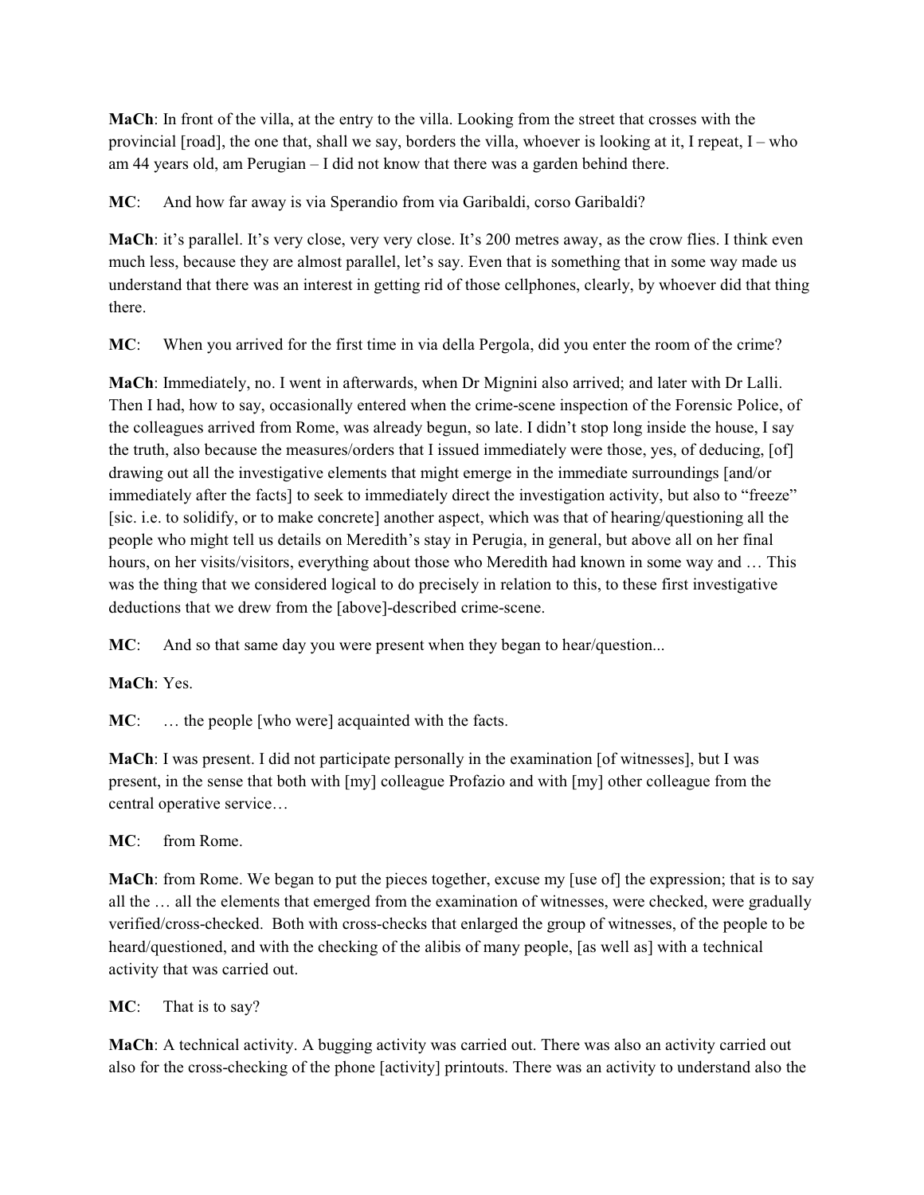**MaCh**: In front of the villa, at the entry to the villa. Looking from the street that crosses with the provincial [road], the one that, shall we say, borders the villa, whoever is looking at it, I repeat, I – who am 44 years old, am Perugian – I did not know that there was a garden behind there.

**MC**: And how far away is via Sperandio from via Garibaldi, corso Garibaldi?

**MaCh**: it's parallel. It's very close, very very close. It's 200 metres away, as the crow flies. I think even much less, because they are almost parallel, let's say. Even that is something that in some way made us understand that there was an interest in getting rid of those cellphones, clearly, by whoever did that thing there.

**MC**: When you arrived for the first time in via della Pergola, did you enter the room of the crime?

**MaCh**: Immediately, no. I went in afterwards, when Dr Mignini also arrived; and later with Dr Lalli. Then I had, how to say, occasionally entered when the crime-scene inspection of the Forensic Police, of the colleagues arrived from Rome, was already begun, so late. I didn't stop long inside the house, I say the truth, also because the measures/orders that I issued immediately were those, yes, of deducing, [of] drawing out all the investigative elements that might emerge in the immediate surroundings [and/or immediately after the facts] to seek to immediately direct the investigation activity, but also to "freeze" [sic. i.e. to solidify, or to make concrete] another aspect, which was that of hearing/questioning all the people who might tell us details on Meredith's stay in Perugia, in general, but above all on her final hours, on her visits/visitors, everything about those who Meredith had known in some way and … This was the thing that we considered logical to do precisely in relation to this, to these first investigative deductions that we drew from the [above]-described crime-scene.

**MC**: And so that same day you were present when they began to hear/question...

**MaCh**: Yes.

**MC**: … the people [who were] acquainted with the facts.

**MaCh**: I was present. I did not participate personally in the examination [of witnesses], but I was present, in the sense that both with [my] colleague Profazio and with [my] other colleague from the central operative service…

**MC**: from Rome.

**MaCh**: from Rome. We began to put the pieces together, excuse my [use of] the expression; that is to say all the … all the elements that emerged from the examination of witnesses, were checked, were gradually verified/cross-checked. Both with cross-checks that enlarged the group of witnesses, of the people to be heard/questioned, and with the checking of the alibis of many people, [as well as] with a technical activity that was carried out.

**MC**: That is to say?

**MaCh**: A technical activity. A bugging activity was carried out. There was also an activity carried out also for the cross-checking of the phone [activity] printouts. There was an activity to understand also the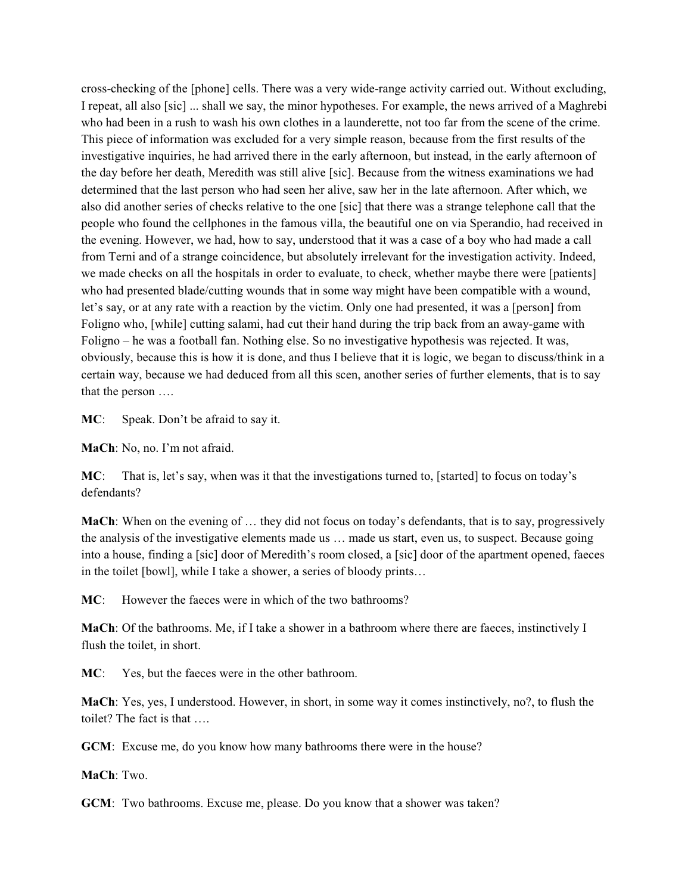cross-checking of the [phone] cells. There was a very wide-range activity carried out. Without excluding, I repeat, all also [sic] ... shall we say, the minor hypotheses. For example, the news arrived of a Maghrebi who had been in a rush to wash his own clothes in a launderette, not too far from the scene of the crime. This piece of information was excluded for a very simple reason, because from the first results of the investigative inquiries, he had arrived there in the early afternoon, but instead, in the early afternoon of the day before her death, Meredith was still alive [sic]. Because from the witness examinations we had determined that the last person who had seen her alive, saw her in the late afternoon. After which, we also did another series of checks relative to the one [sic] that there was a strange telephone call that the people who found the cellphones in the famous villa, the beautiful one on via Sperandio, had received in the evening. However, we had, how to say, understood that it was a case of a boy who had made a call from Terni and of a strange coincidence, but absolutely irrelevant for the investigation activity. Indeed, we made checks on all the hospitals in order to evaluate, to check, whether maybe there were [patients] who had presented blade/cutting wounds that in some way might have been compatible with a wound, let's say, or at any rate with a reaction by the victim. Only one had presented, it was a [person] from Foligno who, [while] cutting salami, had cut their hand during the trip back from an away-game with Foligno – he was a football fan. Nothing else. So no investigative hypothesis was rejected. It was, obviously, because this is how it is done, and thus I believe that it is logic, we began to discuss/think in a certain way, because we had deduced from all this scen, another series of further elements, that is to say that the person ….

**MC**: Speak. Don't be afraid to say it.

**MaCh**: No, no. I'm not afraid.

**MC**: That is, let's say, when was it that the investigations turned to, [started] to focus on today's defendants?

**MaCh**: When on the evening of … they did not focus on today's defendants, that is to say, progressively the analysis of the investigative elements made us … made us start, even us, to suspect. Because going into a house, finding a [sic] door of Meredith's room closed, a [sic] door of the apartment opened, faeces in the toilet [bowl], while I take a shower, a series of bloody prints…

**MC**: However the faeces were in which of the two bathrooms?

**MaCh**: Of the bathrooms. Me, if I take a shower in a bathroom where there are faeces, instinctively I flush the toilet, in short.

**MC**: Yes, but the faeces were in the other bathroom.

**MaCh**: Yes, yes, I understood. However, in short, in some way it comes instinctively, no?, to flush the toilet? The fact is that ….

**GCM**: Excuse me, do you know how many bathrooms there were in the house?

**MaCh**: Two.

**GCM**: Two bathrooms. Excuse me, please. Do you know that a shower was taken?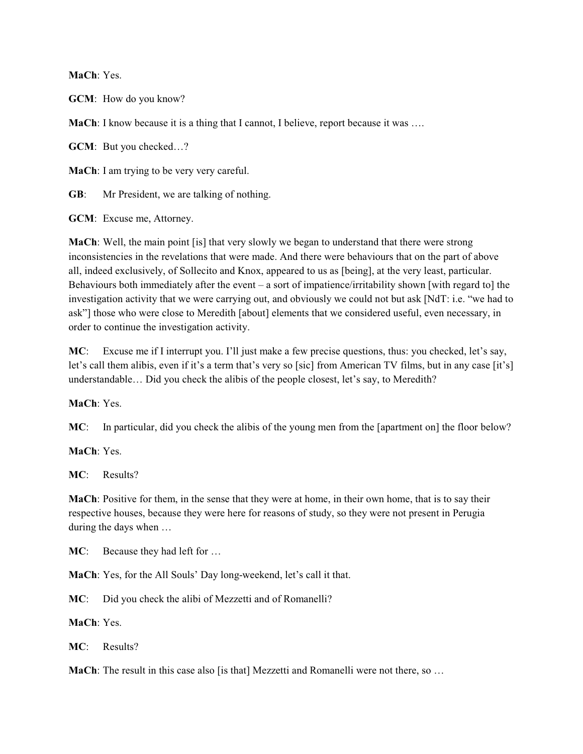**MaCh**: Yes.

**GCM**: How do you know?

**MaCh**: I know because it is a thing that I cannot, I believe, report because it was ….

**GCM**: But you checked…?

**MaCh**: I am trying to be very very careful.

**GB**: Mr President, we are talking of nothing.

**GCM**: Excuse me, Attorney.

**MaCh**: Well, the main point [is] that very slowly we began to understand that there were strong inconsistencies in the revelations that were made. And there were behaviours that on the part of above all, indeed exclusively, of Sollecito and Knox, appeared to us as [being], at the very least, particular. Behaviours both immediately after the event – a sort of impatience/irritability shown [with regard to] the investigation activity that we were carrying out, and obviously we could not but ask [NdT: i.e. "we had to ask"] those who were close to Meredith [about] elements that we considered useful, even necessary, in order to continue the investigation activity.

**MC**: Excuse me if I interrupt you. I'll just make a few precise questions, thus: you checked, let's say, let's call them alibis, even if it's a term that's very so [sic] from American TV films, but in any case [it's] understandable… Did you check the alibis of the people closest, let's say, to Meredith?

**MaCh**: Yes.

**MC**: In particular, did you check the alibis of the young men from the [apartment on] the floor below?

**MaCh**: Yes.

**MC**: Results?

**MaCh**: Positive for them, in the sense that they were at home, in their own home, that is to say their respective houses, because they were here for reasons of study, so they were not present in Perugia during the days when …

**MC**: Because they had left for …

**MaCh**: Yes, for the All Souls' Day long-weekend, let's call it that.

**MC**: Did you check the alibi of Mezzetti and of Romanelli?

**MaCh**: Yes.

**MC**: Results?

**MaCh**: The result in this case also [is that] Mezzetti and Romanelli were not there, so …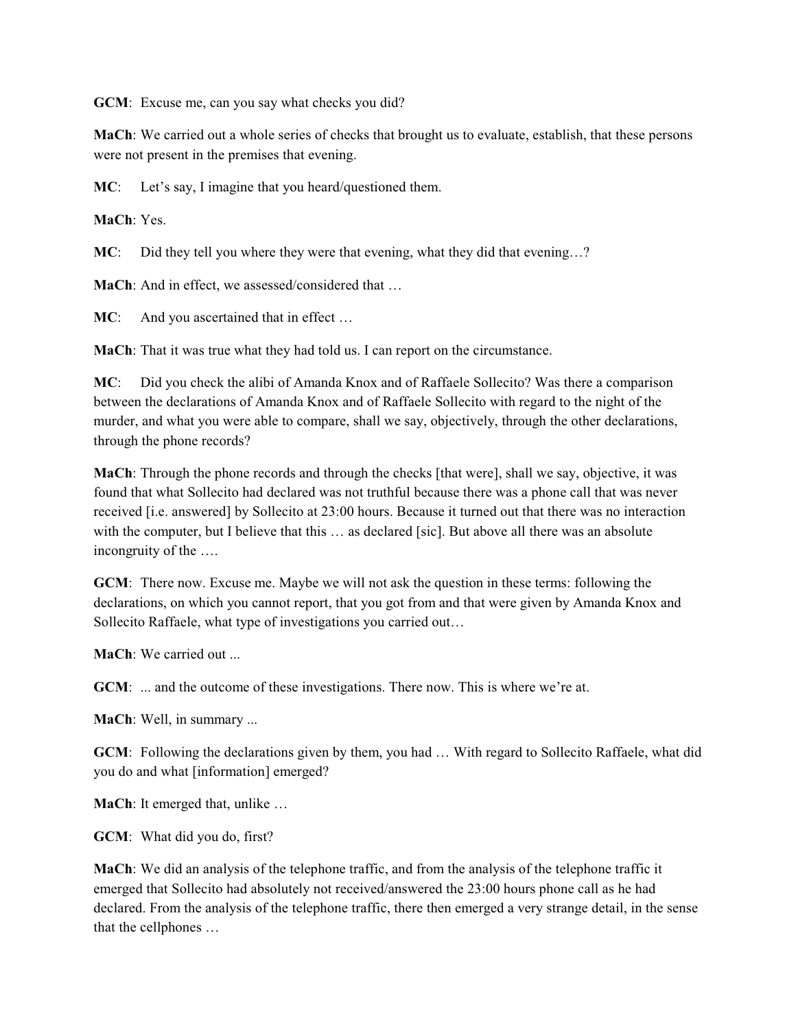**GCM**: Excuse me, can you say what checks you did?

**MaCh**: We carried out a whole series of checks that brought us to evaluate, establish, that these persons were not present in the premises that evening.

**MC**: Let's say, I imagine that you heard/questioned them.

**MaCh**: Yes.

**MC**: Did they tell you where they were that evening, what they did that evening…?

**MaCh**: And in effect, we assessed/considered that …

**MC**: And you ascertained that in effect …

**MaCh**: That it was true what they had told us. I can report on the circumstance.

**MC**: Did you check the alibi of Amanda Knox and of Raffaele Sollecito? Was there a comparison between the declarations of Amanda Knox and of Raffaele Sollecito with regard to the night of the murder, and what you were able to compare, shall we say, objectively, through the other declarations, through the phone records?

**MaCh**: Through the phone records and through the checks [that were], shall we say, objective, it was found that what Sollecito had declared was not truthful because there was a phone call that was never received [i.e. answered] by Sollecito at 23:00 hours. Because it turned out that there was no interaction with the computer, but I believe that this … as declared [sic]. But above all there was an absolute incongruity of the ….

**GCM**: There now. Excuse me. Maybe we will not ask the question in these terms: following the declarations, on which you cannot report, that you got from and that were given by Amanda Knox and Sollecito Raffaele, what type of investigations you carried out…

**MaCh**: We carried out ...

**GCM**: ... and the outcome of these investigations. There now. This is where we're at.

**MaCh**: Well, in summary ...

**GCM**: Following the declarations given by them, you had … With regard to Sollecito Raffaele, what did you do and what [information] emerged?

**MaCh**: It emerged that, unlike …

**GCM**: What did you do, first?

**MaCh**: We did an analysis of the telephone traffic, and from the analysis of the telephone traffic it emerged that Sollecito had absolutely not received/answered the 23:00 hours phone call as he had declared. From the analysis of the telephone traffic, there then emerged a very strange detail, in the sense that the cellphones …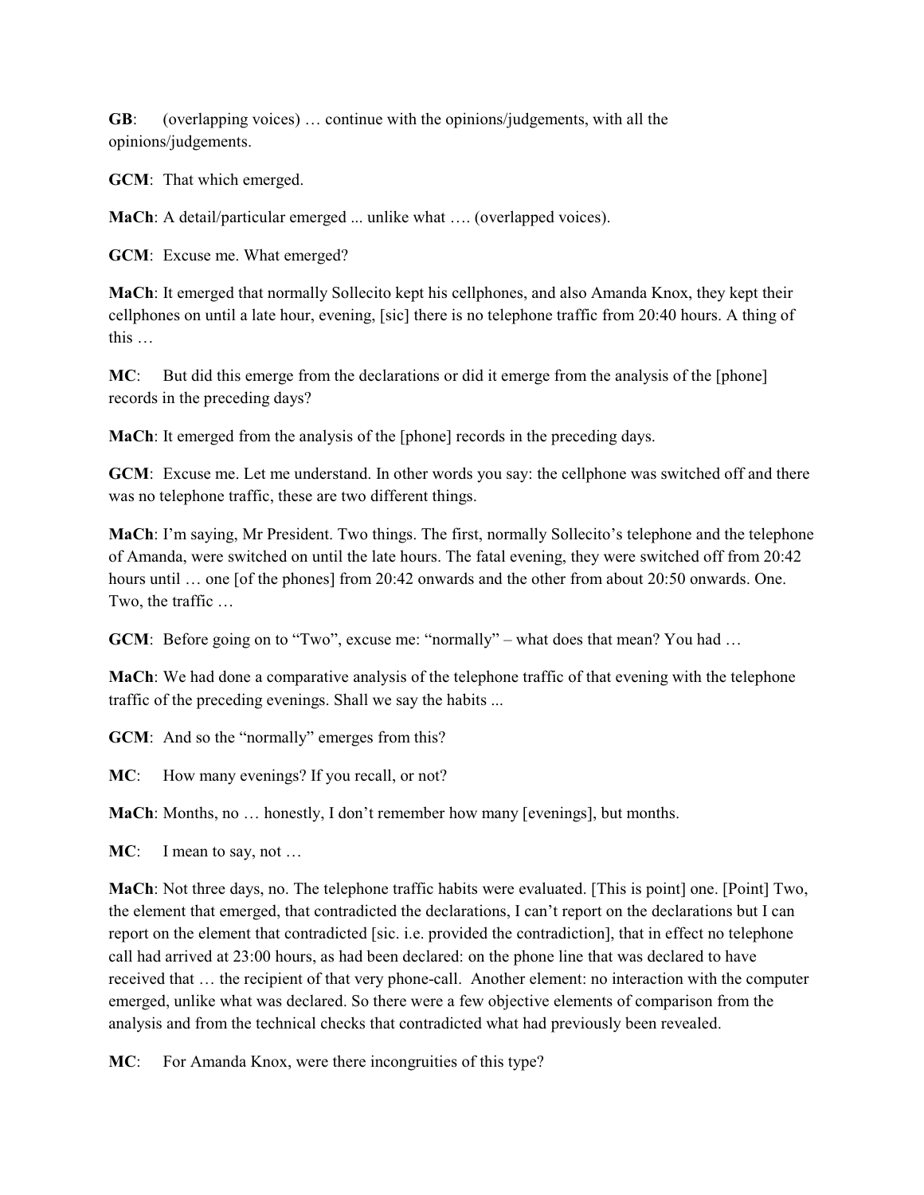**GB**: (overlapping voices) … continue with the opinions/judgements, with all the opinions/judgements.

**GCM**: That which emerged.

**MaCh**: A detail/particular emerged ... unlike what …. (overlapped voices).

**GCM**: Excuse me. What emerged?

**MaCh**: It emerged that normally Sollecito kept his cellphones, and also Amanda Knox, they kept their cellphones on until a late hour, evening, [sic] there is no telephone traffic from 20:40 hours. A thing of this …

**MC**: But did this emerge from the declarations or did it emerge from the analysis of the [phone] records in the preceding days?

**MaCh**: It emerged from the analysis of the [phone] records in the preceding days.

**GCM**: Excuse me. Let me understand. In other words you say: the cellphone was switched off and there was no telephone traffic, these are two different things.

**MaCh**: I'm saying, Mr President. Two things. The first, normally Sollecito's telephone and the telephone of Amanda, were switched on until the late hours. The fatal evening, they were switched off from 20:42 hours until … one [of the phones] from 20:42 onwards and the other from about 20:50 onwards. One. Two, the traffic …

**GCM**: Before going on to "Two", excuse me: "normally" – what does that mean? You had …

**MaCh**: We had done a comparative analysis of the telephone traffic of that evening with the telephone traffic of the preceding evenings. Shall we say the habits ...

**GCM**: And so the "normally" emerges from this?

**MC**: How many evenings? If you recall, or not?

**MaCh**: Months, no … honestly, I don't remember how many [evenings], but months.

**MC**: I mean to say, not …

**MaCh**: Not three days, no. The telephone traffic habits were evaluated. [This is point] one. [Point] Two, the element that emerged, that contradicted the declarations, I can't report on the declarations but I can report on the element that contradicted [sic. i.e. provided the contradiction], that in effect no telephone call had arrived at 23:00 hours, as had been declared: on the phone line that was declared to have received that … the recipient of that very phone-call. Another element: no interaction with the computer emerged, unlike what was declared. So there were a few objective elements of comparison from the analysis and from the technical checks that contradicted what had previously been revealed.

**MC**: For Amanda Knox, were there incongruities of this type?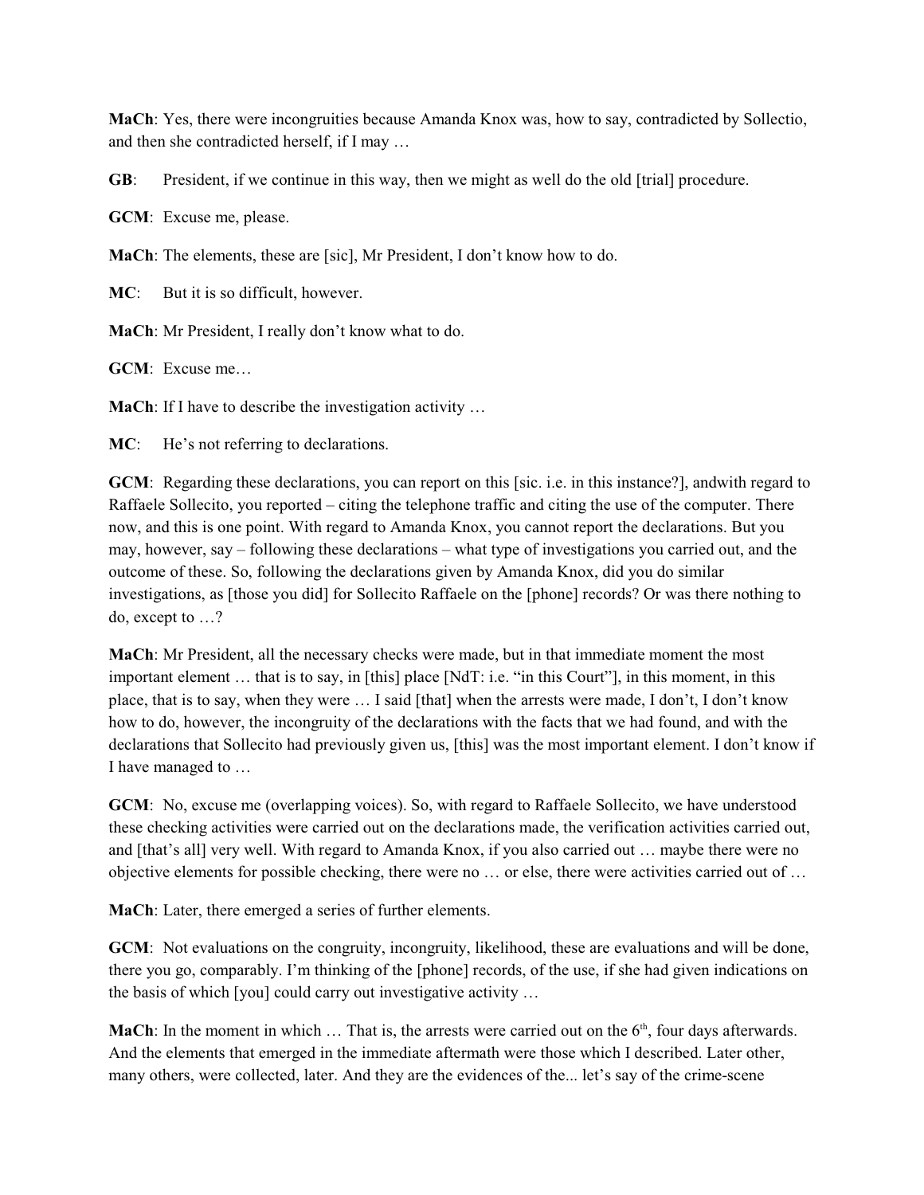**MaCh**: Yes, there were incongruities because Amanda Knox was, how to say, contradicted by Sollectio, and then she contradicted herself, if I may …

**GB**: President, if we continue in this way, then we might as well do the old [trial] procedure.

**GCM**: Excuse me, please.

**MaCh**: The elements, these are [sic], Mr President, I don't know how to do.

**MC**: But it is so difficult, however.

**MaCh**: Mr President, I really don't know what to do.

**GCM**: Excuse me…

**MaCh**: If I have to describe the investigation activity …

**MC**: He's not referring to declarations.

**GCM**: Regarding these declarations, you can report on this [sic. i.e. in this instance?], andwith regard to Raffaele Sollecito, you reported – citing the telephone traffic and citing the use of the computer. There now, and this is one point. With regard to Amanda Knox, you cannot report the declarations. But you may, however, say – following these declarations – what type of investigations you carried out, and the outcome of these. So, following the declarations given by Amanda Knox, did you do similar investigations, as [those you did] for Sollecito Raffaele on the [phone] records? Or was there nothing to do, except to …?

**MaCh**: Mr President, all the necessary checks were made, but in that immediate moment the most important element … that is to say, in [this] place [NdT: i.e. "in this Court"], in this moment, in this place, that is to say, when they were … I said [that] when the arrests were made, I don't, I don't know how to do, however, the incongruity of the declarations with the facts that we had found, and with the declarations that Sollecito had previously given us, [this] was the most important element. I don't know if I have managed to …

**GCM**: No, excuse me (overlapping voices). So, with regard to Raffaele Sollecito, we have understood these checking activities were carried out on the declarations made, the verification activities carried out, and [that's all] very well. With regard to Amanda Knox, if you also carried out … maybe there were no objective elements for possible checking, there were no … or else, there were activities carried out of …

**MaCh**: Later, there emerged a series of further elements.

**GCM**: Not evaluations on the congruity, incongruity, likelihood, these are evaluations and will be done, there you go, comparably. I'm thinking of the [phone] records, of the use, if she had given indications on the basis of which [you] could carry out investigative activity …

**MaCh**: In the moment in which … That is, the arrests were carried out on the 6th, four days afterwards. And the elements that emerged in the immediate aftermath were those which I described. Later other, many others, were collected, later. And they are the evidences of the... let's say of the crime-scene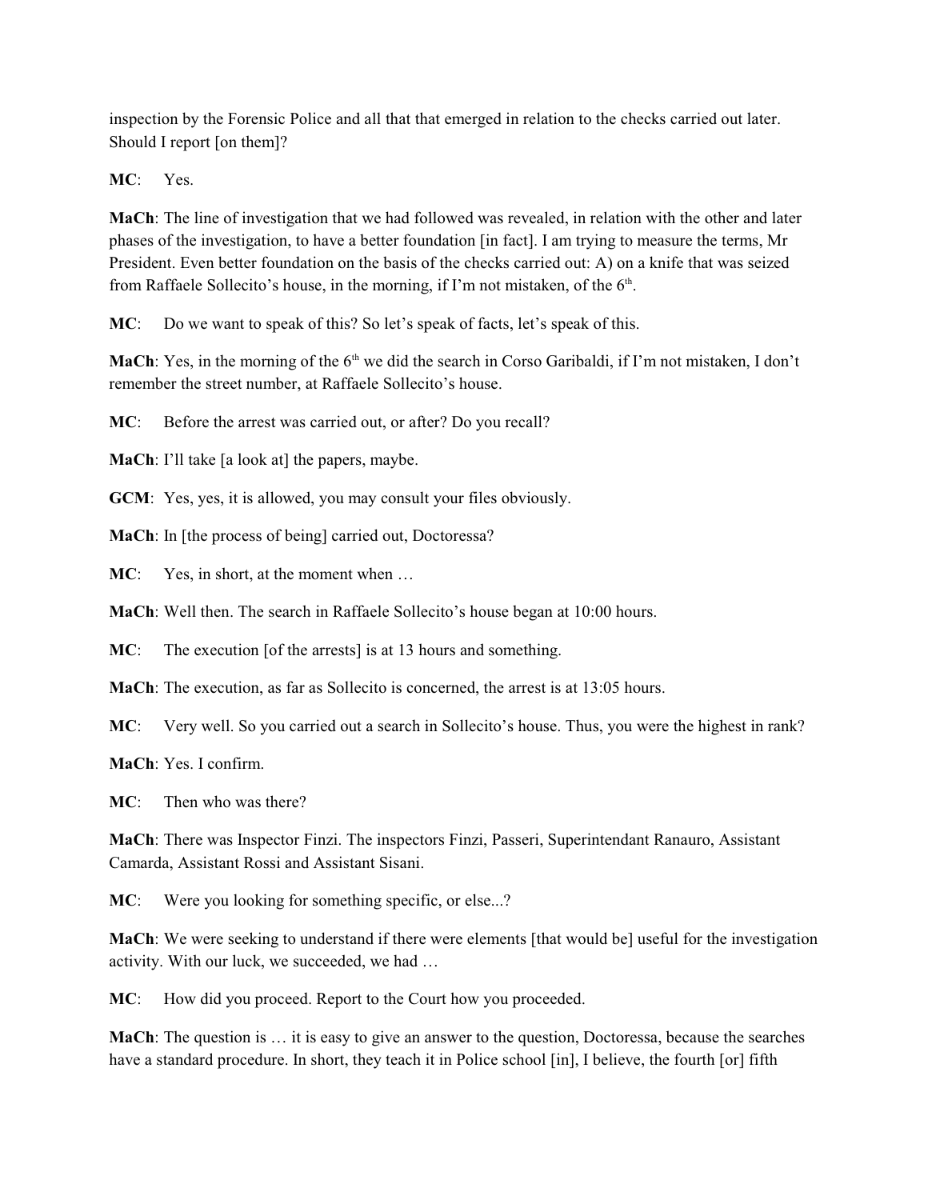inspection by the Forensic Police and all that that emerged in relation to the checks carried out later. Should I report [on them]?

**MC**: Yes.

**MaCh**: The line of investigation that we had followed was revealed, in relation with the other and later phases of the investigation, to have a better foundation [in fact]. I am trying to measure the terms, Mr President. Even better foundation on the basis of the checks carried out: A) on a knife that was seized from Raffaele Sollecito's house, in the morning, if I'm not mistaken, of the 6th.

**MC**: Do we want to speak of this? So let's speak of facts, let's speak of this.

**MaCh**: Yes, in the morning of the 6th we did the search in Corso Garibaldi, if I'm not mistaken, I don't remember the street number, at Raffaele Sollecito's house.

**MC**: Before the arrest was carried out, or after? Do you recall?

**MaCh**: I'll take [a look at] the papers, maybe.

**GCM**: Yes, yes, it is allowed, you may consult your files obviously.

**MaCh**: In [the process of being] carried out, Doctoressa?

**MC**: Yes, in short, at the moment when …

**MaCh**: Well then. The search in Raffaele Sollecito's house began at 10:00 hours.

**MC**: The execution [of the arrests] is at 13 hours and something.

**MaCh**: The execution, as far as Sollecito is concerned, the arrest is at 13:05 hours.

**MC**: Very well. So you carried out a search in Sollecito's house. Thus, you were the highest in rank?

**MaCh**: Yes. I confirm.

**MC**: Then who was there?

**MaCh**: There was Inspector Finzi. The inspectors Finzi, Passeri, Superintendant Ranauro, Assistant Camarda, Assistant Rossi and Assistant Sisani.

**MC**: Were you looking for something specific, or else...?

**MaCh**: We were seeking to understand if there were elements [that would be] useful for the investigation activity. With our luck, we succeeded, we had …

**MC**: How did you proceed. Report to the Court how you proceeded.

**MaCh**: The question is … it is easy to give an answer to the question, Doctoressa, because the searches have a standard procedure. In short, they teach it in Police school [in], I believe, the fourth [or] fifth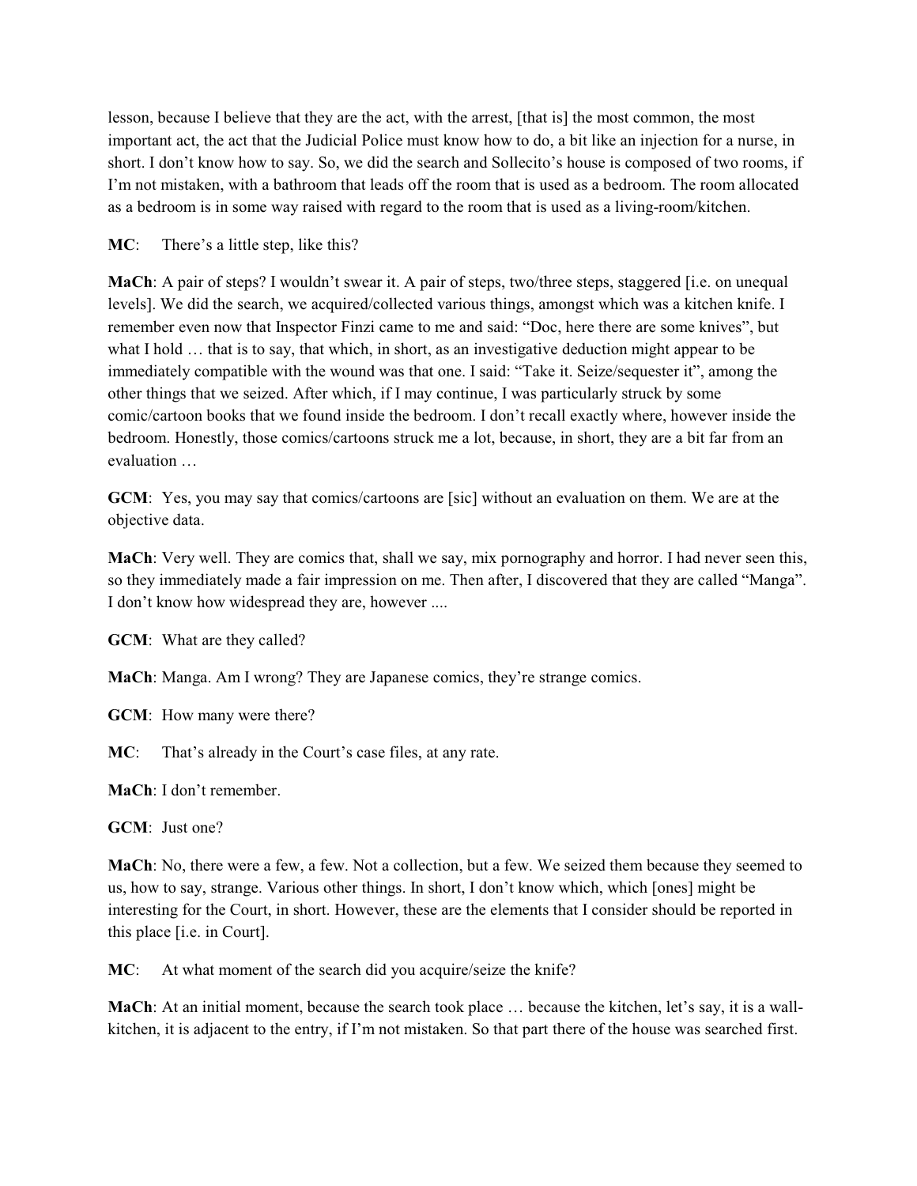lesson, because I believe that they are the act, with the arrest, [that is] the most common, the most important act, the act that the Judicial Police must know how to do, a bit like an injection for a nurse, in short. I don't know how to say. So, we did the search and Sollecito's house is composed of two rooms, if I'm not mistaken, with a bathroom that leads off the room that is used as a bedroom. The room allocated as a bedroom is in some way raised with regard to the room that is used as a living-room/kitchen.

**MC**: There's a little step, like this?

**MaCh**: A pair of steps? I wouldn't swear it. A pair of steps, two/three steps, staggered [i.e. on unequal levels]. We did the search, we acquired/collected various things, amongst which was a kitchen knife. I remember even now that Inspector Finzi came to me and said: "Doc, here there are some knives", but what I hold … that is to say, that which, in short, as an investigative deduction might appear to be immediately compatible with the wound was that one. I said: "Take it. Seize/sequester it", among the other things that we seized. After which, if I may continue, I was particularly struck by some comic/cartoon books that we found inside the bedroom. I don't recall exactly where, however inside the bedroom. Honestly, those comics/cartoons struck me a lot, because, in short, they are a bit far from an evaluation …

**GCM**: Yes, you may say that comics/cartoons are [sic] without an evaluation on them. We are at the objective data.

**MaCh**: Very well. They are comics that, shall we say, mix pornography and horror. I had never seen this, so they immediately made a fair impression on me. Then after, I discovered that they are called "Manga". I don't know how widespread they are, however ....

**GCM**: What are they called?

**MaCh**: Manga. Am I wrong? They are Japanese comics, they're strange comics.

**GCM**: How many were there?

**MC**: That's already in the Court's case files, at any rate.

**MaCh**: I don't remember.

**GCM**: Just one?

**MaCh**: No, there were a few, a few. Not a collection, but a few. We seized them because they seemed to us, how to say, strange. Various other things. In short, I don't know which, which [ones] might be interesting for the Court, in short. However, these are the elements that I consider should be reported in this place [i.e. in Court].

**MC**: At what moment of the search did you acquire/seize the knife?

**MaCh**: At an initial moment, because the search took place … because the kitchen, let's say, it is a wall-kitchen, it is adjacent to the entry, if I'm not mistaken. So that part there of the house was searched first.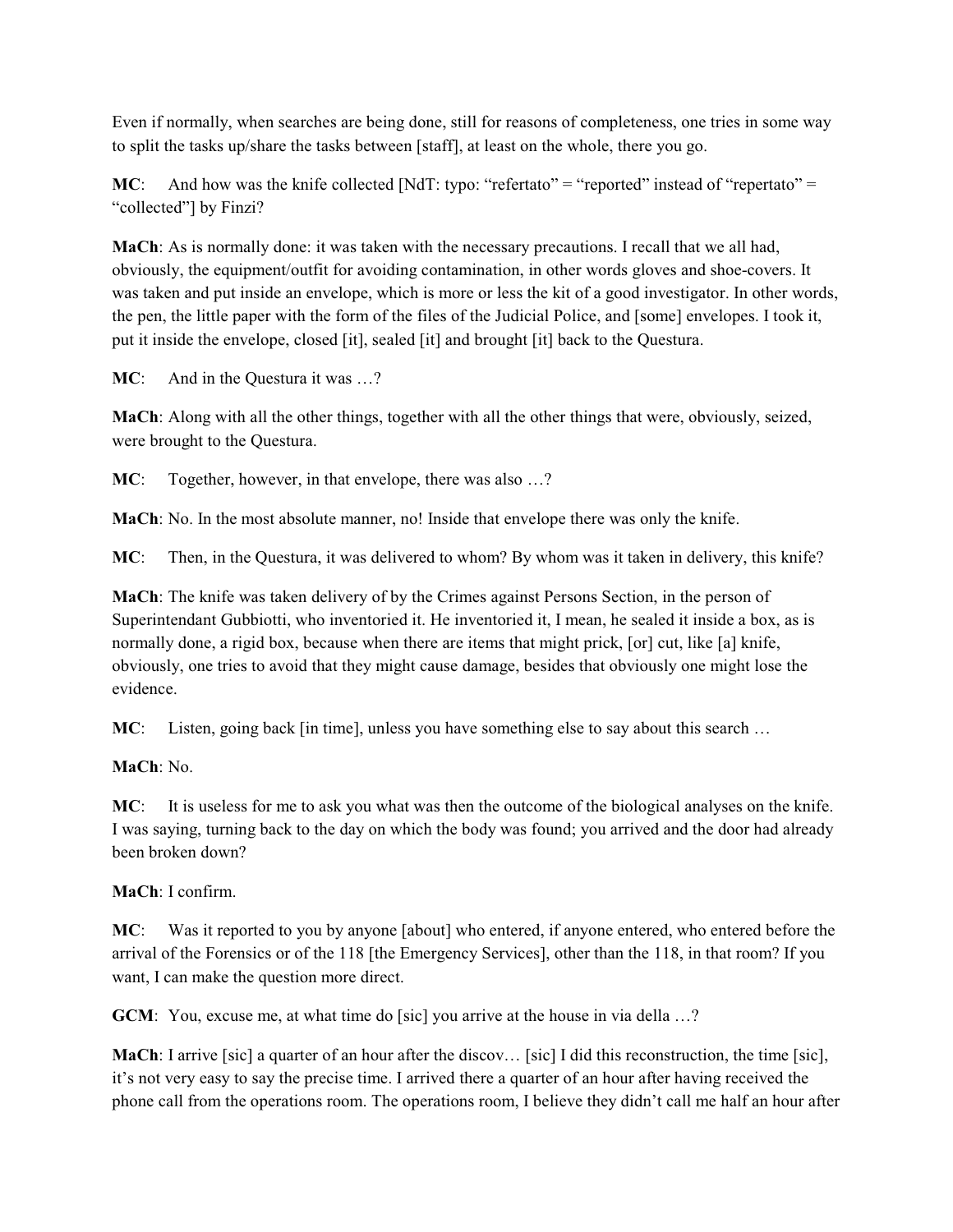Even if normally, when searches are being done, still for reasons of completeness, one tries in some way to split the tasks up/share the tasks between [staff], at least on the whole, there you go.

**MC**: And how was the knife collected [NdT: typo: "refertato" = "reported" instead of "repertato" = "collected"] by Finzi?

**MaCh**: As is normally done: it was taken with the necessary precautions. I recall that we all had, obviously, the equipment/outfit for avoiding contamination, in other words gloves and shoe-covers. It was taken and put inside an envelope, which is more or less the kit of a good investigator. In other words, the pen, the little paper with the form of the files of the Judicial Police, and [some] envelopes. I took it, put it inside the envelope, closed [it], sealed [it] and brought [it] back to the Questura.

**MC**: And in the Questura it was …?

**MaCh**: Along with all the other things, together with all the other things that were, obviously, seized, were brought to the Questura.

**MC**: Together, however, in that envelope, there was also …?

**MaCh**: No. In the most absolute manner, no! Inside that envelope there was only the knife.

**MC**: Then, in the Questura, it was delivered to whom? By whom was it taken in delivery, this knife?

**MaCh**: The knife was taken delivery of by the Crimes against Persons Section, in the person of Superintendant Gubbiotti, who inventoried it. He inventoried it, I mean, he sealed it inside a box, as is normally done, a rigid box, because when there are items that might prick, [or] cut, like [a] knife, obviously, one tries to avoid that they might cause damage, besides that obviously one might lose the evidence.

**MC**: Listen, going back [in time], unless you have something else to say about this search …

**MaCh**: No.

**MC**: It is useless for me to ask you what was then the outcome of the biological analyses on the knife. I was saying, turning back to the day on which the body was found; you arrived and the door had already been broken down?

**MaCh**: I confirm.

**MC**: Was it reported to you by anyone [about] who entered, if anyone entered, who entered before the arrival of the Forensics or of the 118 [the Emergency Services], other than the 118, in that room? If you want, I can make the question more direct.

**GCM**: You, excuse me, at what time do [sic] you arrive at the house in via della …?

**MaCh**: I arrive [sic] a quarter of an hour after the discov… [sic] I did this reconstruction, the time [sic], it's not very easy to say the precise time. I arrived there a quarter of an hour after having received the phone call from the operations room. The operations room, I believe they didn't call me half an hour after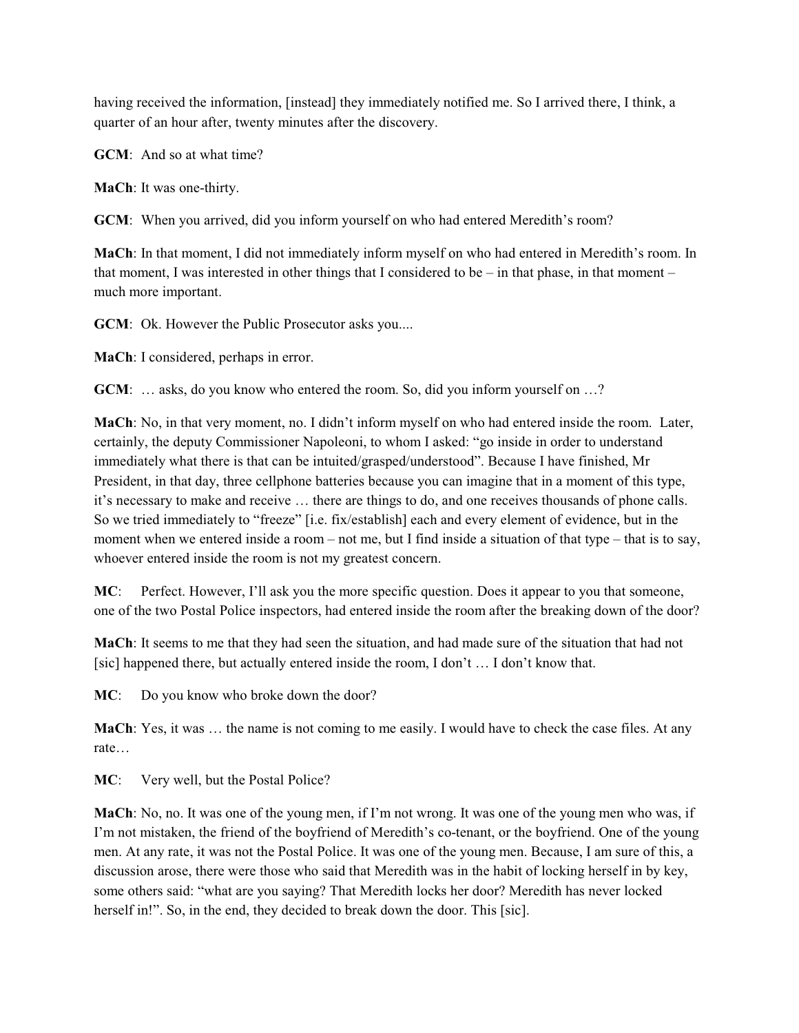having received the information, [instead] they immediately notified me. So I arrived there, I think, a quarter of an hour after, twenty minutes after the discovery.

**GCM**: And so at what time?

**MaCh**: It was one-thirty.

**GCM**: When you arrived, did you inform yourself on who had entered Meredith's room?

**MaCh**: In that moment, I did not immediately inform myself on who had entered in Meredith's room. In that moment, I was interested in other things that I considered to be – in that phase, in that moment – much more important.

**GCM**: Ok. However the Public Prosecutor asks you....

**MaCh**: I considered, perhaps in error.

**GCM**: … asks, do you know who entered the room. So, did you inform yourself on …?

**MaCh**: No, in that very moment, no. I didn't inform myself on who had entered inside the room. Later, certainly, the deputy Commissioner Napoleoni, to whom I asked: "go inside in order to understand immediately what there is that can be intuited/grasped/understood". Because I have finished, Mr President, in that day, three cellphone batteries because you can imagine that in a moment of this type, it's necessary to make and receive … there are things to do, and one receives thousands of phone calls. So we tried immediately to "freeze" [i.e. fix/establish] each and every element of evidence, but in the moment when we entered inside a room – not me, but I find inside a situation of that type – that is to say, whoever entered inside the room is not my greatest concern.

**MC**: Perfect. However, I'll ask you the more specific question. Does it appear to you that someone, one of the two Postal Police inspectors, had entered inside the room after the breaking down of the door?

**MaCh**: It seems to me that they had seen the situation, and had made sure of the situation that had not [sic] happened there, but actually entered inside the room, I don't … I don't know that.

**MC**: Do you know who broke down the door?

**MaCh**: Yes, it was … the name is not coming to me easily. I would have to check the case files. At any rate…

**MC**: Very well, but the Postal Police?

**MaCh**: No, no. It was one of the young men, if I'm not wrong. It was one of the young men who was, if I'm not mistaken, the friend of the boyfriend of Meredith's co-tenant, or the boyfriend. One of the young men. At any rate, it was not the Postal Police. It was one of the young men. Because, I am sure of this, a discussion arose, there were those who said that Meredith was in the habit of locking herself in by key, some others said: "what are you saying? That Meredith locks her door? Meredith has never locked herself in!". So, in the end, they decided to break down the door. This [sic].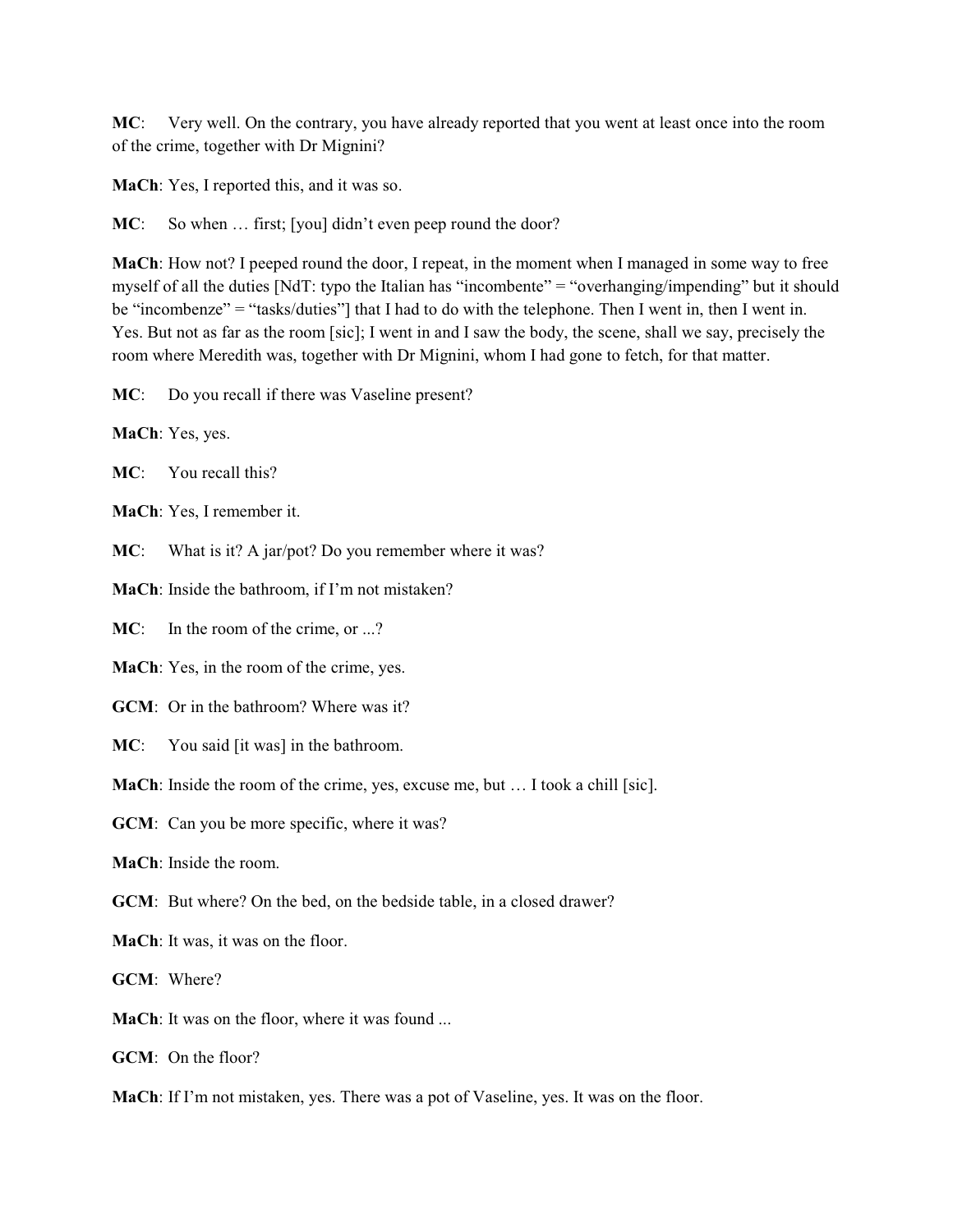**MC**: Very well. On the contrary, you have already reported that you went at least once into the room of the crime, together with Dr Mignini?

**MaCh**: Yes, I reported this, and it was so.

**MC**: So when … first; [you] didn't even peep round the door?

**MaCh**: How not? I peeped round the door, I repeat, in the moment when I managed in some way to free myself of all the duties [NdT: typo the Italian has "incombente" = "overhanging/impending" but it should be "incombenze" = "tasks/duties"] that I had to do with the telephone. Then I went in, then I went in. Yes. But not as far as the room [sic]; I went in and I saw the body, the scene, shall we say, precisely the room where Meredith was, together with Dr Mignini, whom I had gone to fetch, for that matter.

**MC**: Do you recall if there was Vaseline present?

**MaCh**: Yes, yes.

**MC**: You recall this?

**MaCh**: Yes, I remember it.

**MC**: What is it? A jar/pot? Do you remember where it was?

**MaCh**: Inside the bathroom, if I'm not mistaken?

**MC**: In the room of the crime, or ...?

**MaCh**: Yes, in the room of the crime, yes.

**GCM**: Or in the bathroom? Where was it?

**MC**: You said [it was] in the bathroom.

**MaCh**: Inside the room of the crime, yes, excuse me, but … I took a chill [sic].

**GCM**: Can you be more specific, where it was?

**MaCh**: Inside the room.

**GCM**: But where? On the bed, on the bedside table, in a closed drawer?

**MaCh**: It was, it was on the floor.

**GCM**: Where?

**MaCh**: It was on the floor, where it was found ...

**GCM**: On the floor?

**MaCh**: If I'm not mistaken, yes. There was a pot of Vaseline, yes. It was on the floor.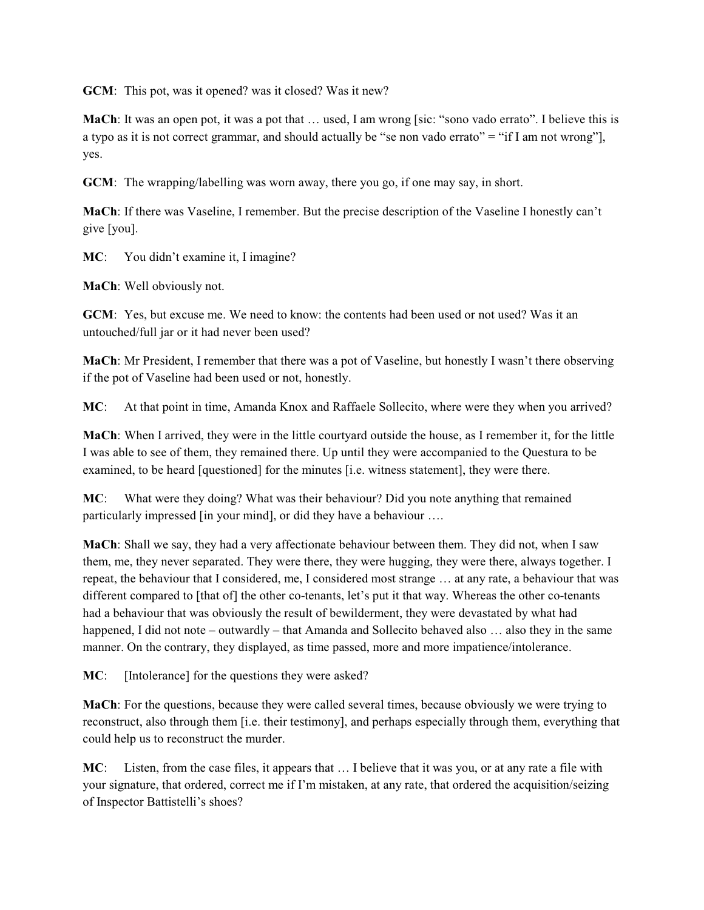**GCM**: This pot, was it opened? was it closed? Was it new?

**MaCh**: It was an open pot, it was a pot that … used, I am wrong [sic: "sono vado errato". I believe this is a typo as it is not correct grammar, and should actually be "se non vado errato" = "if I am not wrong"], yes.

**GCM**: The wrapping/labelling was worn away, there you go, if one may say, in short.

**MaCh**: If there was Vaseline, I remember. But the precise description of the Vaseline I honestly can't give [you].

**MC**: You didn't examine it, I imagine?

**MaCh**: Well obviously not.

**GCM**: Yes, but excuse me. We need to know: the contents had been used or not used? Was it an untouched/full jar or it had never been used?

**MaCh**: Mr President, I remember that there was a pot of Vaseline, but honestly I wasn't there observing if the pot of Vaseline had been used or not, honestly.

**MC**: At that point in time, Amanda Knox and Raffaele Sollecito, where were they when you arrived?

**MaCh**: When I arrived, they were in the little courtyard outside the house, as I remember it, for the little I was able to see of them, they remained there. Up until they were accompanied to the Questura to be examined, to be heard [questioned] for the minutes [i.e. witness statement], they were there.

**MC**: What were they doing? What was their behaviour? Did you note anything that remained particularly impressed [in your mind], or did they have a behaviour ….

**MaCh**: Shall we say, they had a very affectionate behaviour between them. They did not, when I saw them, me, they never separated. They were there, they were hugging, they were there, always together. I repeat, the behaviour that I considered, me, I considered most strange … at any rate, a behaviour that was different compared to [that of] the other co-tenants, let's put it that way. Whereas the other co-tenants had a behaviour that was obviously the result of bewilderment, they were devastated by what had happened, I did not note – outwardly – that Amanda and Sollecito behaved also … also they in the same manner. On the contrary, they displayed, as time passed, more and more impatience/intolerance.

**MC**: [Intolerance] for the questions they were asked?

**MaCh**: For the questions, because they were called several times, because obviously we were trying to reconstruct, also through them [i.e. their testimony], and perhaps especially through them, everything that could help us to reconstruct the murder.

**MC**: Listen, from the case files, it appears that … I believe that it was you, or at any rate a file with your signature, that ordered, correct me if I'm mistaken, at any rate, that ordered the acquisition/seizing of Inspector Battistelli's shoes?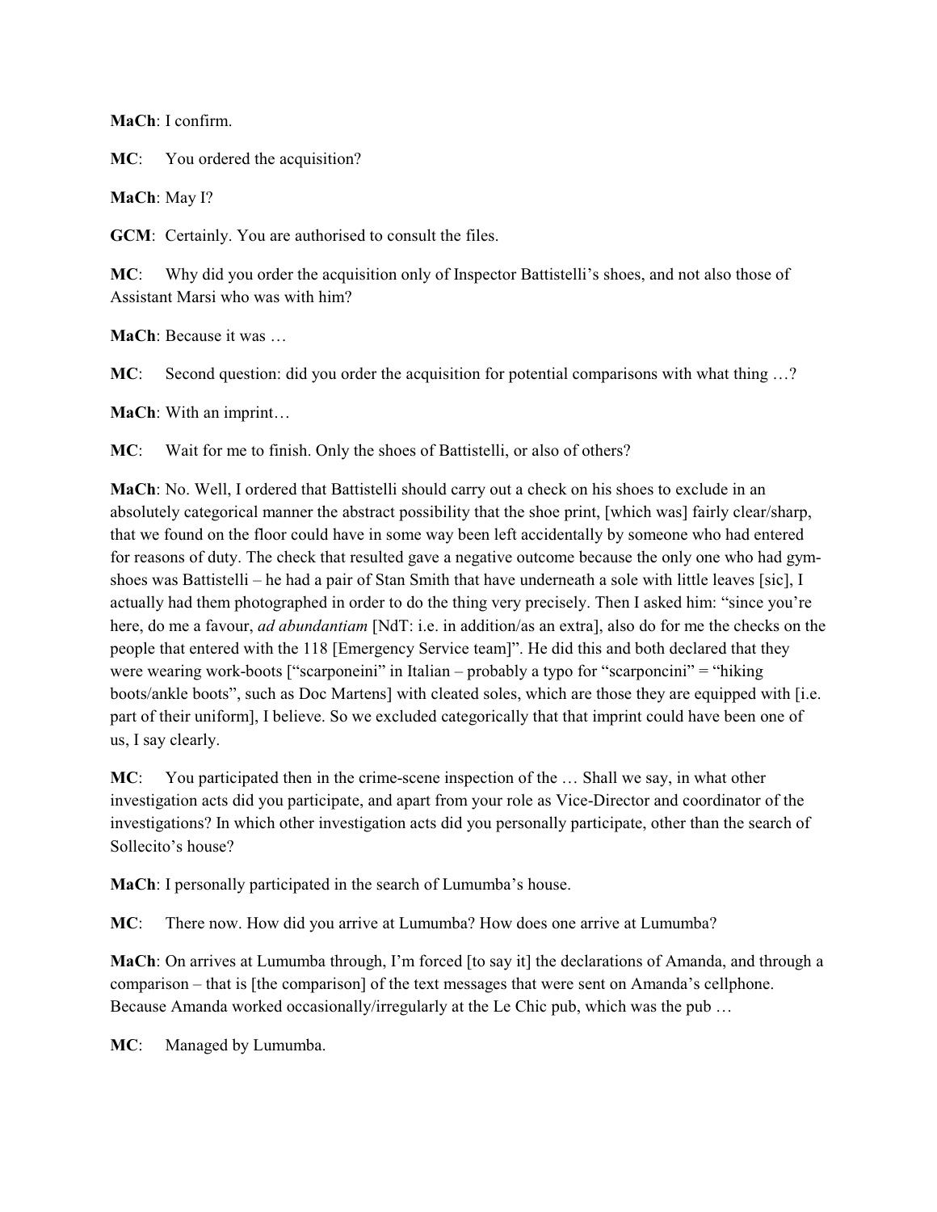**MaCh**: I confirm.

**MC**: You ordered the acquisition?

**MaCh**: May I?

**GCM**: Certainly. You are authorised to consult the files.

**MC**: Why did you order the acquisition only of Inspector Battistelli's shoes, and not also those of Assistant Marsi who was with him?

**MaCh**: Because it was …

**MC**: Second question: did you order the acquisition for potential comparisons with what thing …?

**MaCh**: With an imprint…

**MC**: Wait for me to finish. Only the shoes of Battistelli, or also of others?

**MaCh**: No. Well, I ordered that Battistelli should carry out a check on his shoes to exclude in an absolutely categorical manner the abstract possibility that the shoe print, [which was] fairly clear/sharp, that we found on the floor could have in some way been left accidentally by someone who had entered for reasons of duty. The check that resulted gave a negative outcome because the only one who had gym-shoes was Battistelli – he had a pair of Stan Smith that have underneath a sole with little leaves [sic], I actually had them photographed in order to do the thing very precisely. Then I asked him: "since you're here, do me a favour, *ad abundantiam* [NdT: i.e. in addition/as an extra], also do for me the checks on the people that entered with the 118 [Emergency Service team]". He did this and both declared that they were wearing work-boots ["scarponeini" in Italian – probably a typo for "scarponcini" = "hiking boots/ankle boots", such as Doc Martens] with cleated soles, which are those they are equipped with [i.e. part of their uniform], I believe. So we excluded categorically that that imprint could have been one of us, I say clearly.

**MC**: You participated then in the crime-scene inspection of the … Shall we say, in what other investigation acts did you participate, and apart from your role as Vice-Director and coordinator of the investigations? In which other investigation acts did you personally participate, other than the search of Sollecito's house?

**MaCh**: I personally participated in the search of Lumumba's house.

**MC**: There now. How did you arrive at Lumumba? How does one arrive at Lumumba?

**MaCh**: On arrives at Lumumba through, I'm forced [to say it] the declarations of Amanda, and through a comparison – that is [the comparison] of the text messages that were sent on Amanda's cellphone. Because Amanda worked occasionally/irregularly at the Le Chic pub, which was the pub …

**MC**: Managed by Lumumba.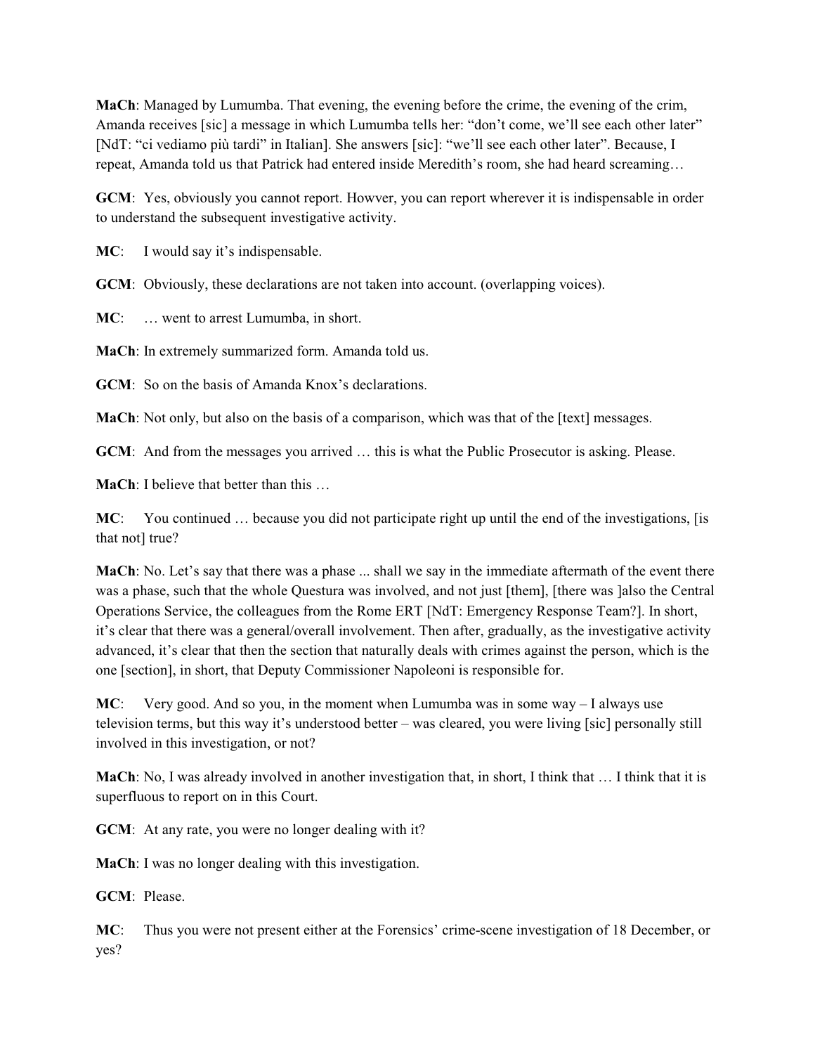**MaCh**: Managed by Lumumba. That evening, the evening before the crime, the evening of the crim, Amanda receives [sic] a message in which Lumumba tells her: "don't come, we'll see each other later" [NdT: "ci vediamo più tardi" in Italian]. She answers [sic]: "we'll see each other later". Because, I repeat, Amanda told us that Patrick had entered inside Meredith's room, she had heard screaming…

**GCM**: Yes, obviously you cannot report. Howver, you can report wherever it is indispensable in order to understand the subsequent investigative activity.

**MC**: I would say it's indispensable.

**GCM**: Obviously, these declarations are not taken into account. (overlapping voices).

**MC**: … went to arrest Lumumba, in short.

**MaCh**: In extremely summarized form. Amanda told us.

**GCM**: So on the basis of Amanda Knox's declarations.

**MaCh**: Not only, but also on the basis of a comparison, which was that of the [text] messages.

**GCM**: And from the messages you arrived … this is what the Public Prosecutor is asking. Please.

**MaCh**: I believe that better than this …

**MC**: You continued … because you did not participate right up until the end of the investigations, [is that not] true?

**MaCh**: No. Let's say that there was a phase ... shall we say in the immediate aftermath of the event there was a phase, such that the whole Questura was involved, and not just [them], [there was ]also the Central Operations Service, the colleagues from the Rome ERT [NdT: Emergency Response Team?]. In short, it's clear that there was a general/overall involvement. Then after, gradually, as the investigative activity advanced, it's clear that then the section that naturally deals with crimes against the person, which is the one [section], in short, that Deputy Commissioner Napoleoni is responsible for.

**MC**: Very good. And so you, in the moment when Lumumba was in some way – I always use television terms, but this way it's understood better – was cleared, you were living [sic] personally still involved in this investigation, or not?

**MaCh**: No, I was already involved in another investigation that, in short, I think that … I think that it is superfluous to report on in this Court.

**GCM**: At any rate, you were no longer dealing with it?

**MaCh**: I was no longer dealing with this investigation.

**GCM**: Please.

**MC**: Thus you were not present either at the Forensics' crime-scene investigation of 18 December, or yes?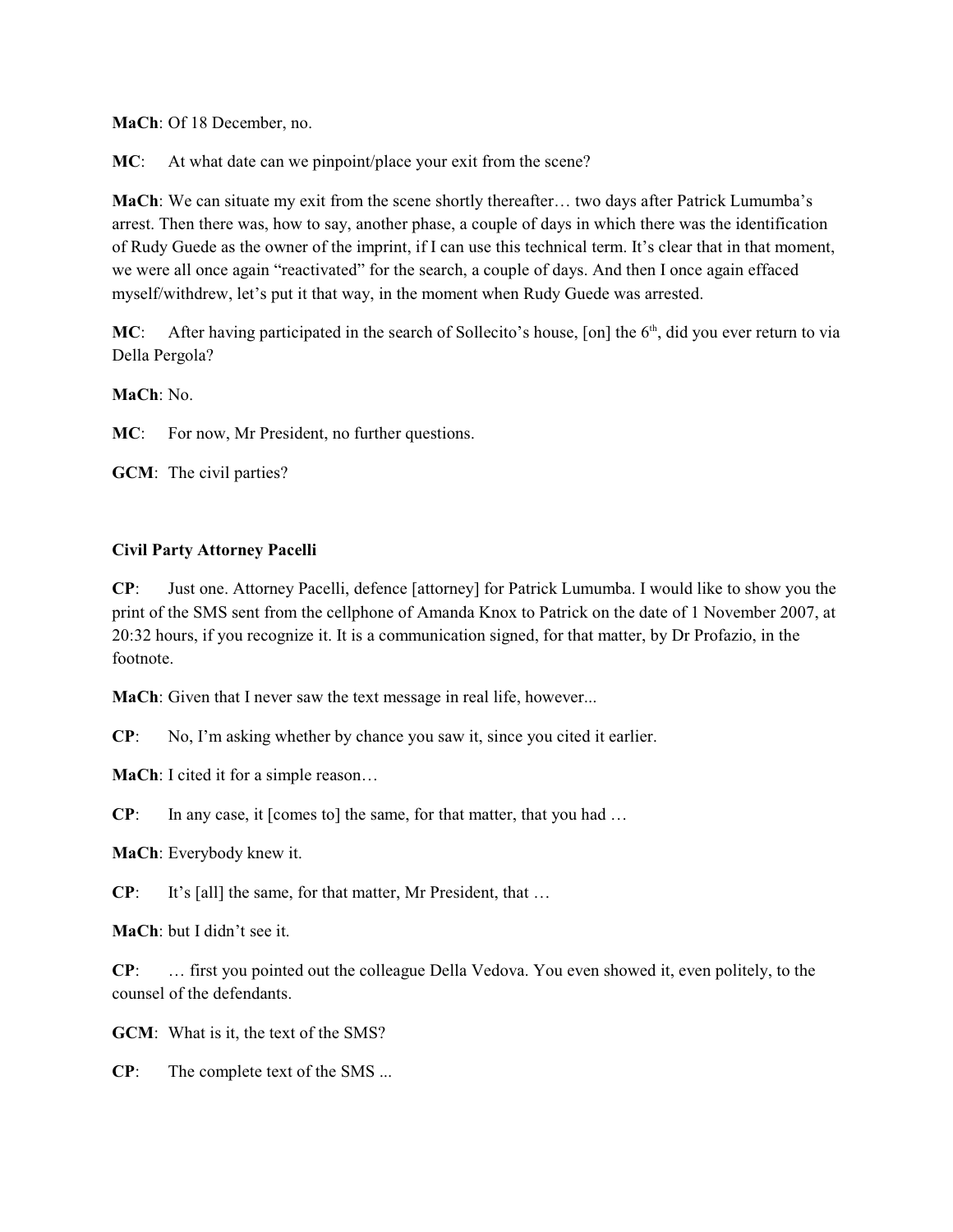**MaCh**: Of 18 December, no.

**MC**: At what date can we pinpoint/place your exit from the scene?

**MaCh**: We can situate my exit from the scene shortly thereafter… two days after Patrick Lumumba's arrest. Then there was, how to say, another phase, a couple of days in which there was the identification of Rudy Guede as the owner of the imprint, if I can use this technical term. It's clear that in that moment, we were all once again "reactivated" for the search, a couple of days. And then I once again effaced myself/withdrew, let's put it that way, in the moment when Rudy Guede was arrested.

**MC**: After having participated in the search of Sollecito's house, [on] the 6th, did you ever return to via Della Pergola?

**MaCh**: No.

**MC**: For now, Mr President, no further questions.

**GCM**: The civil parties?

**Civil Party Attorney Pacelli**

**CP**: Just one. Attorney Pacelli, defence [attorney] for Patrick Lumumba. I would like to show you the print of the SMS sent from the cellphone of Amanda Knox to Patrick on the date of 1 November 2007, at 20:32 hours, if you recognize it. It is a communication signed, for that matter, by Dr Profazio, in the footnote.

**MaCh**: Given that I never saw the text message in real life, however...

**CP**: No, I'm asking whether by chance you saw it, since you cited it earlier.

**MaCh**: I cited it for a simple reason…

**CP**: In any case, it [comes to] the same, for that matter, that you had …

**MaCh**: Everybody knew it.

**CP**: It's [all] the same, for that matter, Mr President, that …

**MaCh**: but I didn't see it.

**CP**: … first you pointed out the colleague Della Vedova. You even showed it, even politely, to the counsel of the defendants.

**GCM**: What is it, the text of the SMS?

**CP**: The complete text of the SMS ...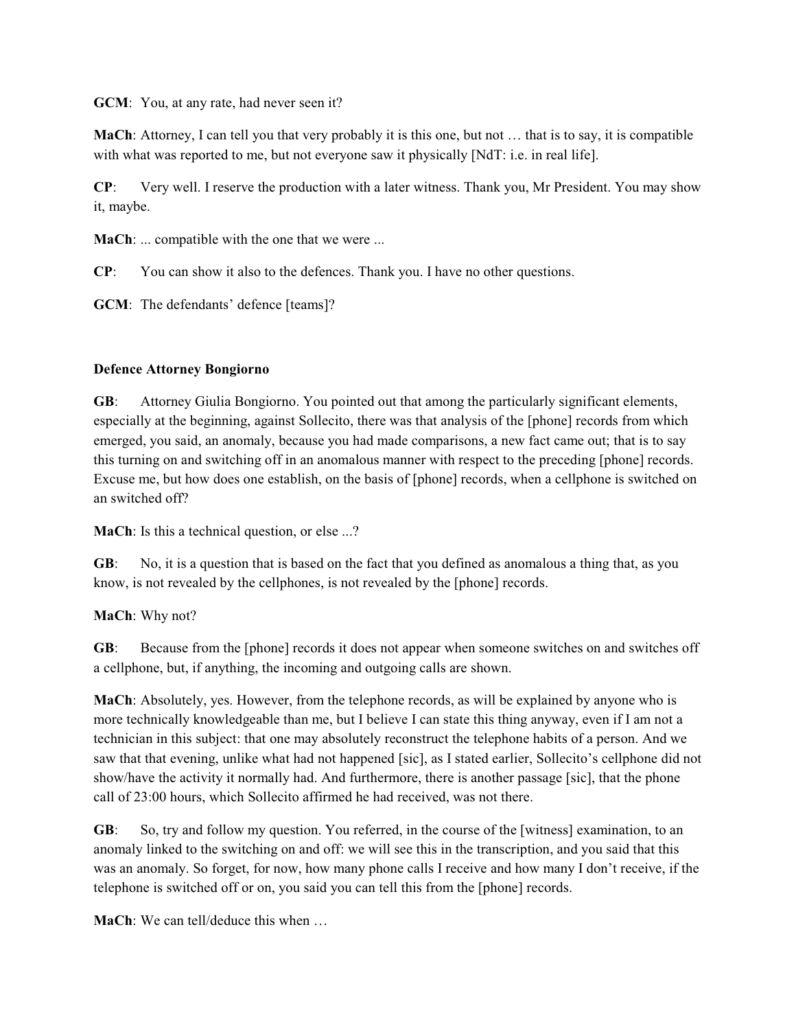**GCM**: You, at any rate, had never seen it?

**MaCh**: Attorney, I can tell you that very probably it is this one, but not … that is to say, it is compatible with what was reported to me, but not everyone saw it physically [NdT: i.e. in real life].

**CP**: Very well. I reserve the production with a later witness. Thank you, Mr President. You may show it, maybe.

**MaCh**: ... compatible with the one that we were ...

**CP**: You can show it also to the defences. Thank you. I have no other questions.

**GCM**: The defendants' defence [teams]?

**Defence Attorney Bongiorno**

**GB**: Attorney Giulia Bongiorno. You pointed out that among the particularly significant elements, especially at the beginning, against Sollecito, there was that analysis of the [phone] records from which emerged, you said, an anomaly, because you had made comparisons, a new fact came out; that is to say this turning on and switching off in an anomalous manner with respect to the preceding [phone] records. Excuse me, but how does one establish, on the basis of [phone] records, when a cellphone is switched on an switched off?

**MaCh**: Is this a technical question, or else ...?

**GB**: No, it is a question that is based on the fact that you defined as anomalous a thing that, as you know, is not revealed by the cellphones, is not revealed by the [phone] records.

**MaCh**: Why not?

**GB**: Because from the [phone] records it does not appear when someone switches on and switches off a cellphone, but, if anything, the incoming and outgoing calls are shown.

**MaCh**: Absolutely, yes. However, from the telephone records, as will be explained by anyone who is more technically knowledgeable than me, but I believe I can state this thing anyway, even if I am not a technician in this subject: that one may absolutely reconstruct the telephone habits of a person. And we saw that that evening, unlike what had not happened [sic], as I stated earlier, Sollecito's cellphone did not show/have the activity it normally had. And furthermore, there is another passage [sic], that the phone call of 23:00 hours, which Sollecito affirmed he had received, was not there.

**GB**: So, try and follow my question. You referred, in the course of the [witness] examination, to an anomaly linked to the switching on and off: we will see this in the transcription, and you said that this was an anomaly. So forget, for now, how many phone calls I receive and how many I don't receive, if the telephone is switched off or on, you said you can tell this from the [phone] records.

**MaCh**: We can tell/deduce this when …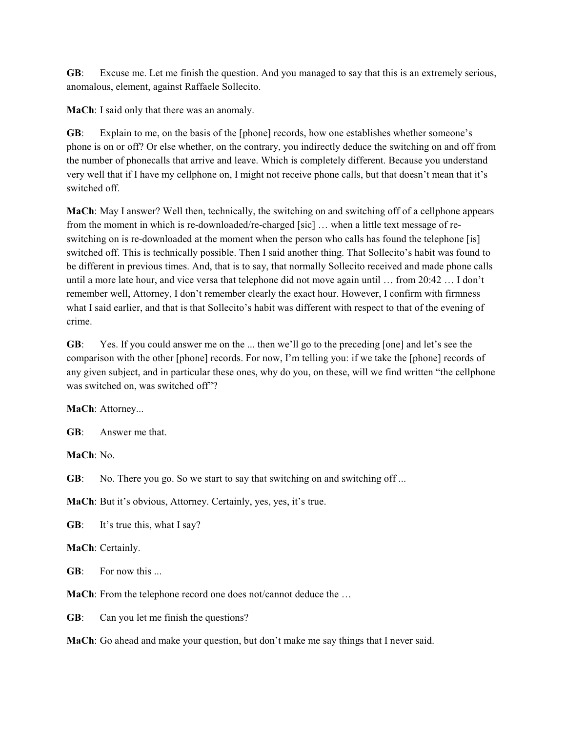**GB**: Excuse me. Let me finish the question. And you managed to say that this is an extremely serious, anomalous, element, against Raffaele Sollecito.

**MaCh**: I said only that there was an anomaly.

**GB**: Explain to me, on the basis of the [phone] records, how one establishes whether someone's phone is on or off? Or else whether, on the contrary, you indirectly deduce the switching on and off from the number of phonecalls that arrive and leave. Which is completely different. Because you understand very well that if I have my cellphone on, I might not receive phone calls, but that doesn't mean that it's switched off.

**MaCh**: May I answer? Well then, technically, the switching on and switching off of a cellphone appears from the moment in which is re-downloaded/re-charged [sic] … when a little text message of re-switching on is re-downloaded at the moment when the person who calls has found the telephone [is] switched off. This is technically possible. Then I said another thing. That Sollecito's habit was found to be different in previous times. And, that is to say, that normally Sollecito received and made phone calls until a more late hour, and vice versa that telephone did not move again until … from 20:42 … I don't remember well, Attorney, I don't remember clearly the exact hour. However, I confirm with firmness what I said earlier, and that is that Sollecito's habit was different with respect to that of the evening of crime.

**GB**: Yes. If you could answer me on the ... then we'll go to the preceding [one] and let's see the comparison with the other [phone] records. For now, I'm telling you: if we take the [phone] records of any given subject, and in particular these ones, why do you, on these, will we find written "the cellphone was switched on, was switched off"?

**MaCh**: Attorney...

**GB**: Answer me that.

**MaCh**: No.

**GB**: No. There you go. So we start to say that switching on and switching off ...

**MaCh**: But it's obvious, Attorney. Certainly, yes, yes, it's true.

**GB**: It's true this, what I say?

**MaCh**: Certainly.

**GB**: For now this ...

**MaCh**: From the telephone record one does not/cannot deduce the …

**GB**: Can you let me finish the questions?

**MaCh**: Go ahead and make your question, but don't make me say things that I never said.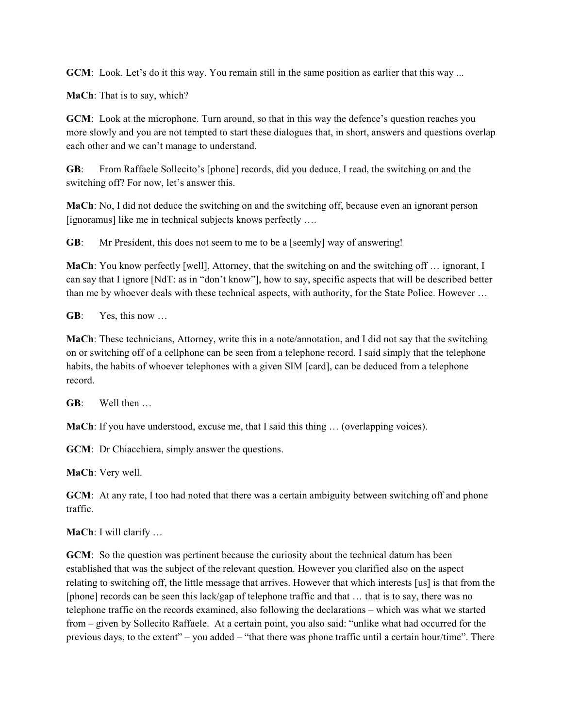**GCM**: Look. Let's do it this way. You remain still in the same position as earlier that this way ...

**MaCh**: That is to say, which?

**GCM**: Look at the microphone. Turn around, so that in this way the defence's question reaches you more slowly and you are not tempted to start these dialogues that, in short, answers and questions overlap each other and we can't manage to understand.

**GB**: From Raffaele Sollecito's [phone] records, did you deduce, I read, the switching on and the switching off? For now, let's answer this.

**MaCh**: No, I did not deduce the switching on and the switching off, because even an ignorant person [ignoramus] like me in technical subjects knows perfectly ….

**GB**: Mr President, this does not seem to me to be a [seemly] way of answering!

**MaCh**: You know perfectly [well], Attorney, that the switching on and the switching off … ignorant, I can say that I ignore [NdT: as in "don't know"], how to say, specific aspects that will be described better than me by whoever deals with these technical aspects, with authority, for the State Police. However …

**GB**: Yes, this now …

**MaCh**: These technicians, Attorney, write this in a note/annotation, and I did not say that the switching on or switching off of a cellphone can be seen from a telephone record. I said simply that the telephone habits, the habits of whoever telephones with a given SIM [card], can be deduced from a telephone record.

**GB**: Well then …

**MaCh**: If you have understood, excuse me, that I said this thing … (overlapping voices).

**GCM**: Dr Chiacchiera, simply answer the questions.

**MaCh**: Very well.

**GCM**: At any rate, I too had noted that there was a certain ambiguity between switching off and phone traffic.

**MaCh**: I will clarify …

**GCM**: So the question was pertinent because the curiosity about the technical datum has been established that was the subject of the relevant question. However you clarified also on the aspect relating to switching off, the little message that arrives. However that which interests [us] is that from the [phone] records can be seen this lack/gap of telephone traffic and that … that is to say, there was no telephone traffic on the records examined, also following the declarations – which was what we started from – given by Sollecito Raffaele. At a certain point, you also said: "unlike what had occurred for the previous days, to the extent" – you added – "that there was phone traffic until a certain hour/time". There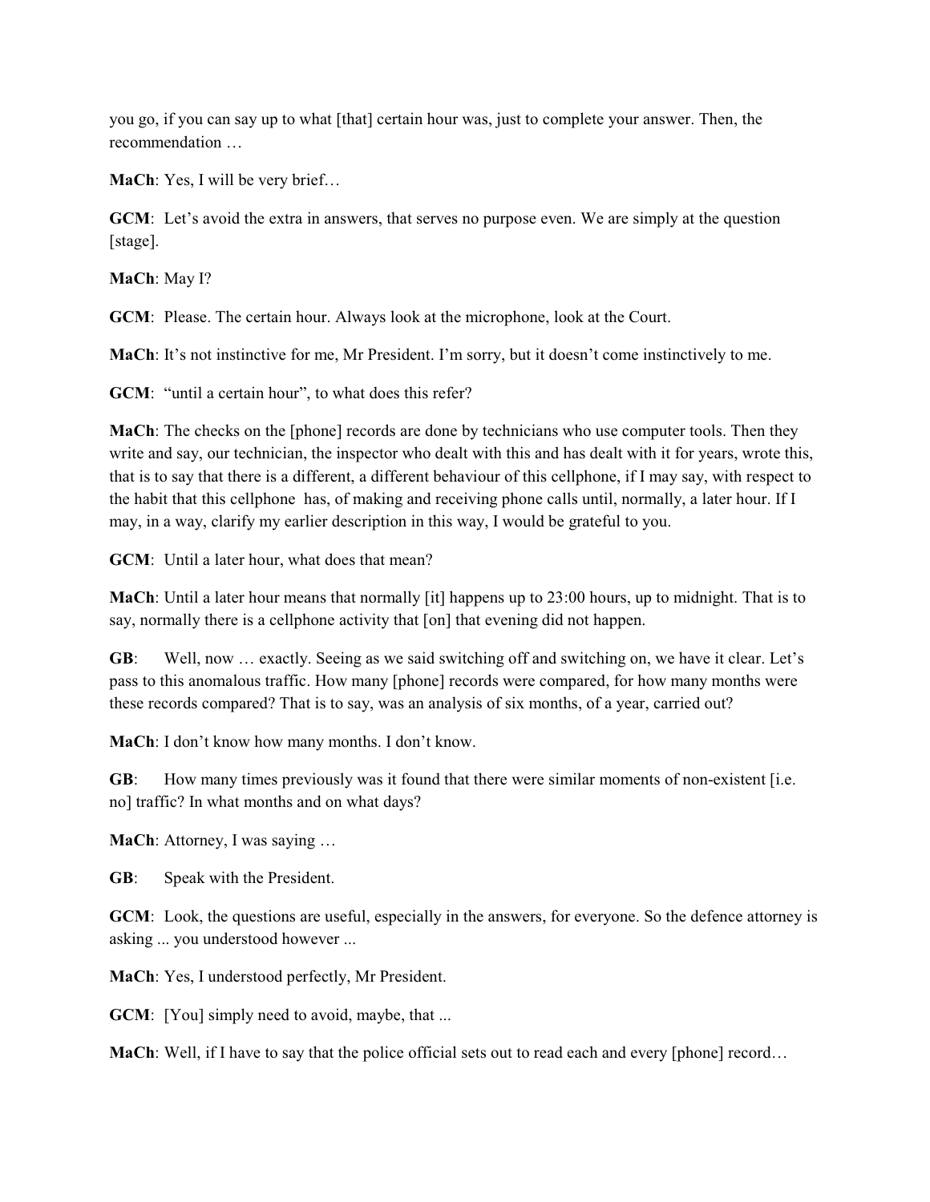you go, if you can say up to what [that] certain hour was, just to complete your answer. Then, the recommendation …

**MaCh**: Yes, I will be very brief…

**GCM**: Let's avoid the extra in answers, that serves no purpose even. We are simply at the question [stage].

**MaCh**: May I?

**GCM**: Please. The certain hour. Always look at the microphone, look at the Court.

**MaCh**: It's not instinctive for me, Mr President. I'm sorry, but it doesn't come instinctively to me.

**GCM**: "until a certain hour", to what does this refer?

**MaCh**: The checks on the [phone] records are done by technicians who use computer tools. Then they write and say, our technician, the inspector who dealt with this and has dealt with it for years, wrote this, that is to say that there is a different, a different behaviour of this cellphone, if I may say, with respect to the habit that this cellphone has, of making and receiving phone calls until, normally, a later hour. If I may, in a way, clarify my earlier description in this way, I would be grateful to you.

**GCM**: Until a later hour, what does that mean?

**MaCh**: Until a later hour means that normally [it] happens up to 23:00 hours, up to midnight. That is to say, normally there is a cellphone activity that [on] that evening did not happen.

**GB**: Well, now … exactly. Seeing as we said switching off and switching on, we have it clear. Let's pass to this anomalous traffic. How many [phone] records were compared, for how many months were these records compared? That is to say, was an analysis of six months, of a year, carried out?

**MaCh**: I don't know how many months. I don't know.

**GB**: How many times previously was it found that there were similar moments of non-existent [i.e. no] traffic? In what months and on what days?

**MaCh**: Attorney, I was saying …

**GB**: Speak with the President.

**GCM**: Look, the questions are useful, especially in the answers, for everyone. So the defence attorney is asking ... you understood however ...

**MaCh**: Yes, I understood perfectly, Mr President.

**GCM**: [You] simply need to avoid, maybe, that ...

**MaCh**: Well, if I have to say that the police official sets out to read each and every [phone] record…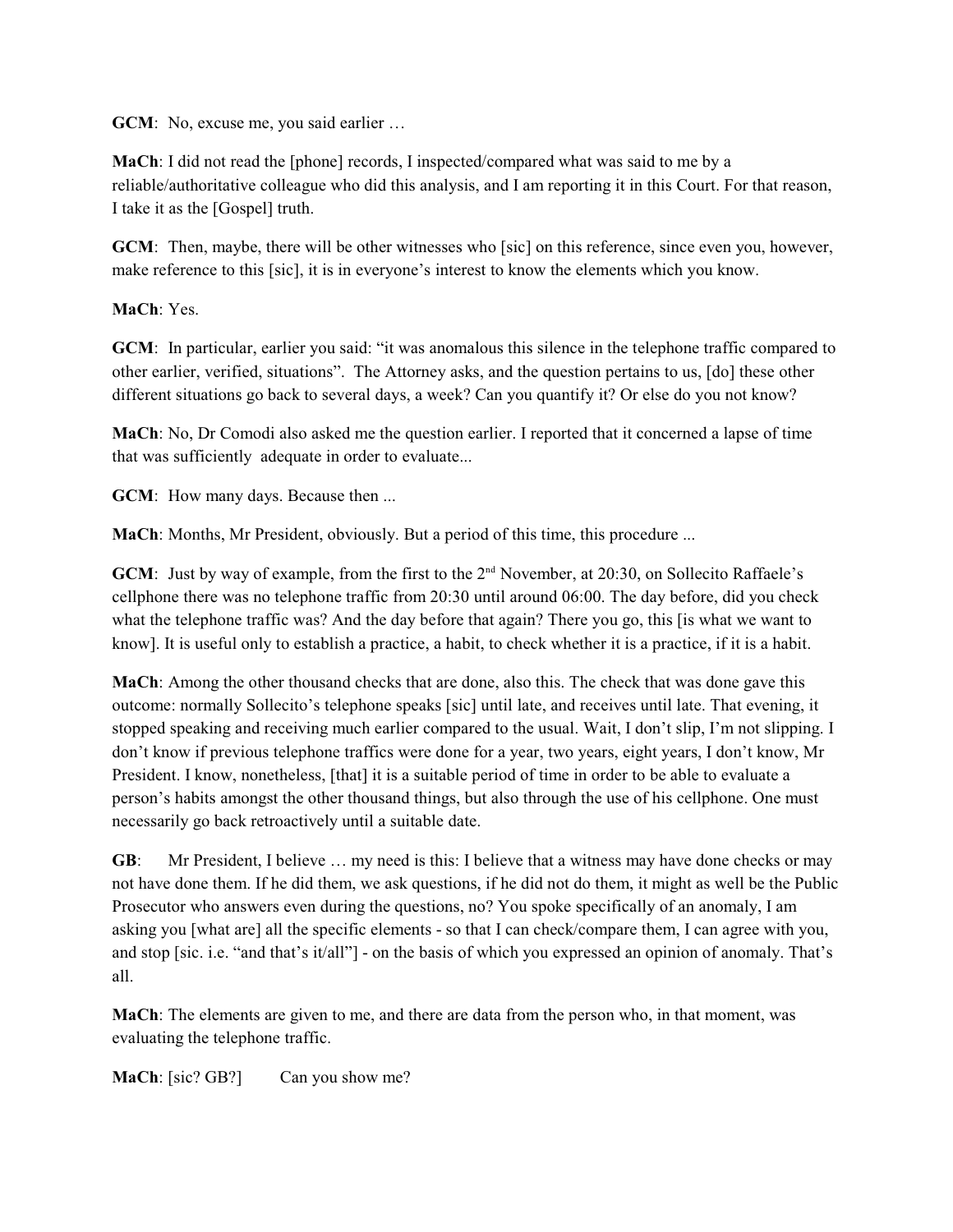**GCM**: No, excuse me, you said earlier …

**MaCh**: I did not read the [phone] records, I inspected/compared what was said to me by a reliable/authoritative colleague who did this analysis, and I am reporting it in this Court. For that reason, I take it as the [Gospel] truth.

**GCM**: Then, maybe, there will be other witnesses who [sic] on this reference, since even you, however, make reference to this [sic], it is in everyone's interest to know the elements which you know.

**MaCh**: Yes.

**GCM**: In particular, earlier you said: "it was anomalous this silence in the telephone traffic compared to other earlier, verified, situations". The Attorney asks, and the question pertains to us, [do] these other different situations go back to several days, a week? Can you quantify it? Or else do you not know?

**MaCh**: No, Dr Comodi also asked me the question earlier. I reported that it concerned a lapse of time that was sufficiently adequate in order to evaluate...

**GCM**: How many days. Because then ...

**MaCh**: Months, Mr President, obviously. But a period of this time, this procedure ...

**GCM**: Just by way of example, from the first to the 2nd November, at 20:30, on Sollecito Raffaele's cellphone there was no telephone traffic from 20:30 until around 06:00. The day before, did you check what the telephone traffic was? And the day before that again? There you go, this [is what we want to know]. It is useful only to establish a practice, a habit, to check whether it is a practice, if it is a habit.

**MaCh**: Among the other thousand checks that are done, also this. The check that was done gave this outcome: normally Sollecito's telephone speaks [sic] until late, and receives until late. That evening, it stopped speaking and receiving much earlier compared to the usual. Wait, I don't slip, I'm not slipping. I don't know if previous telephone traffics were done for a year, two years, eight years, I don't know, Mr President. I know, nonetheless, [that] it is a suitable period of time in order to be able to evaluate a person's habits amongst the other thousand things, but also through the use of his cellphone. One must necessarily go back retroactively until a suitable date.

**GB**: Mr President, I believe … my need is this: I believe that a witness may have done checks or may not have done them. If he did them, we ask questions, if he did not do them, it might as well be the Public Prosecutor who answers even during the questions, no? You spoke specifically of an anomaly, I am asking you [what are] all the specific elements - so that I can check/compare them, I can agree with you, and stop [sic. i.e. "and that's it/all"] - on the basis of which you expressed an opinion of anomaly. That's all.

**MaCh**: The elements are given to me, and there are data from the person who, in that moment, was evaluating the telephone traffic.

**MaCh**: [sic? GB?] Can you show me?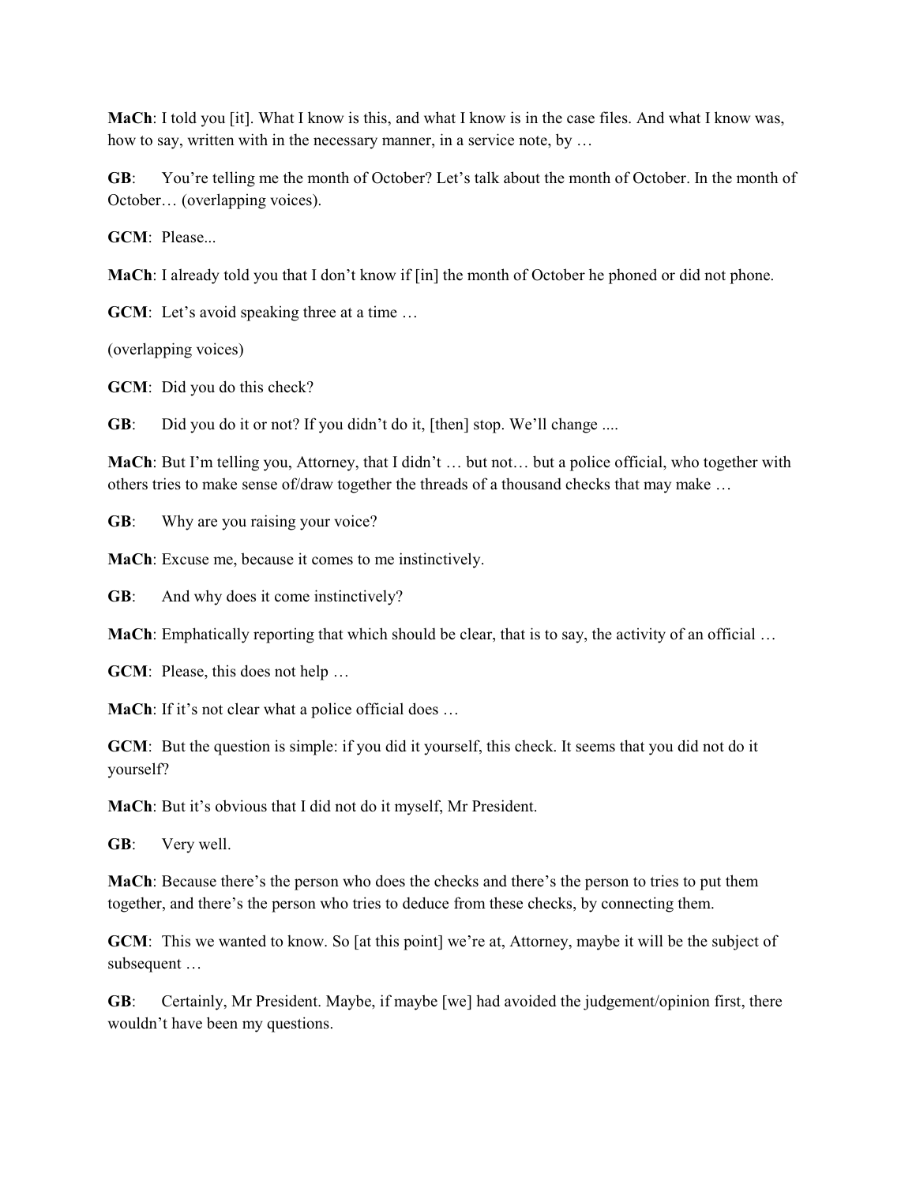**MaCh**: I told you [it]. What I know is this, and what I know is in the case files. And what I know was, how to say, written with in the necessary manner, in a service note, by …

**GB**: You're telling me the month of October? Let's talk about the month of October. In the month of October… (overlapping voices).

**GCM**: Please...

**MaCh**: I already told you that I don't know if [in] the month of October he phoned or did not phone.

**GCM**: Let's avoid speaking three at a time …

(overlapping voices)

**GCM**: Did you do this check?

**GB**: Did you do it or not? If you didn't do it, [then] stop. We'll change ....

**MaCh**: But I'm telling you, Attorney, that I didn't … but not… but a police official, who together with others tries to make sense of/draw together the threads of a thousand checks that may make …

**GB**: Why are you raising your voice?

**MaCh**: Excuse me, because it comes to me instinctively.

**GB**: And why does it come instinctively?

**MaCh**: Emphatically reporting that which should be clear, that is to say, the activity of an official …

**GCM**: Please, this does not help …

**MaCh**: If it's not clear what a police official does …

**GCM**: But the question is simple: if you did it yourself, this check. It seems that you did not do it yourself?

**MaCh**: But it's obvious that I did not do it myself, Mr President.

**GB**: Very well.

**MaCh**: Because there's the person who does the checks and there's the person to tries to put them together, and there's the person who tries to deduce from these checks, by connecting them.

**GCM**: This we wanted to know. So [at this point] we're at, Attorney, maybe it will be the subject of subsequent …

**GB**: Certainly, Mr President. Maybe, if maybe [we] had avoided the judgement/opinion first, there wouldn't have been my questions.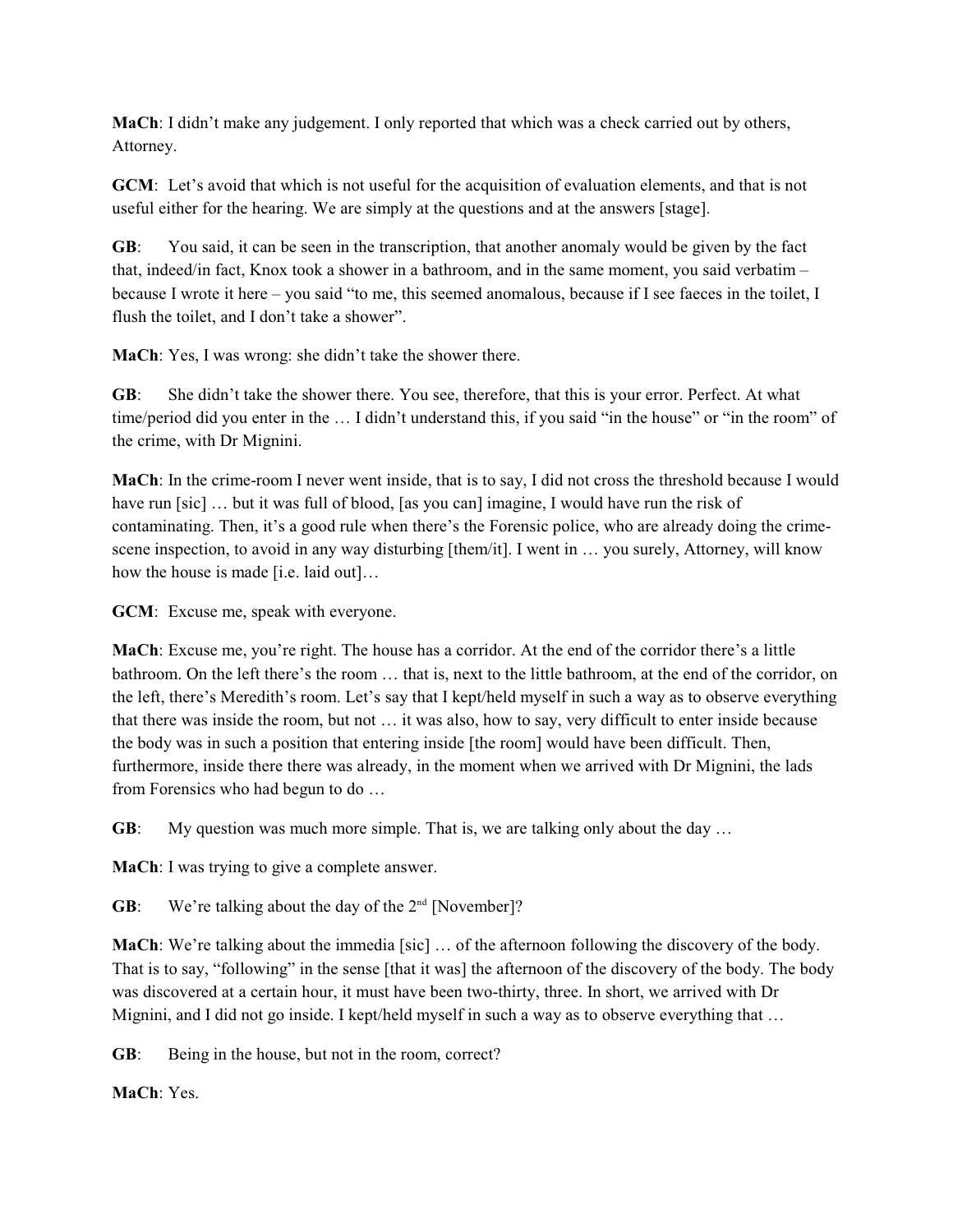**MaCh**: I didn't make any judgement. I only reported that which was a check carried out by others, Attorney.

**GCM**: Let's avoid that which is not useful for the acquisition of evaluation elements, and that is not useful either for the hearing. We are simply at the questions and at the answers [stage].

**GB**: You said, it can be seen in the transcription, that another anomaly would be given by the fact that, indeed/in fact, Knox took a shower in a bathroom, and in the same moment, you said verbatim – because I wrote it here – you said "to me, this seemed anomalous, because if I see faeces in the toilet, I flush the toilet, and I don't take a shower".

**MaCh**: Yes, I was wrong: she didn't take the shower there.

**GB**: She didn't take the shower there. You see, therefore, that this is your error. Perfect. At what time/period did you enter in the … I didn't understand this, if you said "in the house" or "in the room" of the crime, with Dr Mignini.

**MaCh**: In the crime-room I never went inside, that is to say, I did not cross the threshold because I would have run [sic] … but it was full of blood, [as you can] imagine, I would have run the risk of contaminating. Then, it's a good rule when there's the Forensic police, who are already doing the crime-scene inspection, to avoid in any way disturbing [them/it]. I went in … you surely, Attorney, will know how the house is made [i.e. laid out]…

**GCM**: Excuse me, speak with everyone.

**MaCh**: Excuse me, you're right. The house has a corridor. At the end of the corridor there's a little bathroom. On the left there's the room … that is, next to the little bathroom, at the end of the corridor, on the left, there's Meredith's room. Let's say that I kept/held myself in such a way as to observe everything that there was inside the room, but not … it was also, how to say, very difficult to enter inside because the body was in such a position that entering inside [the room] would have been difficult. Then, furthermore, inside there there was already, in the moment when we arrived with Dr Mignini, the lads from Forensics who had begun to do …

**GB**: My question was much more simple. That is, we are talking only about the day …

**MaCh**: I was trying to give a complete answer.

**GB**: We're talking about the day of the 2nd [November]?

**MaCh**: We're talking about the immedia [sic] … of the afternoon following the discovery of the body. That is to say, "following" in the sense [that it was] the afternoon of the discovery of the body. The body was discovered at a certain hour, it must have been two-thirty, three. In short, we arrived with Dr Mignini, and I did not go inside. I kept/held myself in such a way as to observe everything that …

**GB**: Being in the house, but not in the room, correct?

**MaCh**: Yes.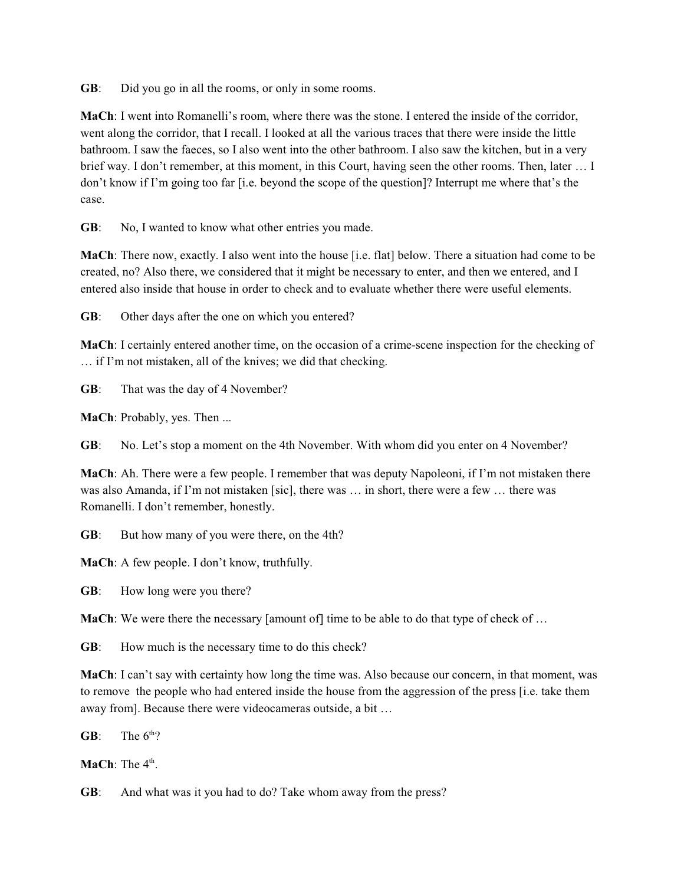**GB**: Did you go in all the rooms, or only in some rooms.

**MaCh**: I went into Romanelli's room, where there was the stone. I entered the inside of the corridor, went along the corridor, that I recall. I looked at all the various traces that there were inside the little bathroom. I saw the faeces, so I also went into the other bathroom. I also saw the kitchen, but in a very brief way. I don't remember, at this moment, in this Court, having seen the other rooms. Then, later … I don't know if I'm going too far [i.e. beyond the scope of the question]? Interrupt me where that's the case.

**GB**: No, I wanted to know what other entries you made.

**MaCh**: There now, exactly. I also went into the house [i.e. flat] below. There a situation had come to be created, no? Also there, we considered that it might be necessary to enter, and then we entered, and I entered also inside that house in order to check and to evaluate whether there were useful elements.

**GB**: Other days after the one on which you entered?

**MaCh**: I certainly entered another time, on the occasion of a crime-scene inspection for the checking of … if I'm not mistaken, all of the knives; we did that checking.

**GB**: That was the day of 4 November?

**MaCh**: Probably, yes. Then ...

**GB**: No. Let's stop a moment on the 4th November. With whom did you enter on 4 November?

**MaCh**: Ah. There were a few people. I remember that was deputy Napoleoni, if I'm not mistaken there was also Amanda, if I'm not mistaken [sic], there was … in short, there were a few … there was Romanelli. I don't remember, honestly.

**GB**: But how many of you were there, on the 4th?

**MaCh**: A few people. I don't know, truthfully.

**GB**: How long were you there?

**MaCh**: We were there the necessary [amount of] time to be able to do that type of check of …

**GB**: How much is the necessary time to do this check?

**MaCh**: I can't say with certainty how long the time was. Also because our concern, in that moment, was to remove the people who had entered inside the house from the aggression of the press [i.e. take them away from]. Because there were videocameras outside, a bit …

**GB**: The 6th?

**MaCh**: The 4th.

**GB**: And what was it you had to do? Take whom away from the press?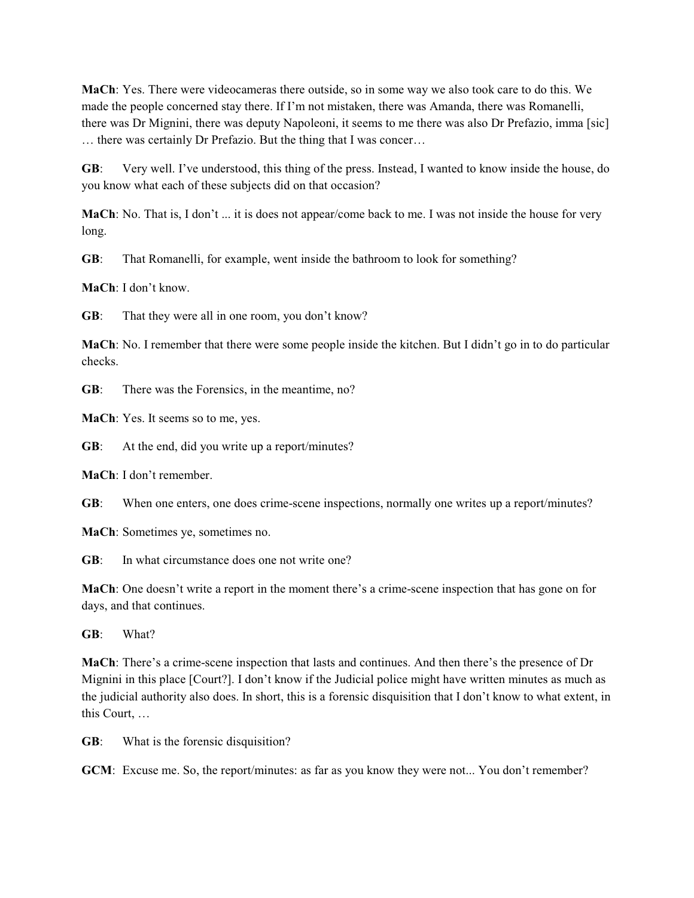**MaCh**: Yes. There were videocameras there outside, so in some way we also took care to do this. We made the people concerned stay there. If I'm not mistaken, there was Amanda, there was Romanelli, there was Dr Mignini, there was deputy Napoleoni, it seems to me there was also Dr Prefazio, imma [sic] … there was certainly Dr Prefazio. But the thing that I was concer…

**GB**: Very well. I've understood, this thing of the press. Instead, I wanted to know inside the house, do you know what each of these subjects did on that occasion?

**MaCh**: No. That is, I don't ... it is does not appear/come back to me. I was not inside the house for very long.

**GB**: That Romanelli, for example, went inside the bathroom to look for something?

**MaCh**: I don't know.

**GB**: That they were all in one room, you don't know?

**MaCh**: No. I remember that there were some people inside the kitchen. But I didn't go in to do particular checks.

**GB**: There was the Forensics, in the meantime, no?

**MaCh**: Yes. It seems so to me, yes.

**GB**: At the end, did you write up a report/minutes?

**MaCh**: I don't remember.

**GB**: When one enters, one does crime-scene inspections, normally one writes up a report/minutes?

**MaCh**: Sometimes ye, sometimes no.

**GB**: In what circumstance does one not write one?

**MaCh**: One doesn't write a report in the moment there's a crime-scene inspection that has gone on for days, and that continues.

**GB**: What?

**MaCh**: There's a crime-scene inspection that lasts and continues. And then there's the presence of Dr Mignini in this place [Court?]. I don't know if the Judicial police might have written minutes as much as the judicial authority also does. In short, this is a forensic disquisition that I don't know to what extent, in this Court, …

**GB**: What is the forensic disquisition?

**GCM**: Excuse me. So, the report/minutes: as far as you know they were not... You don't remember?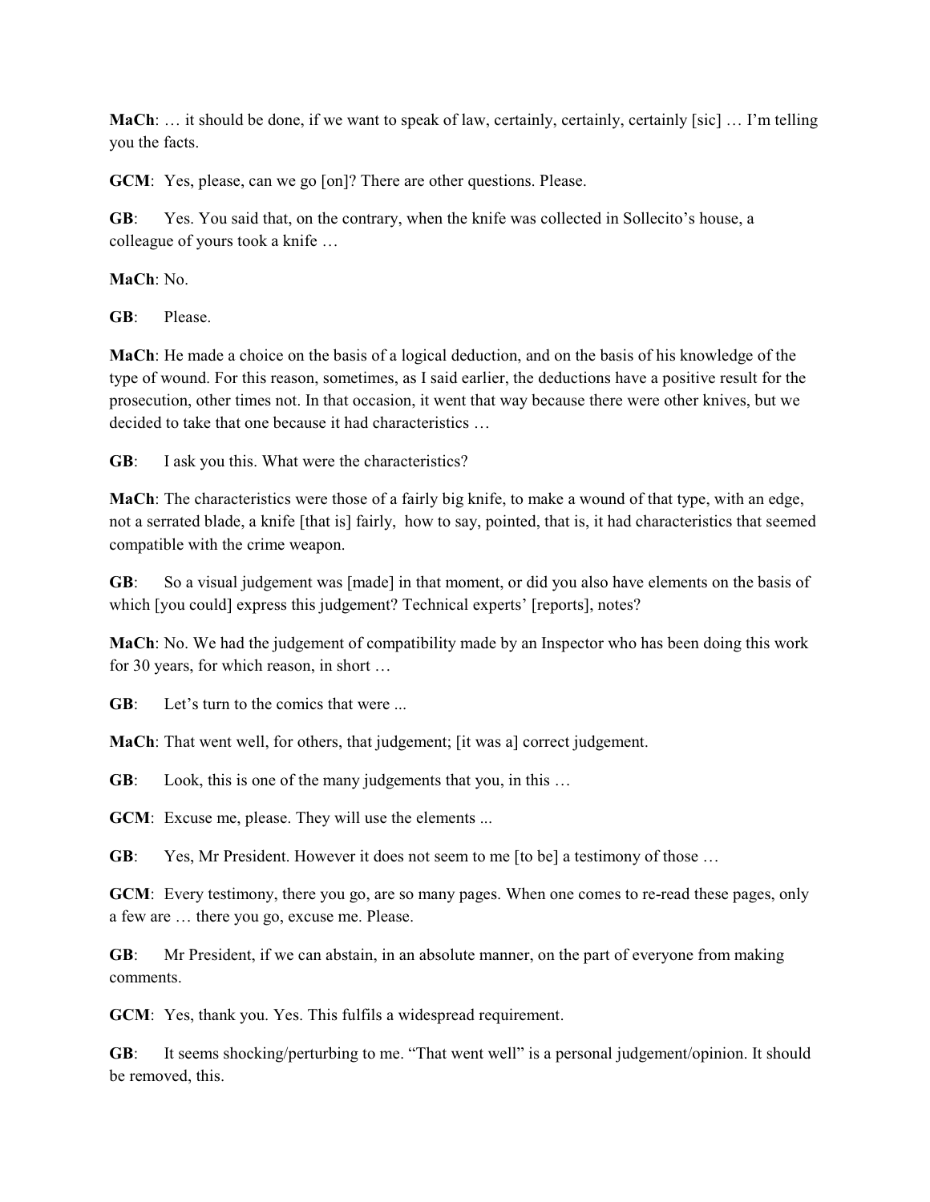**MaCh**: … it should be done, if we want to speak of law, certainly, certainly, certainly [sic] … I'm telling you the facts.

**GCM**: Yes, please, can we go [on]? There are other questions. Please.

**GB**: Yes. You said that, on the contrary, when the knife was collected in Sollecito's house, a colleague of yours took a knife …

**MaCh**: No.

**GB**: Please.

**MaCh**: He made a choice on the basis of a logical deduction, and on the basis of his knowledge of the type of wound. For this reason, sometimes, as I said earlier, the deductions have a positive result for the prosecution, other times not. In that occasion, it went that way because there were other knives, but we decided to take that one because it had characteristics …

**GB**: I ask you this. What were the characteristics?

**MaCh**: The characteristics were those of a fairly big knife, to make a wound of that type, with an edge, not a serrated blade, a knife [that is] fairly, how to say, pointed, that is, it had characteristics that seemed compatible with the crime weapon.

**GB**: So a visual judgement was [made] in that moment, or did you also have elements on the basis of which [you could] express this judgement? Technical experts' [reports], notes?

**MaCh**: No. We had the judgement of compatibility made by an Inspector who has been doing this work for 30 years, for which reason, in short …

**GB**: Let's turn to the comics that were ...

**MaCh**: That went well, for others, that judgement; [it was a] correct judgement.

**GB**: Look, this is one of the many judgements that you, in this …

**GCM**: Excuse me, please. They will use the elements ...

**GB**: Yes, Mr President. However it does not seem to me [to be] a testimony of those …

**GCM**: Every testimony, there you go, are so many pages. When one comes to re-read these pages, only a few are … there you go, excuse me. Please.

**GB**: Mr President, if we can abstain, in an absolute manner, on the part of everyone from making comments.

**GCM**: Yes, thank you. Yes. This fulfils a widespread requirement.

**GB**: It seems shocking/perturbing to me. "That went well" is a personal judgement/opinion. It should be removed, this.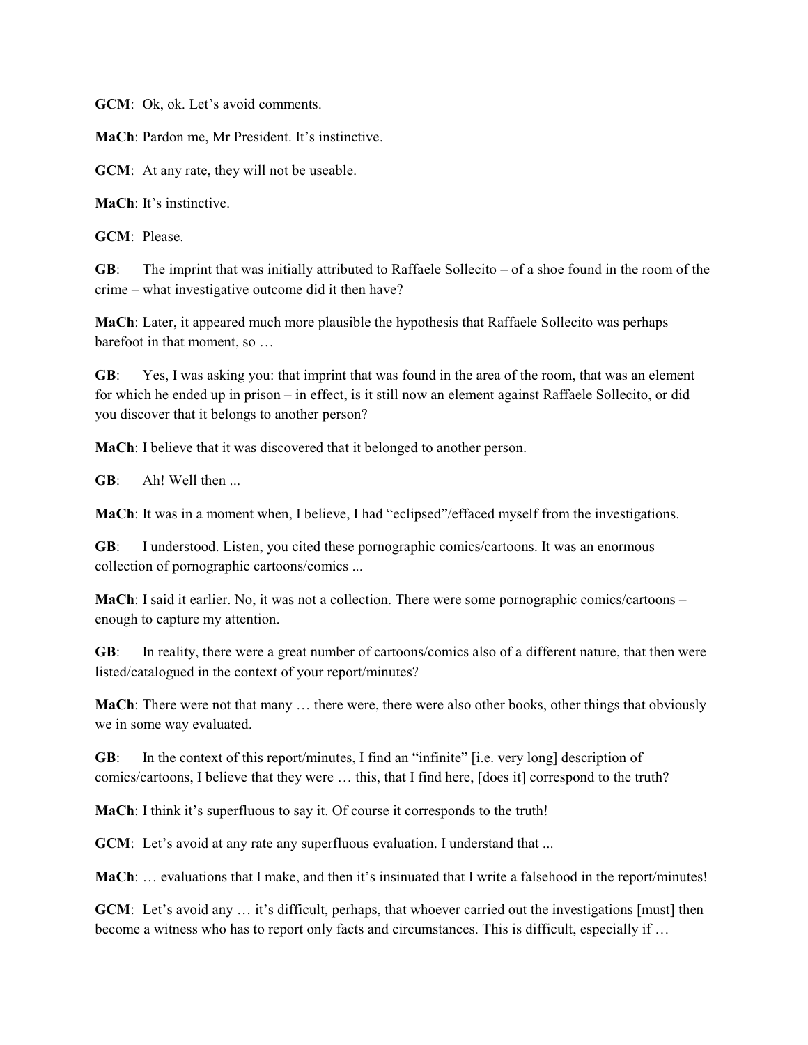**GCM**: Ok, ok. Let's avoid comments.

**MaCh**: Pardon me, Mr President. It's instinctive.

**GCM**: At any rate, they will not be useable.

**MaCh**: It's instinctive.

**GCM**: Please.

**GB**: The imprint that was initially attributed to Raffaele Sollecito – of a shoe found in the room of the crime – what investigative outcome did it then have?

**MaCh**: Later, it appeared much more plausible the hypothesis that Raffaele Sollecito was perhaps barefoot in that moment, so …

**GB**: Yes, I was asking you: that imprint that was found in the area of the room, that was an element for which he ended up in prison – in effect, is it still now an element against Raffaele Sollecito, or did you discover that it belongs to another person?

**MaCh**: I believe that it was discovered that it belonged to another person.

**GB**: Ah! Well then ...

**MaCh**: It was in a moment when, I believe, I had "eclipsed"/effaced myself from the investigations.

**GB**: I understood. Listen, you cited these pornographic comics/cartoons. It was an enormous collection of pornographic cartoons/comics ...

**MaCh**: I said it earlier. No, it was not a collection. There were some pornographic comics/cartoons – enough to capture my attention.

**GB**: In reality, there were a great number of cartoons/comics also of a different nature, that then were listed/catalogued in the context of your report/minutes?

**MaCh**: There were not that many … there were, there were also other books, other things that obviously we in some way evaluated.

**GB**: In the context of this report/minutes, I find an "infinite" [i.e. very long] description of comics/cartoons, I believe that they were … this, that I find here, [does it] correspond to the truth?

**MaCh**: I think it's superfluous to say it. Of course it corresponds to the truth!

**GCM**: Let's avoid at any rate any superfluous evaluation. I understand that ...

**MaCh**: … evaluations that I make, and then it's insinuated that I write a falsehood in the report/minutes!

**GCM**: Let's avoid any … it's difficult, perhaps, that whoever carried out the investigations [must] then become a witness who has to report only facts and circumstances. This is difficult, especially if …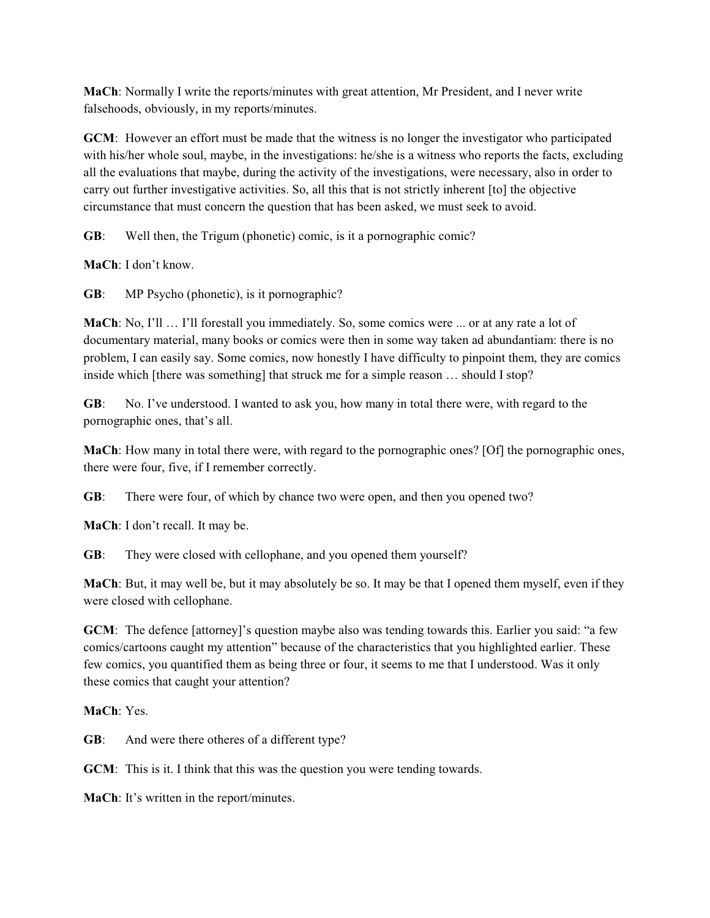**MaCh**: Normally I write the reports/minutes with great attention, Mr President, and I never write falsehoods, obviously, in my reports/minutes.

**GCM**: However an effort must be made that the witness is no longer the investigator who participated with his/her whole soul, maybe, in the investigations: he/she is a witness who reports the facts, excluding all the evaluations that maybe, during the activity of the investigations, were necessary, also in order to carry out further investigative activities. So, all this that is not strictly inherent [to] the objective circumstance that must concern the question that has been asked, we must seek to avoid.

**GB**: Well then, the Trigum (phonetic) comic, is it a pornographic comic?

**MaCh**: I don't know.

**GB**: MP Psycho (phonetic), is it pornographic?

**MaCh**: No, I'll … I'll forestall you immediately. So, some comics were ... or at any rate a lot of documentary material, many books or comics were then in some way taken ad abundantiam: there is no problem, I can easily say. Some comics, now honestly I have difficulty to pinpoint them, they are comics inside which [there was something] that struck me for a simple reason … should I stop?

**GB**: No. I've understood. I wanted to ask you, how many in total there were, with regard to the pornographic ones, that's all.

**MaCh**: How many in total there were, with regard to the pornographic ones? [Of] the pornographic ones, there were four, five, if I remember correctly.

**GB**: There were four, of which by chance two were open, and then you opened two?

**MaCh**: I don't recall. It may be.

**GB**: They were closed with cellophane, and you opened them yourself?

**MaCh**: But, it may well be, but it may absolutely be so. It may be that I opened them myself, even if they were closed with cellophane.

**GCM**: The defence [attorney]'s question maybe also was tending towards this. Earlier you said: "a few comics/cartoons caught my attention" because of the characteristics that you highlighted earlier. These few comics, you quantified them as being three or four, it seems to me that I understood. Was it only these comics that caught your attention?

**MaCh**: Yes.

**GB**: And were there otheres of a different type?

**GCM**: This is it. I think that this was the question you were tending towards.

**MaCh**: It's written in the report/minutes.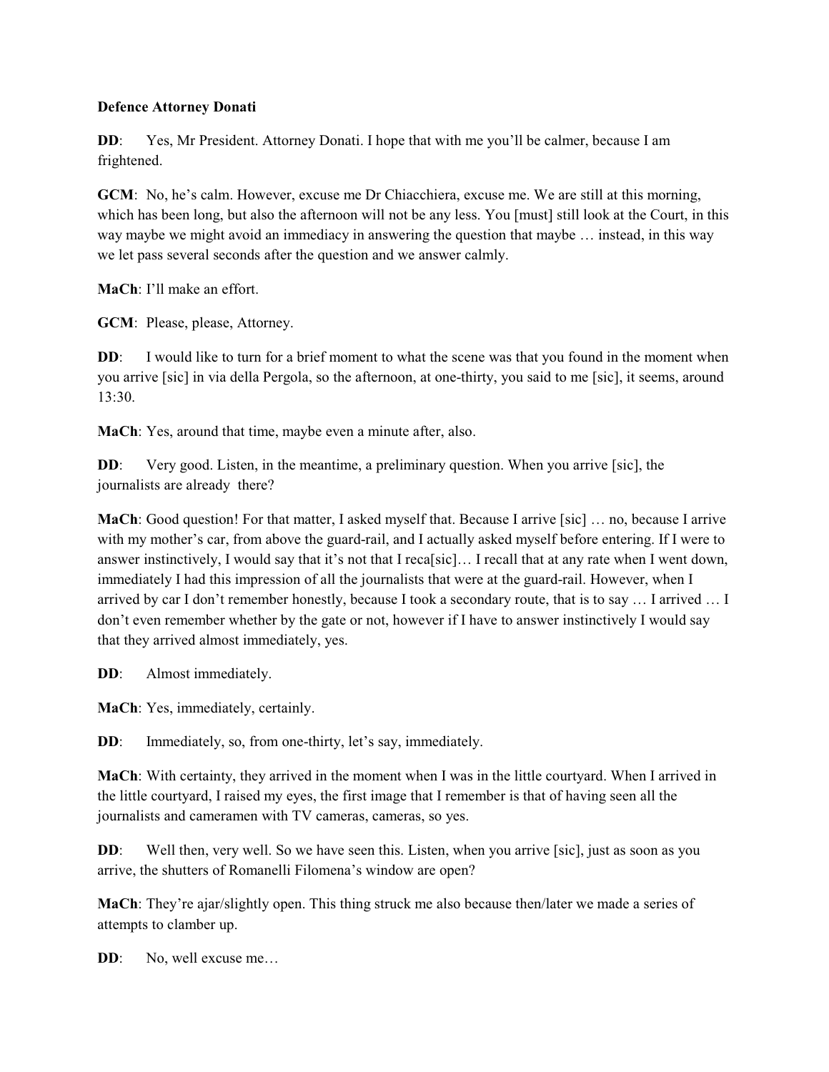**Defence Attorney Donati**

**DD**: Yes, Mr President. Attorney Donati. I hope that with me you'll be calmer, because I am frightened.

**GCM**: No, he's calm. However, excuse me Dr Chiacchiera, excuse me. We are still at this morning, which has been long, but also the afternoon will not be any less. You [must] still look at the Court, in this way maybe we might avoid an immediacy in answering the question that maybe … instead, in this way we let pass several seconds after the question and we answer calmly.

**MaCh**: I'll make an effort.

**GCM**: Please, please, Attorney.

**DD**: I would like to turn for a brief moment to what the scene was that you found in the moment when you arrive [sic] in via della Pergola, so the afternoon, at one-thirty, you said to me [sic], it seems, around 13:30.

**MaCh**: Yes, around that time, maybe even a minute after, also.

**DD**: Very good. Listen, in the meantime, a preliminary question. When you arrive [sic], the journalists are already there?

**MaCh**: Good question! For that matter, I asked myself that. Because I arrive [sic] … no, because I arrive with my mother's car, from above the guard-rail, and I actually asked myself before entering. If I were to answer instinctively, I would say that it's not that I reca[sic]… I recall that at any rate when I went down, immediately I had this impression of all the journalists that were at the guard-rail. However, when I arrived by car I don't remember honestly, because I took a secondary route, that is to say … I arrived … I don't even remember whether by the gate or not, however if I have to answer instinctively I would say that they arrived almost immediately, yes.

**DD**: Almost immediately.

**MaCh**: Yes, immediately, certainly.

**DD**: Immediately, so, from one-thirty, let's say, immediately.

**MaCh**: With certainty, they arrived in the moment when I was in the little courtyard. When I arrived in the little courtyard, I raised my eyes, the first image that I remember is that of having seen all the journalists and cameramen with TV cameras, cameras, so yes.

**DD**: Well then, very well. So we have seen this. Listen, when you arrive [sic], just as soon as you arrive, the shutters of Romanelli Filomena's window are open?

**MaCh**: They're ajar/slightly open. This thing struck me also because then/later we made a series of attempts to clamber up.

**DD**: No, well excuse me…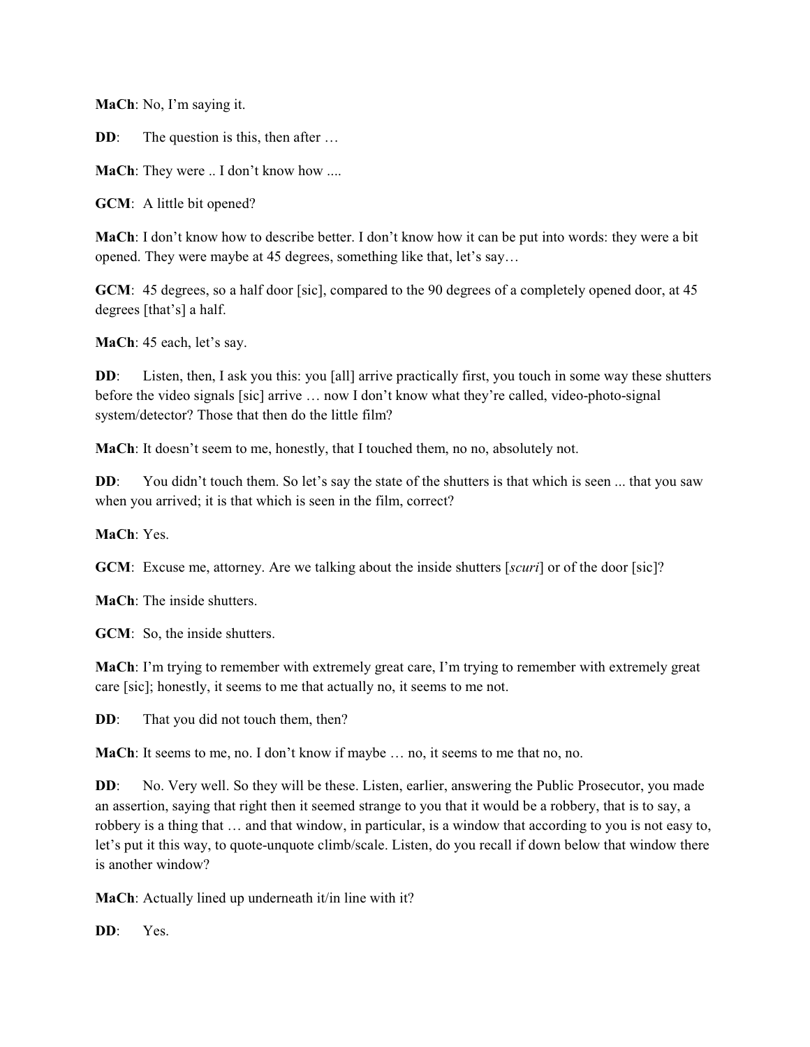**MaCh**: No, I'm saying it.

**DD**: The question is this, then after …

**MaCh**: They were .. I don't know how ....

**GCM**: A little bit opened?

**MaCh**: I don't know how to describe better. I don't know how it can be put into words: they were a bit opened. They were maybe at 45 degrees, something like that, let's say…

**GCM**: 45 degrees, so a half door [sic], compared to the 90 degrees of a completely opened door, at 45 degrees [that's] a half.

**MaCh**: 45 each, let's say.

**DD**: Listen, then, I ask you this: you [all] arrive practically first, you touch in some way these shutters before the video signals [sic] arrive … now I don't know what they're called, video-photo-signal system/detector? Those that then do the little film?

**MaCh**: It doesn't seem to me, honestly, that I touched them, no no, absolutely not.

**DD**: You didn't touch them. So let's say the state of the shutters is that which is seen ... that you saw when you arrived; it is that which is seen in the film, correct?

**MaCh**: Yes.

**GCM**: Excuse me, attorney. Are we talking about the inside shutters [*scuri*] or of the door [sic]?

**MaCh**: The inside shutters.

**GCM**: So, the inside shutters.

**MaCh**: I'm trying to remember with extremely great care, I'm trying to remember with extremely great care [sic]; honestly, it seems to me that actually no, it seems to me not.

**DD**: That you did not touch them, then?

**MaCh**: It seems to me, no. I don't know if maybe … no, it seems to me that no, no.

**DD**: No. Very well. So they will be these. Listen, earlier, answering the Public Prosecutor, you made an assertion, saying that right then it seemed strange to you that it would be a robbery, that is to say, a robbery is a thing that … and that window, in particular, is a window that according to you is not easy to, let's put it this way, to quote-unquote climb/scale. Listen, do you recall if down below that window there is another window?

**MaCh**: Actually lined up underneath it/in line with it?

**DD**: Yes.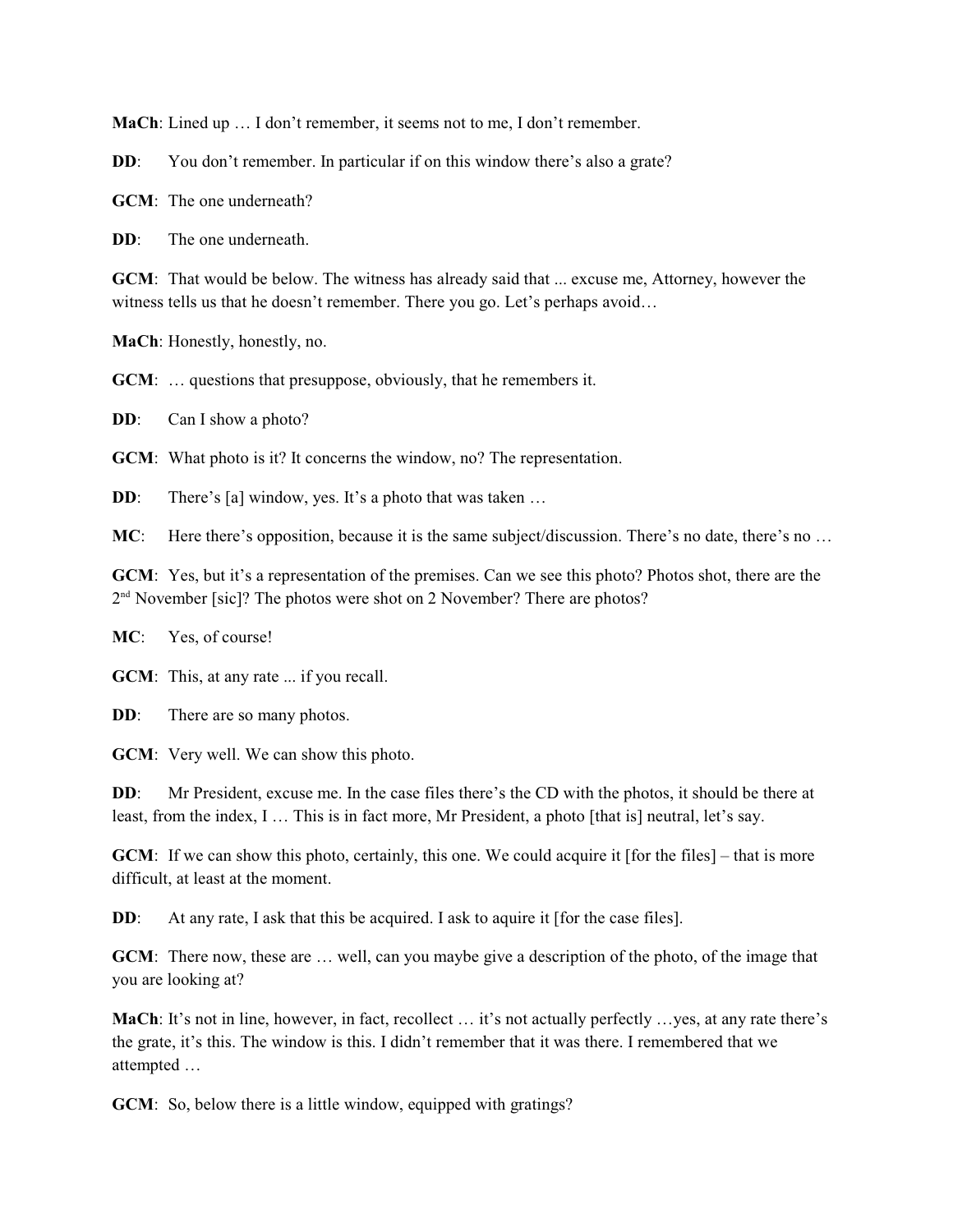**MaCh**: Lined up … I don't remember, it seems not to me, I don't remember.

**DD**: You don't remember. In particular if on this window there's also a grate?

**GCM**: The one underneath?

**DD**: The one underneath.

**GCM**: That would be below. The witness has already said that ... excuse me, Attorney, however the witness tells us that he doesn't remember. There you go. Let's perhaps avoid…

**MaCh**: Honestly, honestly, no.

**GCM**: … questions that presuppose, obviously, that he remembers it.

**DD**: Can I show a photo?

**GCM**: What photo is it? It concerns the window, no? The representation.

**DD**: There's [a] window, yes. It's a photo that was taken …

**MC**: Here there's opposition, because it is the same subject/discussion. There's no date, there's no …

**GCM**: Yes, but it's a representation of the premises. Can we see this photo? Photos shot, there are the 2nd November [sic]? The photos were shot on 2 November? There are photos?

**MC**: Yes, of course!

**GCM**: This, at any rate ... if you recall.

**DD**: There are so many photos.

**GCM**: Very well. We can show this photo.

**DD**: Mr President, excuse me. In the case files there's the CD with the photos, it should be there at least, from the index, I … This is in fact more, Mr President, a photo [that is] neutral, let's say.

**GCM**: If we can show this photo, certainly, this one. We could acquire it [for the files] – that is more difficult, at least at the moment.

**DD**: At any rate, I ask that this be acquired. I ask to aquire it [for the case files].

**GCM**: There now, these are … well, can you maybe give a description of the photo, of the image that you are looking at?

**MaCh**: It's not in line, however, in fact, recollect … it's not actually perfectly …yes, at any rate there's the grate, it's this. The window is this. I didn't remember that it was there. I remembered that we attempted …

**GCM**: So, below there is a little window, equipped with gratings?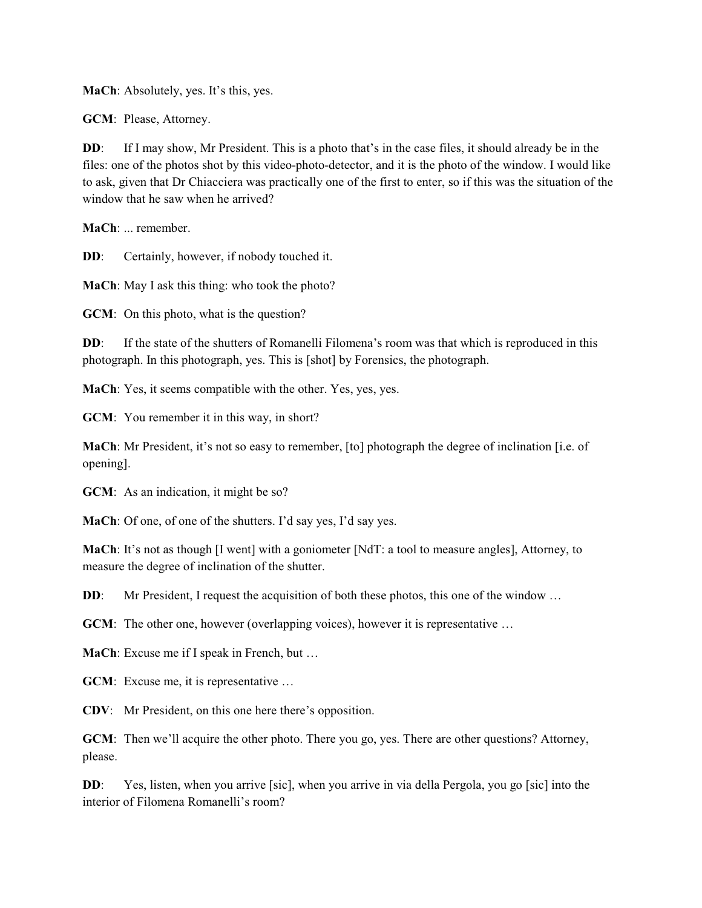**MaCh**: Absolutely, yes. It's this, yes.

**GCM**: Please, Attorney.

**DD**: If I may show, Mr President. This is a photo that's in the case files, it should already be in the files: one of the photos shot by this video-photo-detector, and it is the photo of the window. I would like to ask, given that Dr Chiacciera was practically one of the first to enter, so if this was the situation of the window that he saw when he arrived?

**MaCh**: ... remember.

**DD**: Certainly, however, if nobody touched it.

**MaCh**: May I ask this thing: who took the photo?

**GCM**: On this photo, what is the question?

**DD**: If the state of the shutters of Romanelli Filomena's room was that which is reproduced in this photograph. In this photograph, yes. This is [shot] by Forensics, the photograph.

**MaCh**: Yes, it seems compatible with the other. Yes, yes, yes.

**GCM**: You remember it in this way, in short?

**MaCh**: Mr President, it's not so easy to remember, [to] photograph the degree of inclination [i.e. of opening].

**GCM**: As an indication, it might be so?

**MaCh**: Of one, of one of the shutters. I'd say yes, I'd say yes.

**MaCh**: It's not as though [I went] with a goniometer [NdT: a tool to measure angles], Attorney, to measure the degree of inclination of the shutter.

**DD**: Mr President, I request the acquisition of both these photos, this one of the window …

**GCM**: The other one, however (overlapping voices), however it is representative …

**MaCh**: Excuse me if I speak in French, but …

**GCM**: Excuse me, it is representative …

**CDV**: Mr President, on this one here there's opposition.

**GCM**: Then we'll acquire the other photo. There you go, yes. There are other questions? Attorney, please.

**DD**: Yes, listen, when you arrive [sic], when you arrive in via della Pergola, you go [sic] into the interior of Filomena Romanelli's room?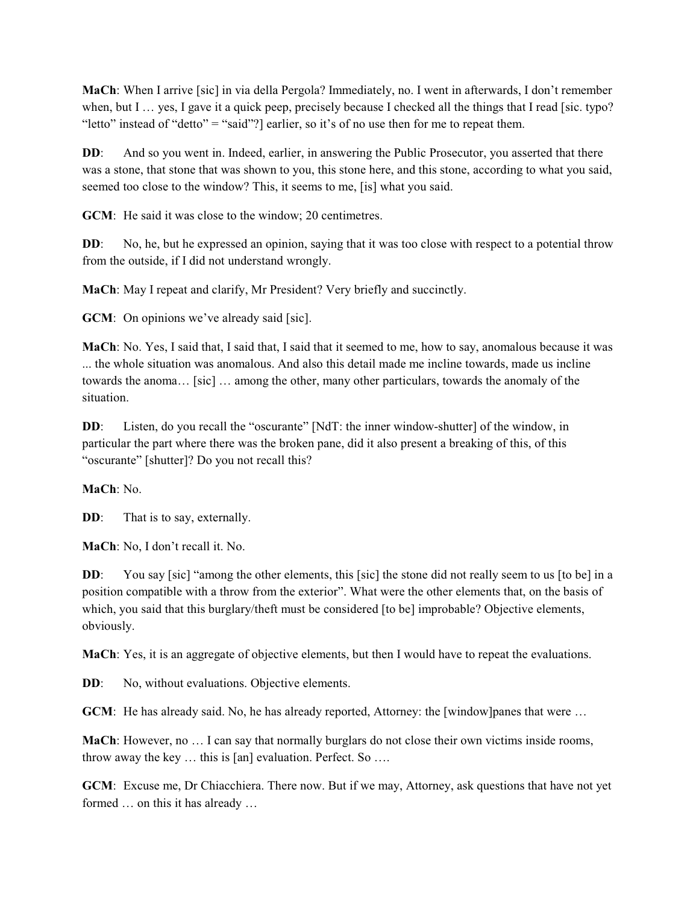**MaCh**: When I arrive [sic] in via della Pergola? Immediately, no. I went in afterwards, I don't remember when, but I … yes, I gave it a quick peep, precisely because I checked all the things that I read [sic. typo? "letto" instead of "detto" = "said"?] earlier, so it's of no use then for me to repeat them.

**DD**: And so you went in. Indeed, earlier, in answering the Public Prosecutor, you asserted that there was a stone, that stone that was shown to you, this stone here, and this stone, according to what you said, seemed too close to the window? This, it seems to me, [is] what you said.

**GCM**: He said it was close to the window; 20 centimetres.

**DD**: No, he, but he expressed an opinion, saying that it was too close with respect to a potential throw from the outside, if I did not understand wrongly.

**MaCh**: May I repeat and clarify, Mr President? Very briefly and succinctly.

**GCM**: On opinions we've already said [sic].

**MaCh**: No. Yes, I said that, I said that, I said that it seemed to me, how to say, anomalous because it was ... the whole situation was anomalous. And also this detail made me incline towards, made us incline towards the anoma… [sic] … among the other, many other particulars, towards the anomaly of the situation.

**DD**: Listen, do you recall the "oscurante" [NdT: the inner window-shutter] of the window, in particular the part where there was the broken pane, did it also present a breaking of this, of this "oscurante" [shutter]? Do you not recall this?

**MaCh**: No.

**DD**: That is to say, externally.

**MaCh**: No, I don't recall it. No.

**DD**: You say [sic] "among the other elements, this [sic] the stone did not really seem to us [to be] in a position compatible with a throw from the exterior". What were the other elements that, on the basis of which, you said that this burglary/theft must be considered [to be] improbable? Objective elements, obviously.

**MaCh**: Yes, it is an aggregate of objective elements, but then I would have to repeat the evaluations.

**DD**: No, without evaluations. Objective elements.

**GCM**: He has already said. No, he has already reported, Attorney: the [window]panes that were …

**MaCh**: However, no … I can say that normally burglars do not close their own victims inside rooms, throw away the key … this is [an] evaluation. Perfect. So ….

**GCM**: Excuse me, Dr Chiacchiera. There now. But if we may, Attorney, ask questions that have not yet formed … on this it has already …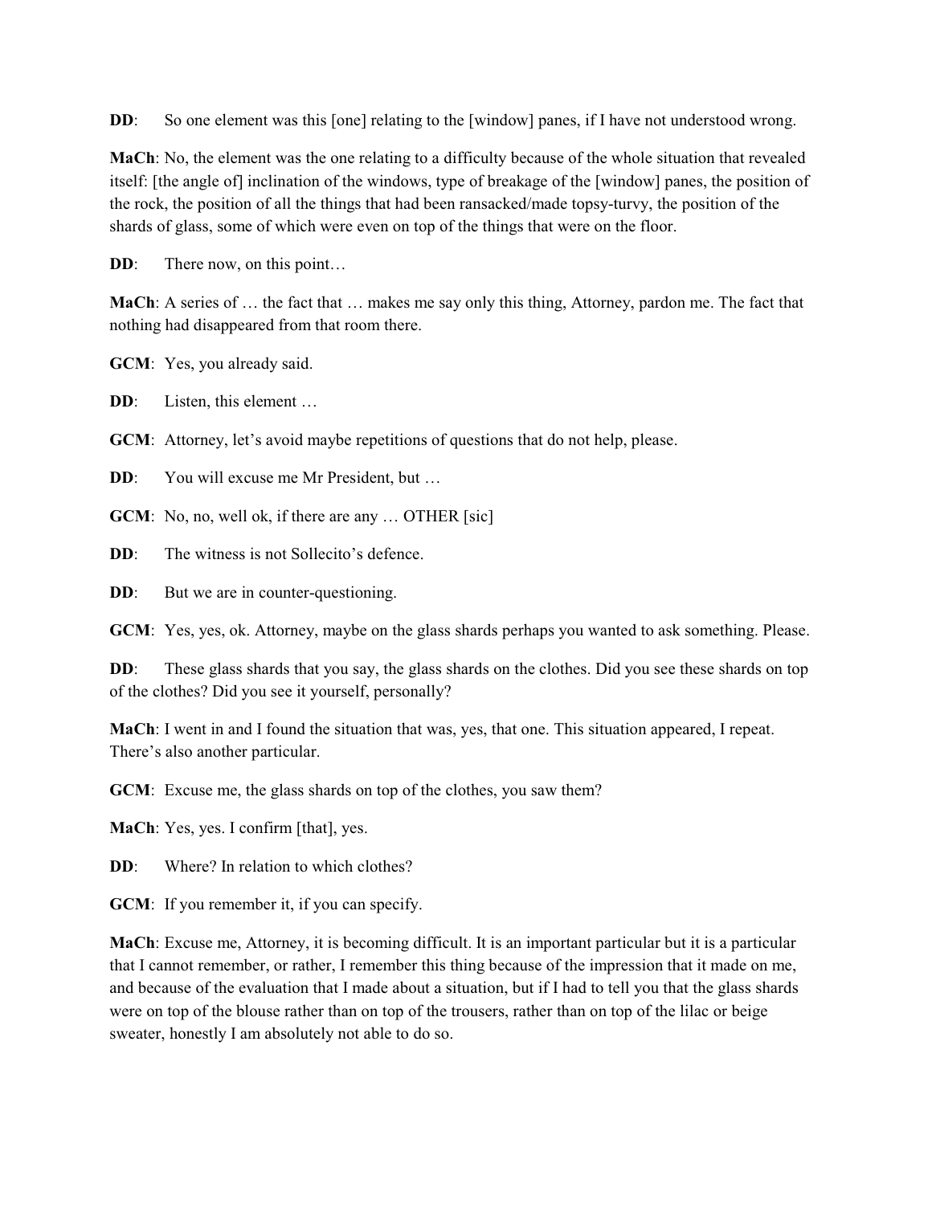**DD**: So one element was this [one] relating to the [window] panes, if I have not understood wrong.

**MaCh**: No, the element was the one relating to a difficulty because of the whole situation that revealed itself: [the angle of] inclination of the windows, type of breakage of the [window] panes, the position of the rock, the position of all the things that had been ransacked/made topsy-turvy, the position of the shards of glass, some of which were even on top of the things that were on the floor.

**DD**: There now, on this point…

**MaCh**: A series of … the fact that … makes me say only this thing, Attorney, pardon me. The fact that nothing had disappeared from that room there.

**GCM**: Yes, you already said.

**DD**: Listen, this element …

**GCM**: Attorney, let's avoid maybe repetitions of questions that do not help, please.

**DD**: You will excuse me Mr President, but …

**GCM**: No, no, well ok, if there are any … OTHER [sic]

**DD**: The witness is not Sollecito's defence.

**DD**: But we are in counter-questioning.

**GCM**: Yes, yes, ok. Attorney, maybe on the glass shards perhaps you wanted to ask something. Please.

**DD**: These glass shards that you say, the glass shards on the clothes. Did you see these shards on top of the clothes? Did you see it yourself, personally?

**MaCh**: I went in and I found the situation that was, yes, that one. This situation appeared, I repeat. There's also another particular.

**GCM**: Excuse me, the glass shards on top of the clothes, you saw them?

**MaCh**: Yes, yes. I confirm [that], yes.

**DD**: Where? In relation to which clothes?

**GCM**: If you remember it, if you can specify.

**MaCh**: Excuse me, Attorney, it is becoming difficult. It is an important particular but it is a particular that I cannot remember, or rather, I remember this thing because of the impression that it made on me, and because of the evaluation that I made about a situation, but if I had to tell you that the glass shards were on top of the blouse rather than on top of the trousers, rather than on top of the lilac or beige sweater, honestly I am absolutely not able to do so.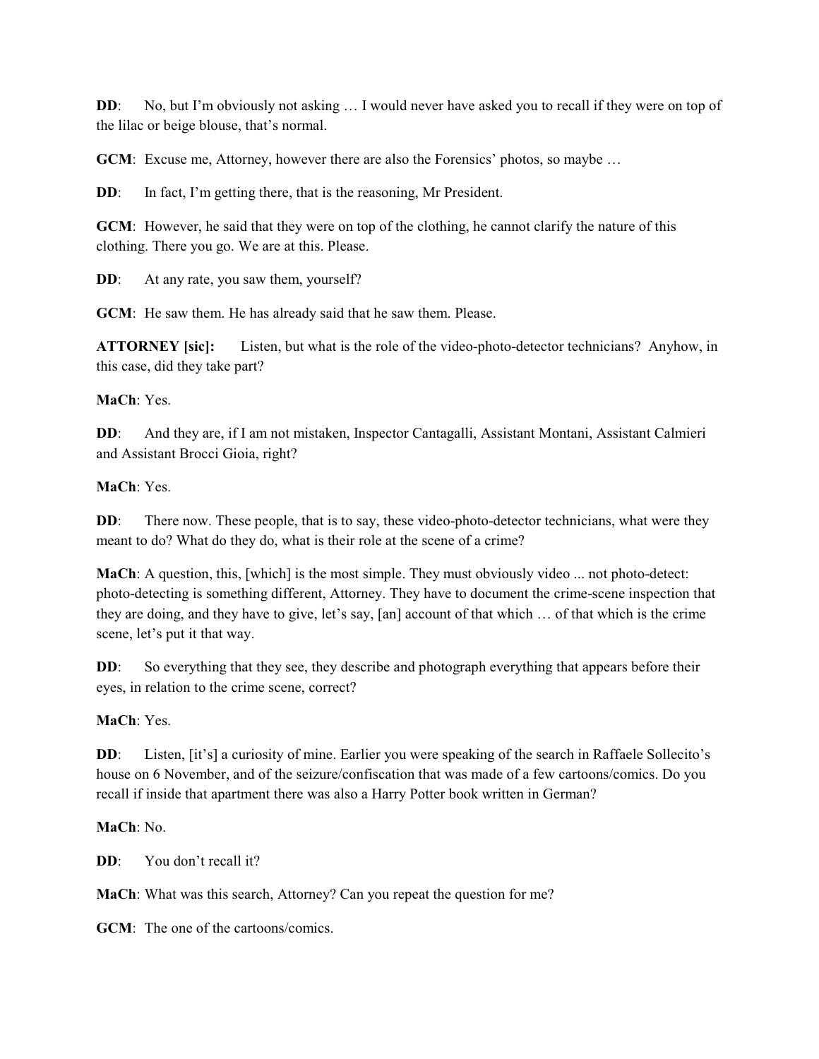**DD**: No, but I'm obviously not asking … I would never have asked you to recall if they were on top of the lilac or beige blouse, that's normal.

**GCM**: Excuse me, Attorney, however there are also the Forensics' photos, so maybe …

**DD**: In fact, I'm getting there, that is the reasoning, Mr President.

**GCM**: However, he said that they were on top of the clothing, he cannot clarify the nature of this clothing. There you go. We are at this. Please.

**DD**: At any rate, you saw them, yourself?

**GCM**: He saw them. He has already said that he saw them. Please.

**ATTORNEY [sic]:** Listen, but what is the role of the video-photo-detector technicians? Anyhow, in this case, did they take part?

**MaCh**: Yes.

**DD**: And they are, if I am not mistaken, Inspector Cantagalli, Assistant Montani, Assistant Calmieri and Assistant Brocci Gioia, right?

**MaCh**: Yes.

**DD**: There now. These people, that is to say, these video-photo-detector technicians, what were they meant to do? What do they do, what is their role at the scene of a crime?

**MaCh**: A question, this, [which] is the most simple. They must obviously video ... not photo-detect: photo-detecting is something different, Attorney. They have to document the crime-scene inspection that they are doing, and they have to give, let's say, [an] account of that which … of that which is the crime scene, let's put it that way.

**DD**: So everything that they see, they describe and photograph everything that appears before their eyes, in relation to the crime scene, correct?

**MaCh**: Yes.

**DD**: Listen, [it's] a curiosity of mine. Earlier you were speaking of the search in Raffaele Sollecito's house on 6 November, and of the seizure/confiscation that was made of a few cartoons/comics. Do you recall if inside that apartment there was also a Harry Potter book written in German?

**MaCh**: No.

**DD**: You don't recall it?

**MaCh**: What was this search, Attorney? Can you repeat the question for me?

**GCM**: The one of the cartoons/comics.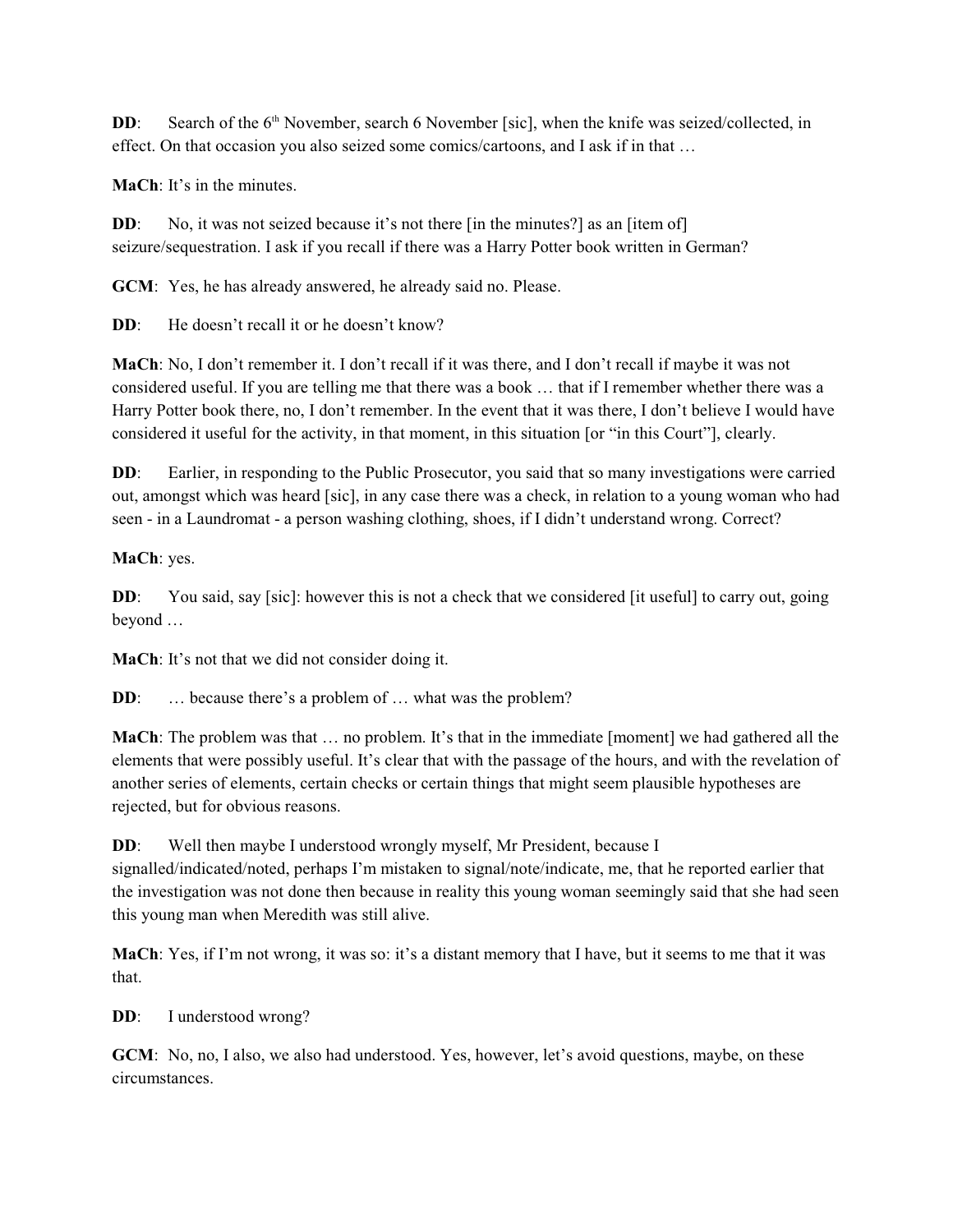**DD**: Search of the 6th November, search 6 November [sic], when the knife was seized/collected, in effect. On that occasion you also seized some comics/cartoons, and I ask if in that …

**MaCh**: It's in the minutes.

**DD**: No, it was not seized because it's not there [in the minutes?] as an [item of] seizure/sequestration. I ask if you recall if there was a Harry Potter book written in German?

**GCM**: Yes, he has already answered, he already said no. Please.

**DD**: He doesn't recall it or he doesn't know?

**MaCh**: No, I don't remember it. I don't recall if it was there, and I don't recall if maybe it was not considered useful. If you are telling me that there was a book … that if I remember whether there was a Harry Potter book there, no, I don't remember. In the event that it was there, I don't believe I would have considered it useful for the activity, in that moment, in this situation [or "in this Court"], clearly.

**DD**: Earlier, in responding to the Public Prosecutor, you said that so many investigations were carried out, amongst which was heard [sic], in any case there was a check, in relation to a young woman who had seen - in a Laundromat - a person washing clothing, shoes, if I didn't understand wrong. Correct?

**MaCh**: yes.

**DD**: You said, say [sic]: however this is not a check that we considered [it useful] to carry out, going beyond …

**MaCh**: It's not that we did not consider doing it.

**DD**: … because there's a problem of … what was the problem?

**MaCh**: The problem was that … no problem. It's that in the immediate [moment] we had gathered all the elements that were possibly useful. It's clear that with the passage of the hours, and with the revelation of another series of elements, certain checks or certain things that might seem plausible hypotheses are rejected, but for obvious reasons.

**DD**: Well then maybe I understood wrongly myself, Mr President, because I signalled/indicated/noted, perhaps I'm mistaken to signal/note/indicate, me, that he reported earlier that the investigation was not done then because in reality this young woman seemingly said that she had seen this young man when Meredith was still alive.

**MaCh**: Yes, if I'm not wrong, it was so: it's a distant memory that I have, but it seems to me that it was that.

**DD**: I understood wrong?

**GCM**: No, no, I also, we also had understood. Yes, however, let's avoid questions, maybe, on these circumstances.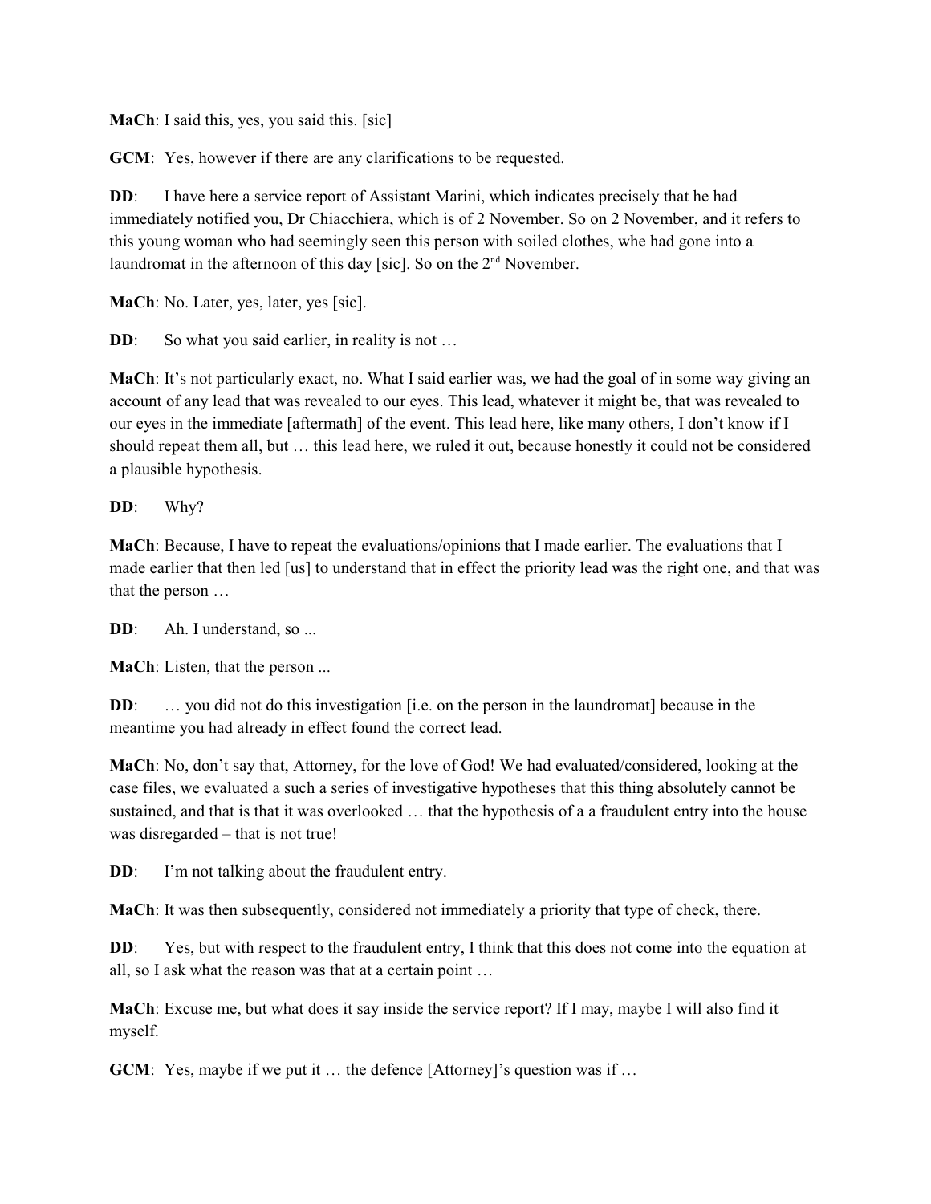**MaCh**: I said this, yes, you said this. [sic]

**GCM**: Yes, however if there are any clarifications to be requested.

**DD**: I have here a service report of Assistant Marini, which indicates precisely that he had immediately notified you, Dr Chiacchiera, which is of 2 November. So on 2 November, and it refers to this young woman who had seemingly seen this person with soiled clothes, whe had gone into a laundromat in the afternoon of this day [sic]. So on the 2nd November.

**MaCh**: No. Later, yes, later, yes [sic].

**DD**: So what you said earlier, in reality is not …

**MaCh**: It's not particularly exact, no. What I said earlier was, we had the goal of in some way giving an account of any lead that was revealed to our eyes. This lead, whatever it might be, that was revealed to our eyes in the immediate [aftermath] of the event. This lead here, like many others, I don't know if I should repeat them all, but … this lead here, we ruled it out, because honestly it could not be considered a plausible hypothesis.

**DD**: Why?

**MaCh**: Because, I have to repeat the evaluations/opinions that I made earlier. The evaluations that I made earlier that then led [us] to understand that in effect the priority lead was the right one, and that was that the person …

**DD**: Ah. I understand, so ...

**MaCh**: Listen, that the person ...

**DD**: … you did not do this investigation [i.e. on the person in the laundromat] because in the meantime you had already in effect found the correct lead.

**MaCh**: No, don't say that, Attorney, for the love of God! We had evaluated/considered, looking at the case files, we evaluated a such a series of investigative hypotheses that this thing absolutely cannot be sustained, and that is that it was overlooked … that the hypothesis of a a fraudulent entry into the house was disregarded – that is not true!

**DD**: I'm not talking about the fraudulent entry.

**MaCh**: It was then subsequently, considered not immediately a priority that type of check, there.

**DD**: Yes, but with respect to the fraudulent entry, I think that this does not come into the equation at all, so I ask what the reason was that at a certain point …

**MaCh**: Excuse me, but what does it say inside the service report? If I may, maybe I will also find it myself.

**GCM**: Yes, maybe if we put it … the defence [Attorney]'s question was if …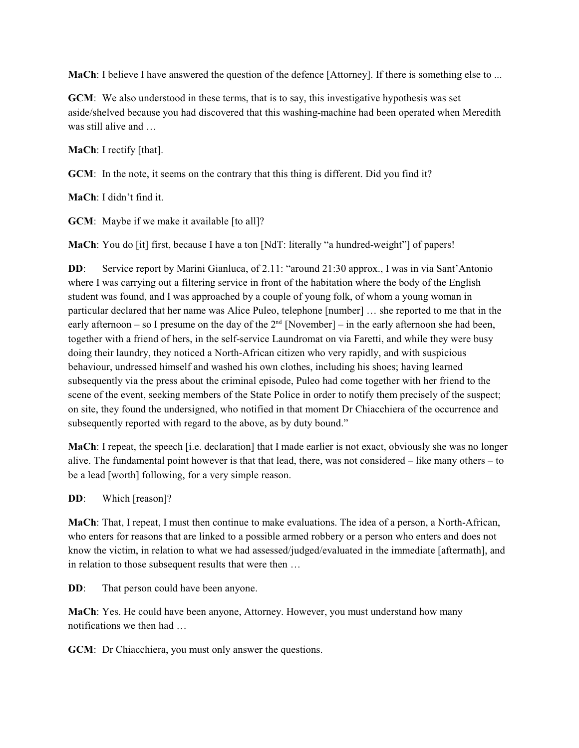**MaCh**: I believe I have answered the question of the defence [Attorney]. If there is something else to ...

**GCM**: We also understood in these terms, that is to say, this investigative hypothesis was set aside/shelved because you had discovered that this washing-machine had been operated when Meredith was still alive and …

**MaCh**: I rectify [that].

**GCM**: In the note, it seems on the contrary that this thing is different. Did you find it?

**MaCh**: I didn't find it.

**GCM**: Maybe if we make it available [to all]?

**MaCh**: You do [it] first, because I have a ton [NdT: literally "a hundred-weight"] of papers!

**DD**: Service report by Marini Gianluca, of 2.11: "around 21:30 approx., I was in via Sant'Antonio where I was carrying out a filtering service in front of the habitation where the body of the English student was found, and I was approached by a couple of young folk, of whom a young woman in particular declared that her name was Alice Puleo, telephone [number] … she reported to me that in the early afternoon – so I presume on the day of the 2nd [November] – in the early afternoon she had been, together with a friend of hers, in the self-service Laundromat on via Faretti, and while they were busy doing their laundry, they noticed a North-African citizen who very rapidly, and with suspicious behaviour, undressed himself and washed his own clothes, including his shoes; having learned subsequently via the press about the criminal episode, Puleo had come together with her friend to the scene of the event, seeking members of the State Police in order to notify them precisely of the suspect; on site, they found the undersigned, who notified in that moment Dr Chiacchiera of the occurrence and subsequently reported with regard to the above, as by duty bound."

**MaCh**: I repeat, the speech [i.e. declaration] that I made earlier is not exact, obviously she was no longer alive. The fundamental point however is that that lead, there, was not considered – like many others – to be a lead [worth] following, for a very simple reason.

**DD**: Which [reason]?

**MaCh**: That, I repeat, I must then continue to make evaluations. The idea of a person, a North-African, who enters for reasons that are linked to a possible armed robbery or a person who enters and does not know the victim, in relation to what we had assessed/judged/evaluated in the immediate [aftermath], and in relation to those subsequent results that were then …

**DD**: That person could have been anyone.

**MaCh**: Yes. He could have been anyone, Attorney. However, you must understand how many notifications we then had …

**GCM**: Dr Chiacchiera, you must only answer the questions.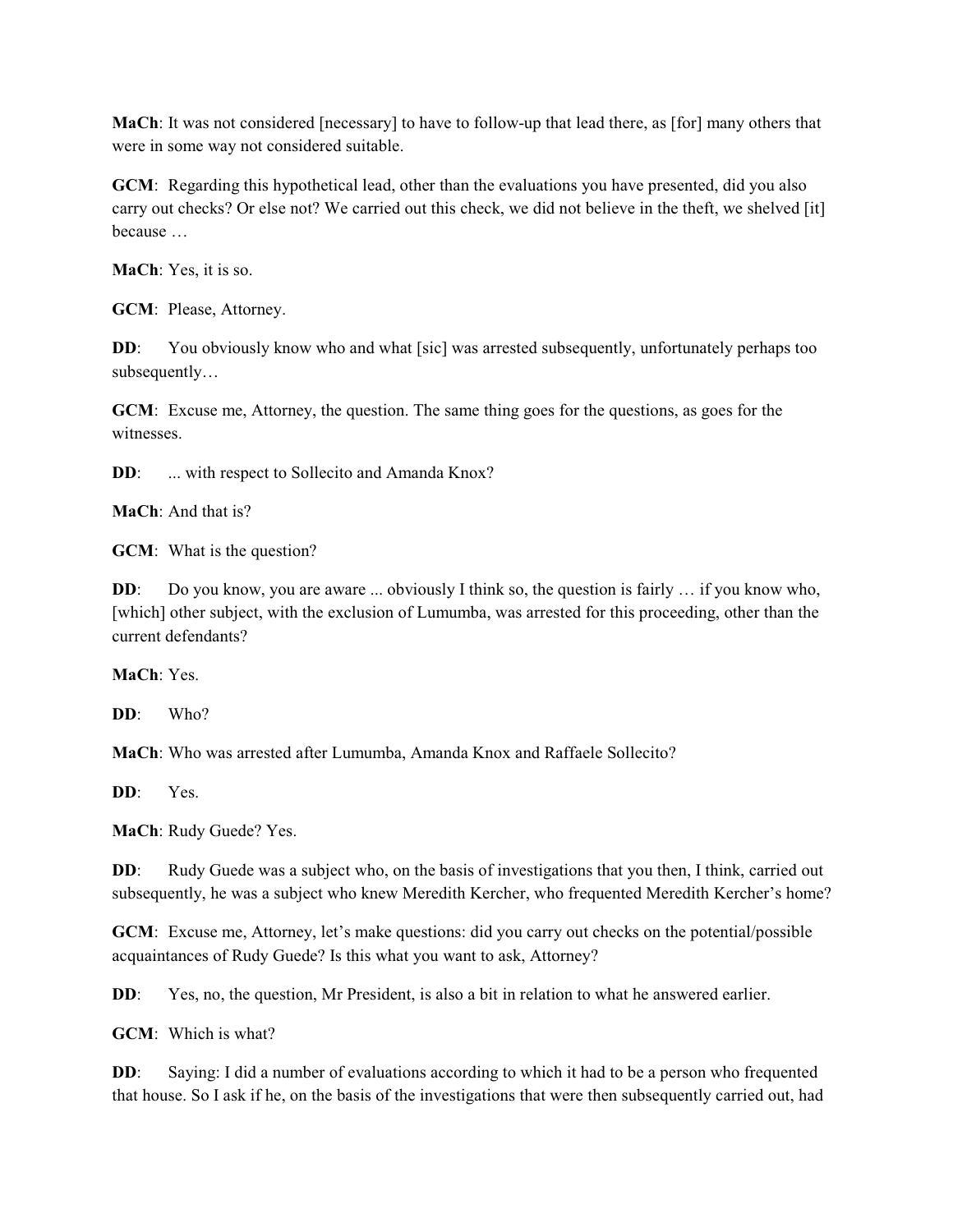**MaCh**: It was not considered [necessary] to have to follow-up that lead there, as [for] many others that were in some way not considered suitable.

**GCM**: Regarding this hypothetical lead, other than the evaluations you have presented, did you also carry out checks? Or else not? We carried out this check, we did not believe in the theft, we shelved [it] because …

**MaCh**: Yes, it is so.

**GCM**: Please, Attorney.

**DD**: You obviously know who and what [sic] was arrested subsequently, unfortunately perhaps too subsequently…

**GCM**: Excuse me, Attorney, the question. The same thing goes for the questions, as goes for the witnesses.

**DD**: ... with respect to Sollecito and Amanda Knox?

**MaCh**: And that is?

**GCM**: What is the question?

**DD**: Do you know, you are aware ... obviously I think so, the question is fairly … if you know who, [which] other subject, with the exclusion of Lumumba, was arrested for this proceeding, other than the current defendants?

**MaCh**: Yes.

**DD**: Who?

**MaCh**: Who was arrested after Lumumba, Amanda Knox and Raffaele Sollecito?

**DD**: Yes.

**MaCh**: Rudy Guede? Yes.

**DD**: Rudy Guede was a subject who, on the basis of investigations that you then, I think, carried out subsequently, he was a subject who knew Meredith Kercher, who frequented Meredith Kercher's home?

**GCM**: Excuse me, Attorney, let's make questions: did you carry out checks on the potential/possible acquaintances of Rudy Guede? Is this what you want to ask, Attorney?

**DD**: Yes, no, the question, Mr President, is also a bit in relation to what he answered earlier.

**GCM**: Which is what?

**DD**: Saying: I did a number of evaluations according to which it had to be a person who frequented that house. So I ask if he, on the basis of the investigations that were then subsequently carried out, had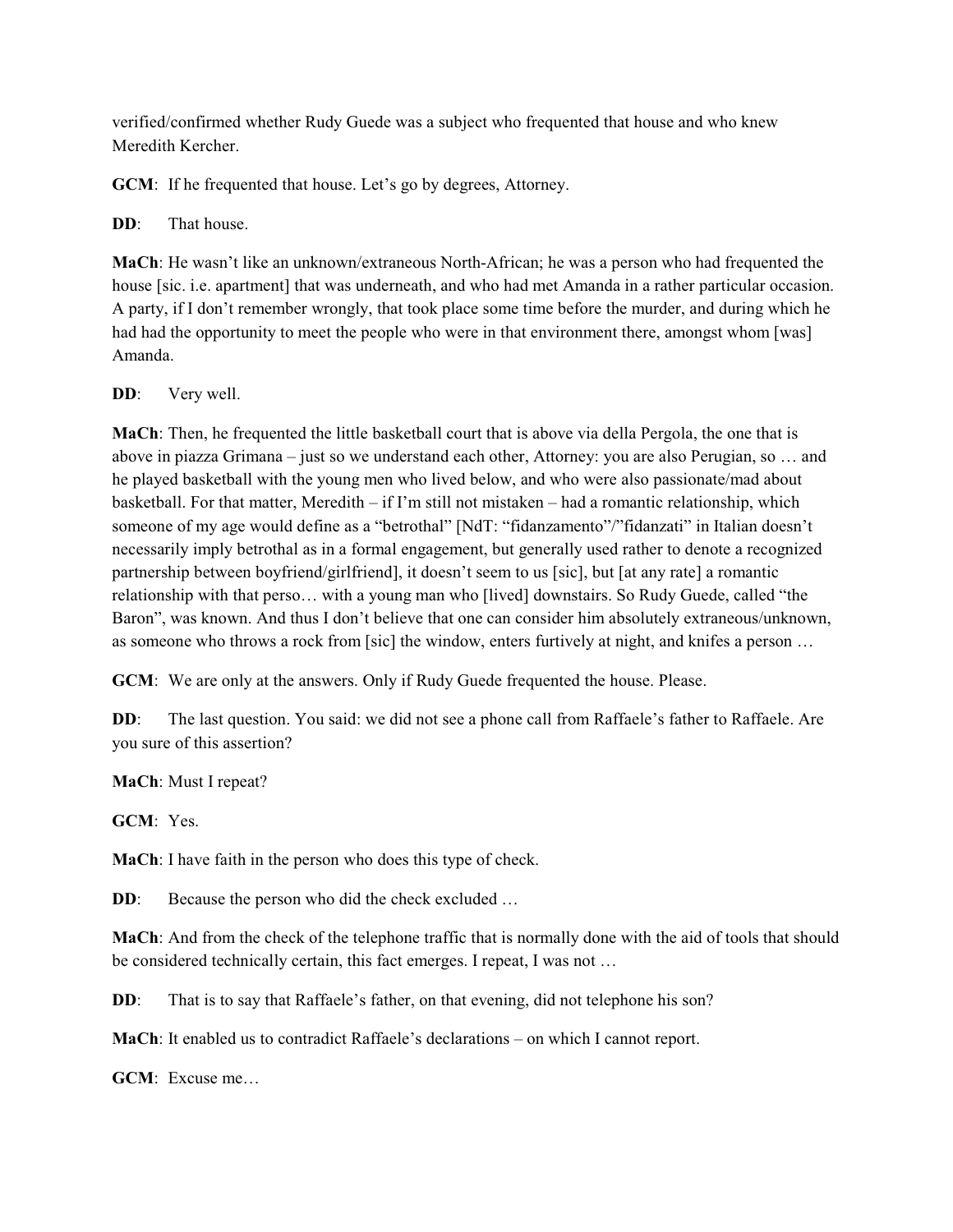verified/confirmed whether Rudy Guede was a subject who frequented that house and who knew Meredith Kercher.

**GCM**: If he frequented that house. Let's go by degrees, Attorney.

**DD**: That house.

**MaCh**: He wasn't like an unknown/extraneous North-African; he was a person who had frequented the house [sic. i.e. apartment] that was underneath, and who had met Amanda in a rather particular occasion. A party, if I don't remember wrongly, that took place some time before the murder, and during which he had had the opportunity to meet the people who were in that environment there, amongst whom [was] Amanda.

**DD**: Very well.

**MaCh**: Then, he frequented the little basketball court that is above via della Pergola, the one that is above in piazza Grimana – just so we understand each other, Attorney: you are also Perugian, so … and he played basketball with the young men who lived below, and who were also passionate/mad about basketball. For that matter, Meredith – if I'm still not mistaken – had a romantic relationship, which someone of my age would define as a "betrothal" [NdT: "fidanzamento"/"fidanzati" in Italian doesn't necessarily imply betrothal as in a formal engagement, but generally used rather to denote a recognized partnership between boyfriend/girlfriend], it doesn't seem to us [sic], but [at any rate] a romantic relationship with that perso… with a young man who [lived] downstairs. So Rudy Guede, called "the Baron", was known. And thus I don't believe that one can consider him absolutely extraneous/unknown, as someone who throws a rock from [sic] the window, enters furtively at night, and knifes a person …

**GCM**: We are only at the answers. Only if Rudy Guede frequented the house. Please.

**DD**: The last question. You said: we did not see a phone call from Raffaele's father to Raffaele. Are you sure of this assertion?

**MaCh**: Must I repeat?

**GCM**: Yes.

**MaCh**: I have faith in the person who does this type of check.

**DD**: Because the person who did the check excluded …

**MaCh**: And from the check of the telephone traffic that is normally done with the aid of tools that should be considered technically certain, this fact emerges. I repeat, I was not …

**DD**: That is to say that Raffaele's father, on that evening, did not telephone his son?

**MaCh**: It enabled us to contradict Raffaele's declarations – on which I cannot report.

**GCM**: Excuse me…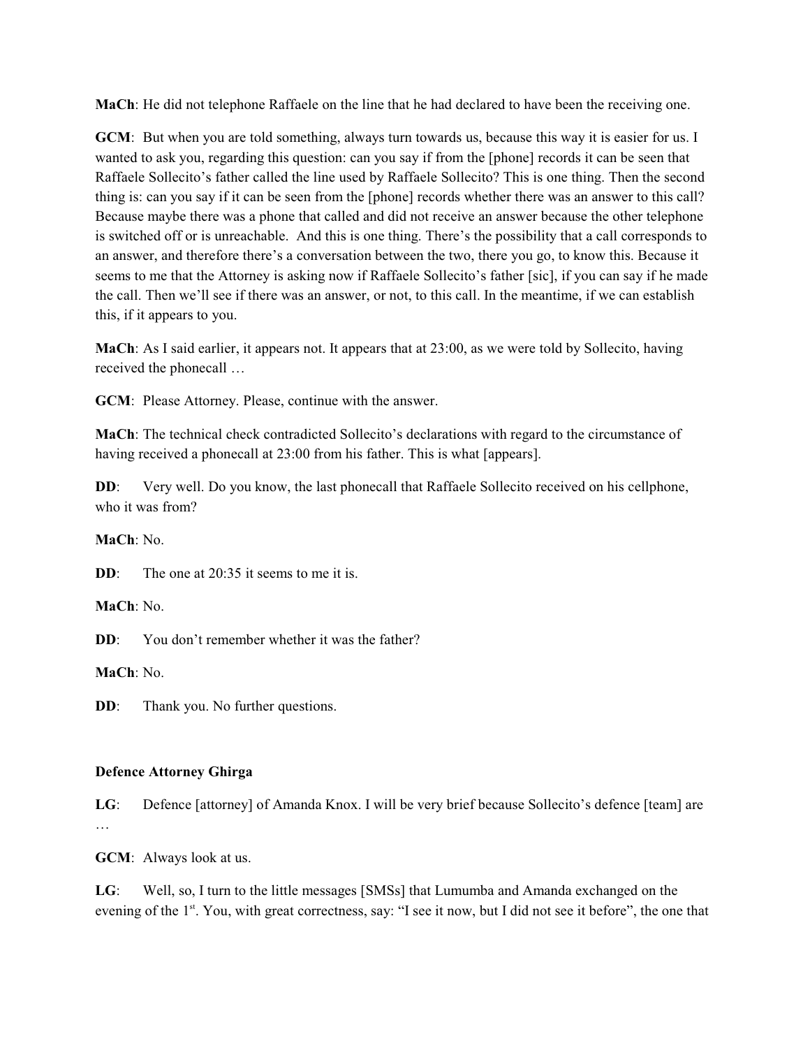**MaCh**: He did not telephone Raffaele on the line that he had declared to have been the receiving one.

**GCM**: But when you are told something, always turn towards us, because this way it is easier for us. I wanted to ask you, regarding this question: can you say if from the [phone] records it can be seen that Raffaele Sollecito's father called the line used by Raffaele Sollecito? This is one thing. Then the second thing is: can you say if it can be seen from the [phone] records whether there was an answer to this call? Because maybe there was a phone that called and did not receive an answer because the other telephone is switched off or is unreachable. And this is one thing. There's the possibility that a call corresponds to an answer, and therefore there's a conversation between the two, there you go, to know this. Because it seems to me that the Attorney is asking now if Raffaele Sollecito's father [sic], if you can say if he made the call. Then we'll see if there was an answer, or not, to this call. In the meantime, if we can establish this, if it appears to you.

**MaCh**: As I said earlier, it appears not. It appears that at 23:00, as we were told by Sollecito, having received the phonecall …

**GCM**: Please Attorney. Please, continue with the answer.

**MaCh**: The technical check contradicted Sollecito's declarations with regard to the circumstance of having received a phonecall at 23:00 from his father. This is what [appears].

**DD**: Very well. Do you know, the last phonecall that Raffaele Sollecito received on his cellphone, who it was from?

**MaCh**: No.

**DD**: The one at 20:35 it seems to me it is.

**MaCh**: No.

**DD**: You don't remember whether it was the father?

**MaCh**: No.

**DD**: Thank you. No further questions.

**Defence Attorney Ghirga**

**LG**: Defence [attorney] of Amanda Knox. I will be very brief because Sollecito's defence [team] are …

**GCM**: Always look at us.

**LG**: Well, so, I turn to the little messages [SMSs] that Lumumba and Amanda exchanged on the evening of the 1st. You, with great correctness, say: "I see it now, but I did not see it before", the one that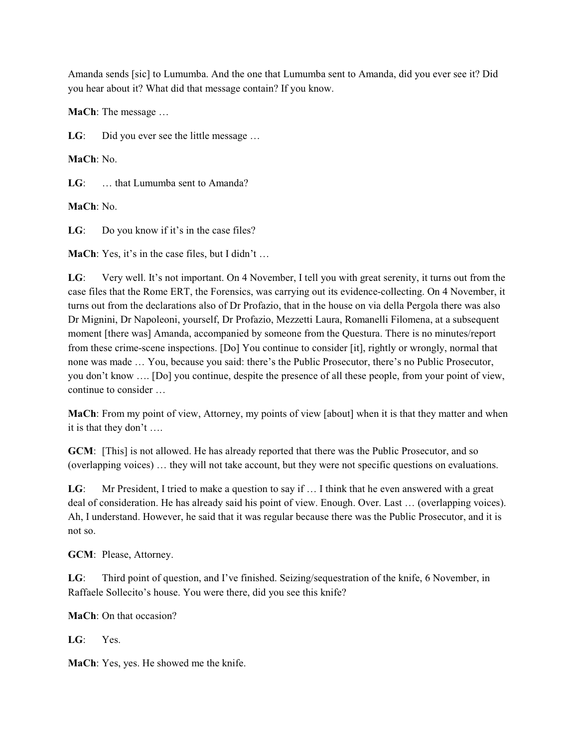Amanda sends [sic] to Lumumba. And the one that Lumumba sent to Amanda, did you ever see it? Did you hear about it? What did that message contain? If you know.

**MaCh**: The message …

**LG**: Did you ever see the little message …

**MaCh**: No.

**LG**: … that Lumumba sent to Amanda?

**MaCh**: No.

**LG**: Do you know if it's in the case files?

**MaCh**: Yes, it's in the case files, but I didn't …

**LG**: Very well. It's not important. On 4 November, I tell you with great serenity, it turns out from the case files that the Rome ERT, the Forensics, was carrying out its evidence-collecting. On 4 November, it turns out from the declarations also of Dr Profazio, that in the house on via della Pergola there was also Dr Mignini, Dr Napoleoni, yourself, Dr Profazio, Mezzetti Laura, Romanelli Filomena, at a subsequent moment [there was] Amanda, accompanied by someone from the Questura. There is no minutes/report from these crime-scene inspections. [Do] You continue to consider [it], rightly or wrongly, normal that none was made … You, because you said: there's the Public Prosecutor, there's no Public Prosecutor, you don't know …. [Do] you continue, despite the presence of all these people, from your point of view, continue to consider …

**MaCh**: From my point of view, Attorney, my points of view [about] when it is that they matter and when it is that they don't ….

**GCM**: [This] is not allowed. He has already reported that there was the Public Prosecutor, and so (overlapping voices) … they will not take account, but they were not specific questions on evaluations.

**LG**: Mr President, I tried to make a question to say if … I think that he even answered with a great deal of consideration. He has already said his point of view. Enough. Over. Last … (overlapping voices). Ah, I understand. However, he said that it was regular because there was the Public Prosecutor, and it is not so.

**GCM**: Please, Attorney.

**LG**: Third point of question, and I've finished. Seizing/sequestration of the knife, 6 November, in Raffaele Sollecito's house. You were there, did you see this knife?

**MaCh**: On that occasion?

**LG**: Yes.

**MaCh**: Yes, yes. He showed me the knife.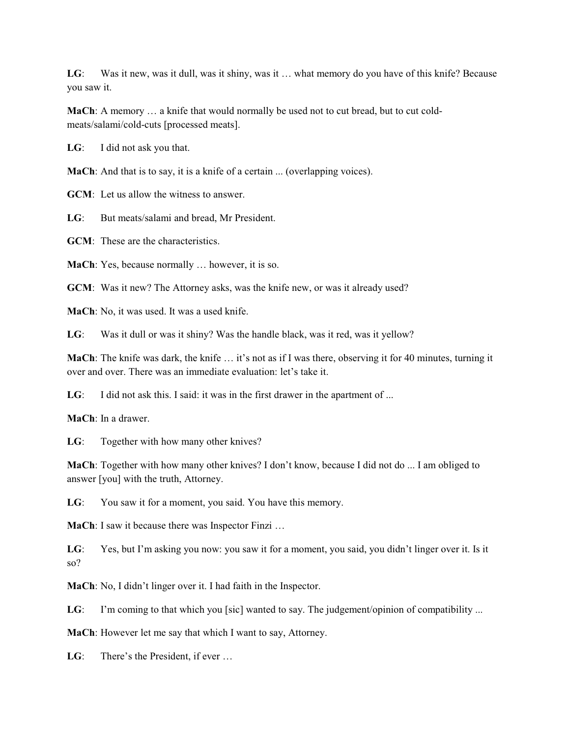**LG**: Was it new, was it dull, was it shiny, was it … what memory do you have of this knife? Because you saw it.

**MaCh**: A memory … a knife that would normally be used not to cut bread, but to cut cold-meats/salami/cold-cuts [processed meats].

**LG**: I did not ask you that.

**MaCh**: And that is to say, it is a knife of a certain ... (overlapping voices).

**GCM**: Let us allow the witness to answer.

**LG**: But meats/salami and bread, Mr President.

**GCM**: These are the characteristics.

**MaCh**: Yes, because normally … however, it is so.

**GCM**: Was it new? The Attorney asks, was the knife new, or was it already used?

**MaCh**: No, it was used. It was a used knife.

**LG**: Was it dull or was it shiny? Was the handle black, was it red, was it yellow?

**MaCh**: The knife was dark, the knife … it's not as if I was there, observing it for 40 minutes, turning it over and over. There was an immediate evaluation: let's take it.

**LG**: I did not ask this. I said: it was in the first drawer in the apartment of ...

**MaCh**: In a drawer.

**LG**: Together with how many other knives?

**MaCh**: Together with how many other knives? I don't know, because I did not do ... I am obliged to answer [you] with the truth, Attorney.

**LG**: You saw it for a moment, you said. You have this memory.

**MaCh**: I saw it because there was Inspector Finzi …

**LG**: Yes, but I'm asking you now: you saw it for a moment, you said, you didn't linger over it. Is it so?

**MaCh**: No, I didn't linger over it. I had faith in the Inspector.

**LG**: I'm coming to that which you [sic] wanted to say. The judgement/opinion of compatibility ...

**MaCh**: However let me say that which I want to say, Attorney.

**LG**: There's the President, if ever …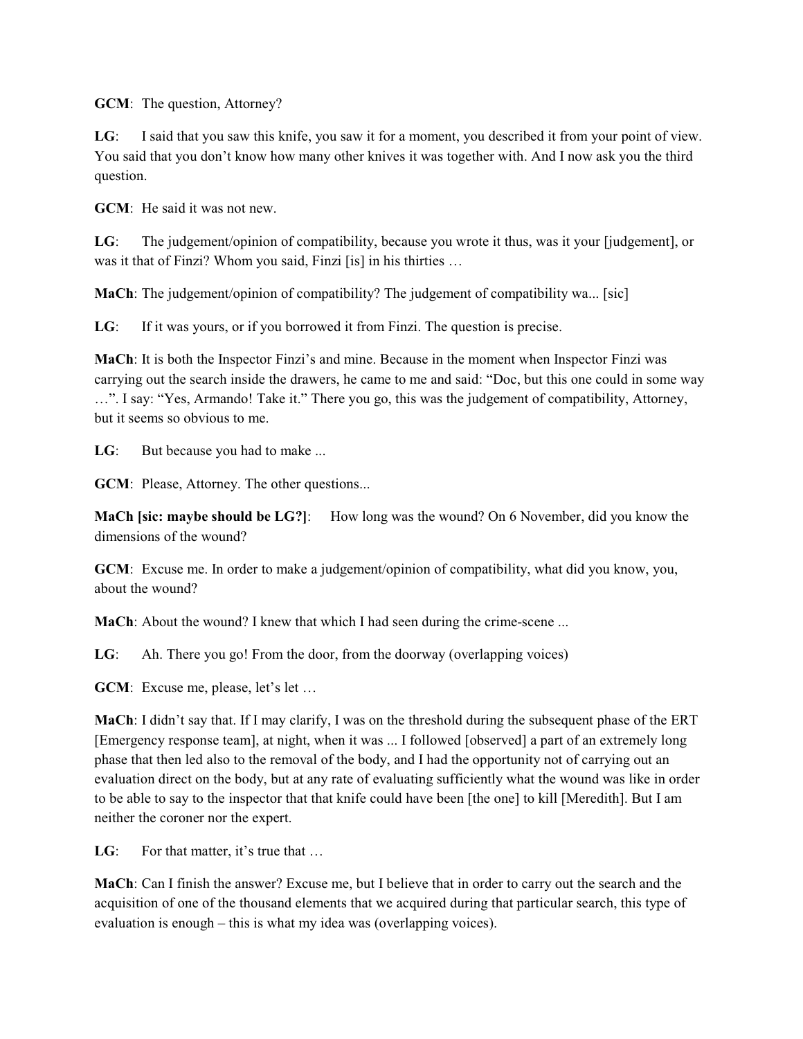**GCM**: The question, Attorney?

**LG**: I said that you saw this knife, you saw it for a moment, you described it from your point of view. You said that you don't know how many other knives it was together with. And I now ask you the third question.

**GCM**: He said it was not new.

**LG**: The judgement/opinion of compatibility, because you wrote it thus, was it your [judgement], or was it that of Finzi? Whom you said, Finzi [is] in his thirties …

**MaCh**: The judgement/opinion of compatibility? The judgement of compatibility wa... [sic]

**LG**: If it was yours, or if you borrowed it from Finzi. The question is precise.

**MaCh**: It is both the Inspector Finzi's and mine. Because in the moment when Inspector Finzi was carrying out the search inside the drawers, he came to me and said: "Doc, but this one could in some way …". I say: "Yes, Armando! Take it." There you go, this was the judgement of compatibility, Attorney, but it seems so obvious to me.

**LG**: But because you had to make ...

**GCM**: Please, Attorney. The other questions...

**MaCh [sic: maybe should be LG?]**: How long was the wound? On 6 November, did you know the dimensions of the wound?

**GCM**: Excuse me. In order to make a judgement/opinion of compatibility, what did you know, you, about the wound?

**MaCh**: About the wound? I knew that which I had seen during the crime-scene ...

**LG**: Ah. There you go! From the door, from the doorway (overlapping voices)

**GCM**: Excuse me, please, let's let …

**MaCh**: I didn't say that. If I may clarify, I was on the threshold during the subsequent phase of the ERT [Emergency response team], at night, when it was ... I followed [observed] a part of an extremely long phase that then led also to the removal of the body, and I had the opportunity not of carrying out an evaluation direct on the body, but at any rate of evaluating sufficiently what the wound was like in order to be able to say to the inspector that that knife could have been [the one] to kill [Meredith]. But I am neither the coroner nor the expert.

**LG**: For that matter, it's true that …

**MaCh**: Can I finish the answer? Excuse me, but I believe that in order to carry out the search and the acquisition of one of the thousand elements that we acquired during that particular search, this type of evaluation is enough – this is what my idea was (overlapping voices).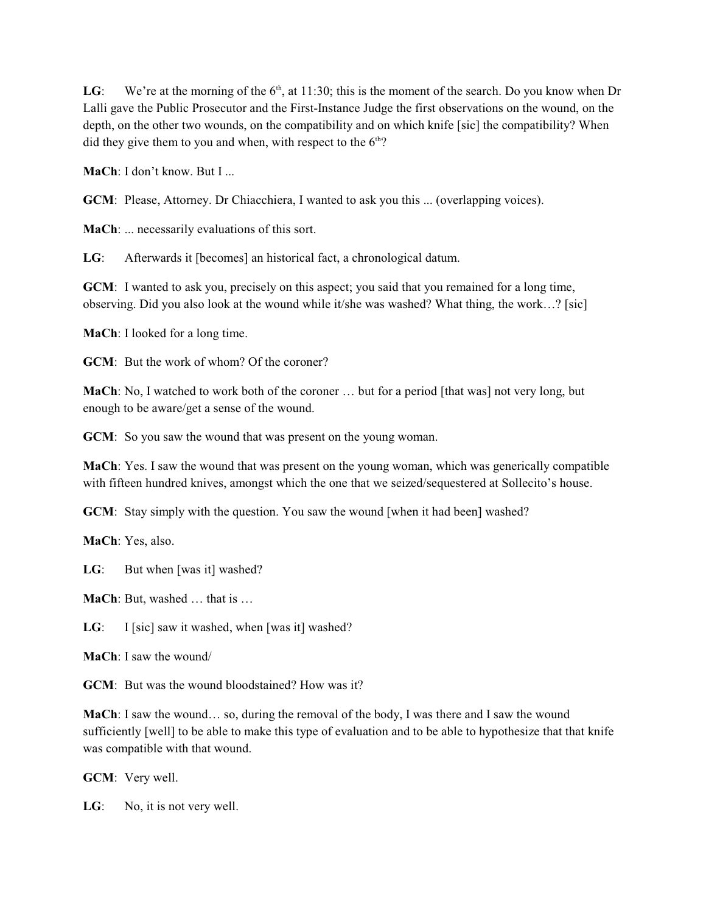**LG**: We're at the morning of the 6th, at 11:30; this is the moment of the search. Do you know when Dr Lalli gave the Public Prosecutor and the First-Instance Judge the first observations on the wound, on the depth, on the other two wounds, on the compatibility and on which knife [sic] the compatibility? When did they give them to you and when, with respect to the 6th?

**MaCh**: I don't know. But I ...

**GCM**: Please, Attorney. Dr Chiacchiera, I wanted to ask you this ... (overlapping voices).

**MaCh**: ... necessarily evaluations of this sort.

**LG**: Afterwards it [becomes] an historical fact, a chronological datum.

**GCM**: I wanted to ask you, precisely on this aspect; you said that you remained for a long time, observing. Did you also look at the wound while it/she was washed? What thing, the work…? [sic]

**MaCh**: I looked for a long time.

**GCM**: But the work of whom? Of the coroner?

**MaCh**: No, I watched to work both of the coroner … but for a period [that was] not very long, but enough to be aware/get a sense of the wound.

**GCM**: So you saw the wound that was present on the young woman.

**MaCh**: Yes. I saw the wound that was present on the young woman, which was generically compatible with fifteen hundred knives, amongst which the one that we seized/sequestered at Sollecito's house.

**GCM**: Stay simply with the question. You saw the wound [when it had been] washed?

**MaCh**: Yes, also.

**LG**: But when [was it] washed?

**MaCh**: But, washed … that is …

**LG**: I [sic] saw it washed, when [was it] washed?

**MaCh**: I saw the wound/

**GCM**: But was the wound bloodstained? How was it?

**MaCh**: I saw the wound… so, during the removal of the body, I was there and I saw the wound sufficiently [well] to be able to make this type of evaluation and to be able to hypothesize that that knife was compatible with that wound.

**GCM**: Very well.

**LG**: No, it is not very well.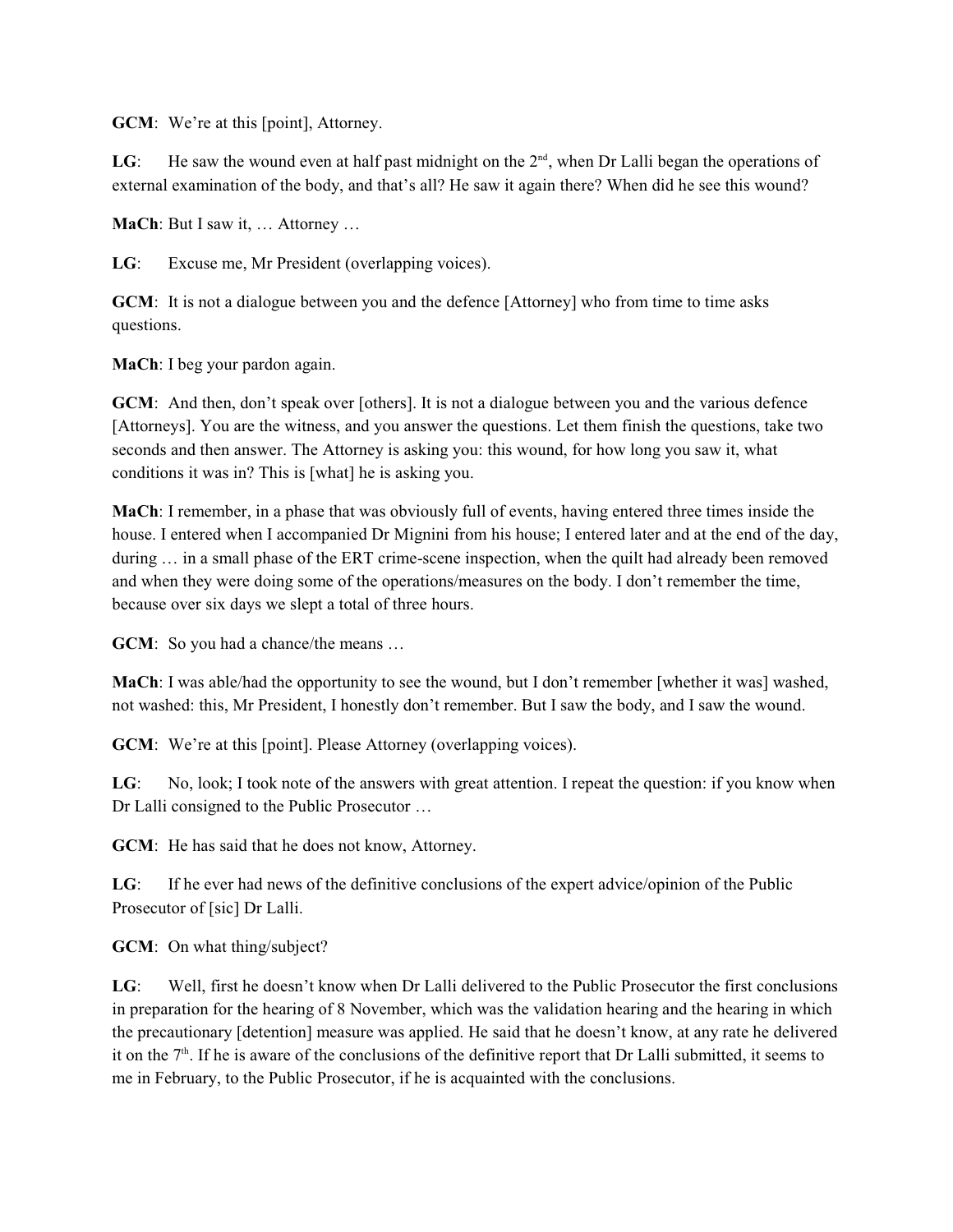**GCM**: We're at this [point], Attorney.

**LG**: He saw the wound even at half past midnight on the 2nd, when Dr Lalli began the operations of external examination of the body, and that's all? He saw it again there? When did he see this wound?

**MaCh**: But I saw it, … Attorney …

**LG**: Excuse me, Mr President (overlapping voices).

**GCM**: It is not a dialogue between you and the defence [Attorney] who from time to time asks questions.

**MaCh**: I beg your pardon again.

**GCM**: And then, don't speak over [others]. It is not a dialogue between you and the various defence [Attorneys]. You are the witness, and you answer the questions. Let them finish the questions, take two seconds and then answer. The Attorney is asking you: this wound, for how long you saw it, what conditions it was in? This is [what] he is asking you.

**MaCh**: I remember, in a phase that was obviously full of events, having entered three times inside the house. I entered when I accompanied Dr Mignini from his house; I entered later and at the end of the day, during … in a small phase of the ERT crime-scene inspection, when the quilt had already been removed and when they were doing some of the operations/measures on the body. I don't remember the time, because over six days we slept a total of three hours.

**GCM**: So you had a chance/the means …

**MaCh**: I was able/had the opportunity to see the wound, but I don't remember [whether it was] washed, not washed: this, Mr President, I honestly don't remember. But I saw the body, and I saw the wound.

**GCM**: We're at this [point]. Please Attorney (overlapping voices).

**LG**: No, look; I took note of the answers with great attention. I repeat the question: if you know when Dr Lalli consigned to the Public Prosecutor …

**GCM**: He has said that he does not know, Attorney.

**LG**: If he ever had news of the definitive conclusions of the expert advice/opinion of the Public Prosecutor of [sic] Dr Lalli.

**GCM**: On what thing/subject?

**LG**: Well, first he doesn't know when Dr Lalli delivered to the Public Prosecutor the first conclusions in preparation for the hearing of 8 November, which was the validation hearing and the hearing in which the precautionary [detention] measure was applied. He said that he doesn't know, at any rate he delivered it on the 7th. If he is aware of the conclusions of the definitive report that Dr Lalli submitted, it seems to me in February, to the Public Prosecutor, if he is acquainted with the conclusions.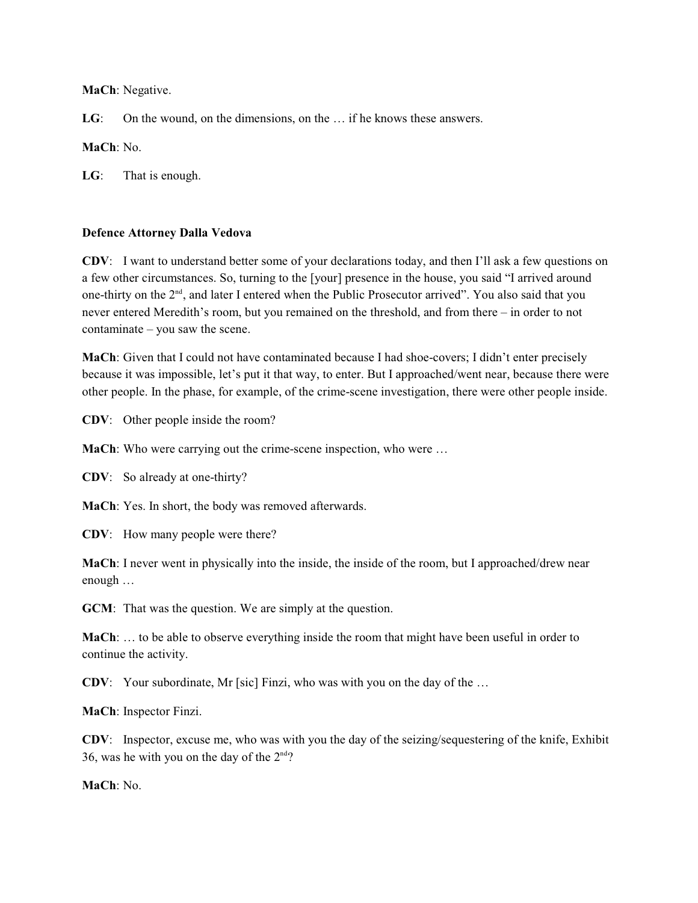**MaCh**: Negative.

**LG**: On the wound, on the dimensions, on the … if he knows these answers.

**MaCh**: No.

**LG**: That is enough.

**Defence Attorney Dalla Vedova**

**CDV**: I want to understand better some of your declarations today, and then I'll ask a few questions on a few other circumstances. So, turning to the [your] presence in the house, you said "I arrived around one-thirty on the 2nd, and later I entered when the Public Prosecutor arrived". You also said that you never entered Meredith's room, but you remained on the threshold, and from there – in order to not contaminate – you saw the scene.

**MaCh**: Given that I could not have contaminated because I had shoe-covers; I didn't enter precisely because it was impossible, let's put it that way, to enter. But I approached/went near, because there were other people. In the phase, for example, of the crime-scene investigation, there were other people inside.

**CDV**: Other people inside the room?

**MaCh**: Who were carrying out the crime-scene inspection, who were …

**CDV**: So already at one-thirty?

**MaCh**: Yes. In short, the body was removed afterwards.

**CDV**: How many people were there?

**MaCh**: I never went in physically into the inside, the inside of the room, but I approached/drew near enough …

**GCM**: That was the question. We are simply at the question.

**MaCh**: … to be able to observe everything inside the room that might have been useful in order to continue the activity.

**CDV**: Your subordinate, Mr [sic] Finzi, who was with you on the day of the …

**MaCh**: Inspector Finzi.

**CDV**: Inspector, excuse me, who was with you the day of the seizing/sequestering of the knife, Exhibit 36, was he with you on the day of the 2nd?

**MaCh**: No.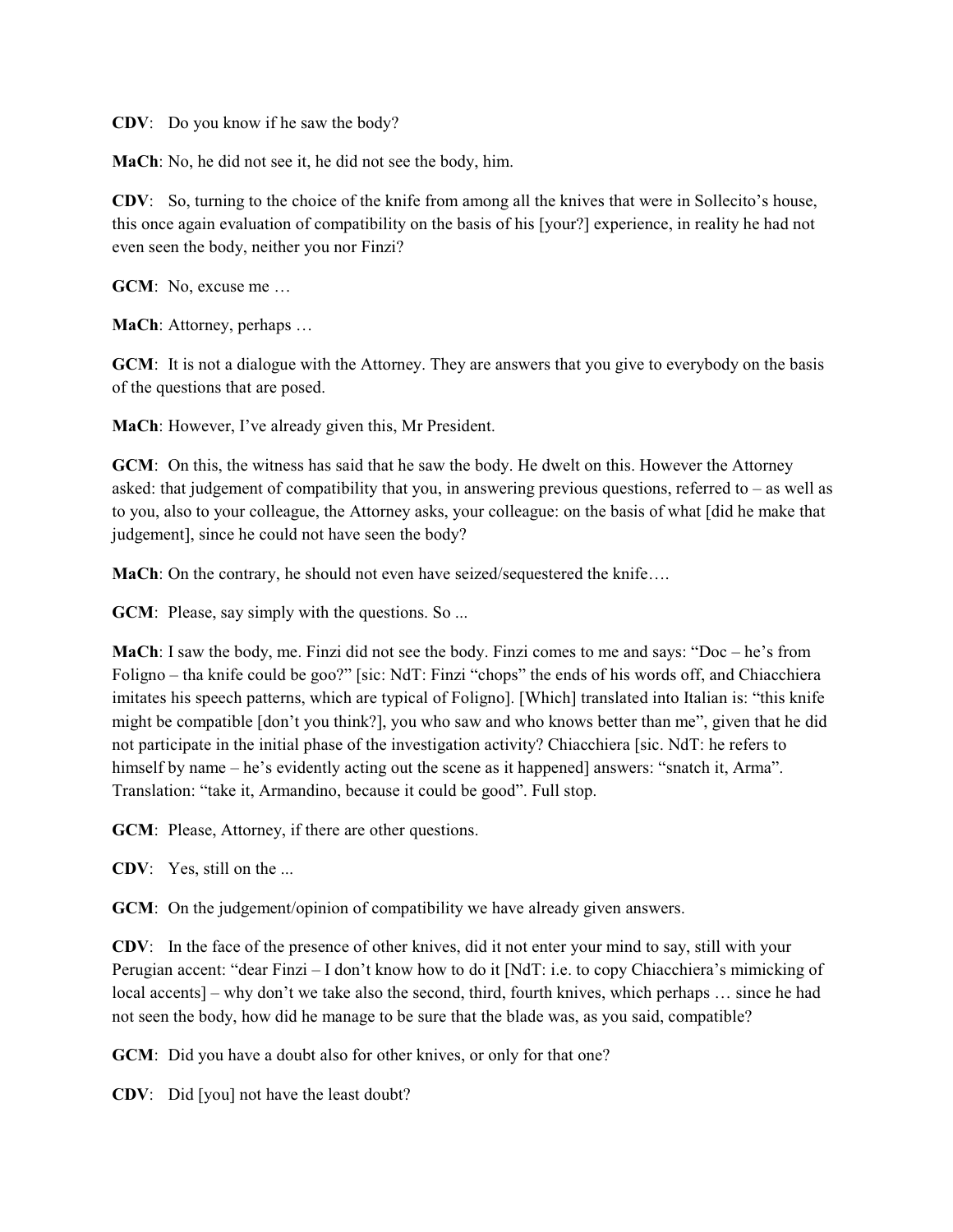**CDV**: Do you know if he saw the body?

**MaCh**: No, he did not see it, he did not see the body, him.

**CDV**: So, turning to the choice of the knife from among all the knives that were in Sollecito's house, this once again evaluation of compatibility on the basis of his [your?] experience, in reality he had not even seen the body, neither you nor Finzi?

**GCM**: No, excuse me …

**MaCh**: Attorney, perhaps …

**GCM**: It is not a dialogue with the Attorney. They are answers that you give to everybody on the basis of the questions that are posed.

**MaCh**: However, I've already given this, Mr President.

**GCM**: On this, the witness has said that he saw the body. He dwelt on this. However the Attorney asked: that judgement of compatibility that you, in answering previous questions, referred to – as well as to you, also to your colleague, the Attorney asks, your colleague: on the basis of what [did he make that judgement], since he could not have seen the body?

**MaCh**: On the contrary, he should not even have seized/sequestered the knife….

**GCM**: Please, say simply with the questions. So ...

**MaCh**: I saw the body, me. Finzi did not see the body. Finzi comes to me and says: "Doc – he's from Foligno – tha knife could be goo?" [sic: NdT: Finzi "chops" the ends of his words off, and Chiacchiera imitates his speech patterns, which are typical of Foligno]. [Which] translated into Italian is: "this knife might be compatible [don't you think?], you who saw and who knows better than me", given that he did not participate in the initial phase of the investigation activity? Chiacchiera [sic. NdT: he refers to himself by name – he's evidently acting out the scene as it happened] answers: "snatch it, Arma". Translation: "take it, Armandino, because it could be good". Full stop.

**GCM**: Please, Attorney, if there are other questions.

**CDV**: Yes, still on the ...

**GCM**: On the judgement/opinion of compatibility we have already given answers.

**CDV**: In the face of the presence of other knives, did it not enter your mind to say, still with your Perugian accent: "dear Finzi – I don't know how to do it [NdT: i.e. to copy Chiacchiera's mimicking of local accents] – why don't we take also the second, third, fourth knives, which perhaps … since he had not seen the body, how did he manage to be sure that the blade was, as you said, compatible?

**GCM**: Did you have a doubt also for other knives, or only for that one?

**CDV**: Did [you] not have the least doubt?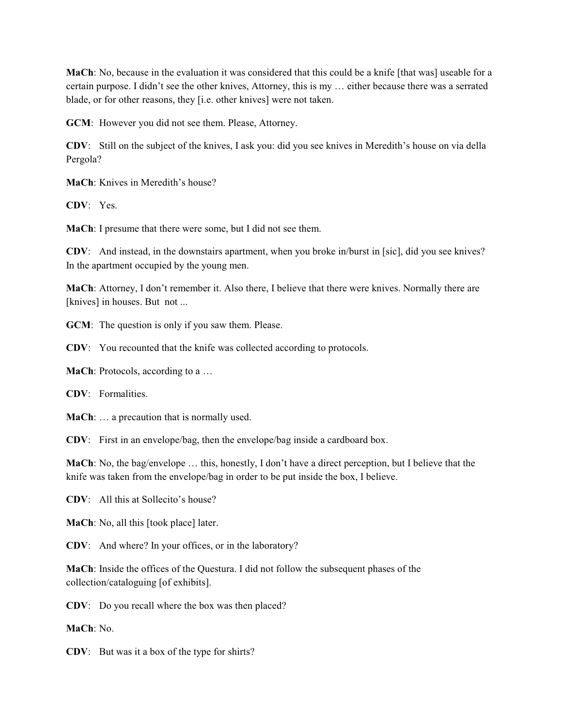**MaCh**: No, because in the evaluation it was considered that this could be a knife [that was] useable for a certain purpose. I didn't see the other knives, Attorney, this is my … either because there was a serrated blade, or for other reasons, they [i.e. other knives] were not taken.

**GCM**: However you did not see them. Please, Attorney.

**CDV**: Still on the subject of the knives, I ask you: did you see knives in Meredith's house on via della Pergola?

**MaCh**: Knives in Meredith's house?

**CDV**: Yes.

**MaCh**: I presume that there were some, but I did not see them.

**CDV**: And instead, in the downstairs apartment, when you broke in/burst in [sic], did you see knives? In the apartment occupied by the young men.

**MaCh**: Attorney, I don't remember it. Also there, I believe that there were knives. Normally there are [knives] in houses. But not ...

**GCM**: The question is only if you saw them. Please.

**CDV**: You recounted that the knife was collected according to protocols.

**MaCh**: Protocols, according to a …

**CDV**: Formalities.

**MaCh**: … a precaution that is normally used.

**CDV**: First in an envelope/bag, then the envelope/bag inside a cardboard box.

**MaCh**: No, the bag/envelope … this, honestly, I don't have a direct perception, but I believe that the knife was taken from the envelope/bag in order to be put inside the box, I believe.

**CDV**: All this at Sollecito's house?

**MaCh**: No, all this [took place] later.

**CDV**: And where? In your offices, or in the laboratory?

**MaCh**: Inside the offices of the Questura. I did not follow the subsequent phases of the collection/cataloguing [of exhibits].

**CDV**: Do you recall where the box was then placed?

**MaCh**: No.

**CDV**: But was it a box of the type for shirts?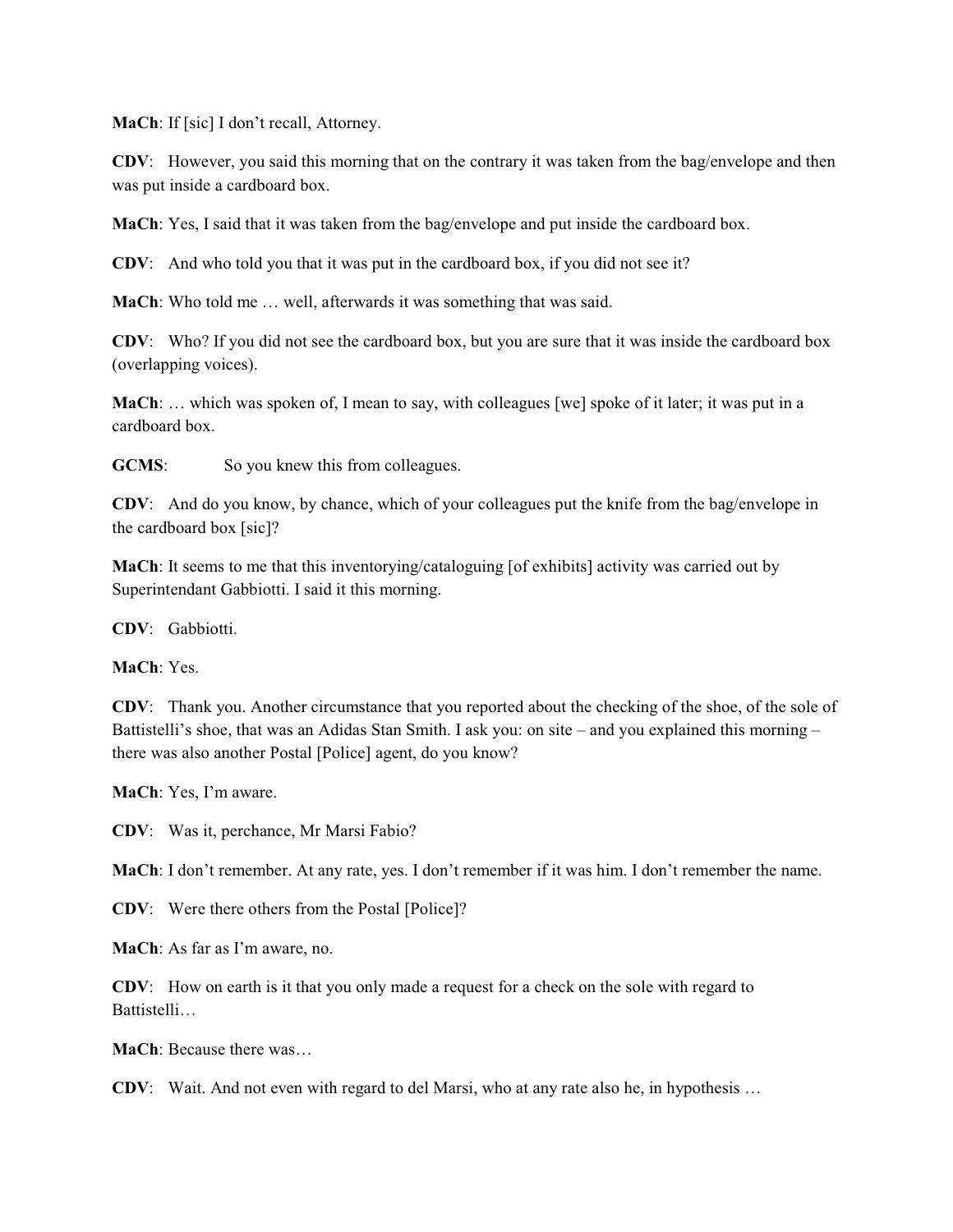**MaCh**: If [sic] I don't recall, Attorney.

**CDV**: However, you said this morning that on the contrary it was taken from the bag/envelope and then was put inside a cardboard box.

**MaCh**: Yes, I said that it was taken from the bag/envelope and put inside the cardboard box.

**CDV**: And who told you that it was put in the cardboard box, if you did not see it?

**MaCh**: Who told me … well, afterwards it was something that was said.

**CDV**: Who? If you did not see the cardboard box, but you are sure that it was inside the cardboard box (overlapping voices).

**MaCh**: … which was spoken of, I mean to say, with colleagues [we] spoke of it later; it was put in a cardboard box.

**GCMS**: So you knew this from colleagues.

**CDV**: And do you know, by chance, which of your colleagues put the knife from the bag/envelope in the cardboard box [sic]?

**MaCh**: It seems to me that this inventorying/cataloguing [of exhibits] activity was carried out by Superintendant Gabbiotti. I said it this morning.

**CDV**: Gabbiotti.

**MaCh**: Yes.

**CDV**: Thank you. Another circumstance that you reported about the checking of the shoe, of the sole of Battistelli's shoe, that was an Adidas Stan Smith. I ask you: on site – and you explained this morning – there was also another Postal [Police] agent, do you know?

**MaCh**: Yes, I'm aware.

**CDV**: Was it, perchance, Mr Marsi Fabio?

**MaCh**: I don't remember. At any rate, yes. I don't remember if it was him. I don't remember the name.

**CDV**: Were there others from the Postal [Police]?

**MaCh**: As far as I'm aware, no.

**CDV**: How on earth is it that you only made a request for a check on the sole with regard to Battistelli…

**MaCh**: Because there was…

**CDV**: Wait. And not even with regard to del Marsi, who at any rate also he, in hypothesis …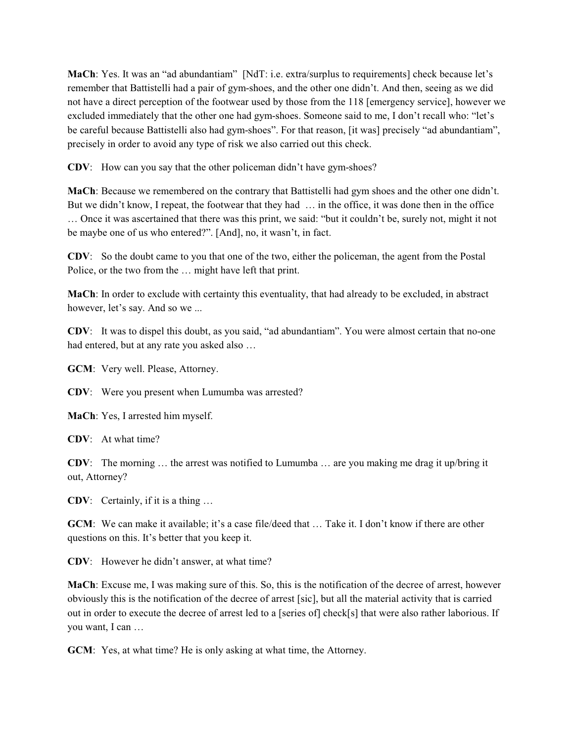**MaCh**: Yes. It was an "ad abundantiam" [NdT: i.e. extra/surplus to requirements] check because let's remember that Battistelli had a pair of gym-shoes, and the other one didn't. And then, seeing as we did not have a direct perception of the footwear used by those from the 118 [emergency service], however we excluded immediately that the other one had gym-shoes. Someone said to me, I don't recall who: "let's be careful because Battistelli also had gym-shoes". For that reason, [it was] precisely "ad abundantiam", precisely in order to avoid any type of risk we also carried out this check.

**CDV**: How can you say that the other policeman didn't have gym-shoes?

**MaCh**: Because we remembered on the contrary that Battistelli had gym shoes and the other one didn't. But we didn't know, I repeat, the footwear that they had … in the office, it was done then in the office … Once it was ascertained that there was this print, we said: "but it couldn't be, surely not, might it not be maybe one of us who entered?". [And], no, it wasn't, in fact.

**CDV**: So the doubt came to you that one of the two, either the policeman, the agent from the Postal Police, or the two from the … might have left that print.

**MaCh**: In order to exclude with certainty this eventuality, that had already to be excluded, in abstract however, let's say. And so we ...

**CDV**: It was to dispel this doubt, as you said, "ad abundantiam". You were almost certain that no-one had entered, but at any rate you asked also …

**GCM**: Very well. Please, Attorney.

**CDV**: Were you present when Lumumba was arrested?

**MaCh**: Yes, I arrested him myself.

**CDV**: At what time?

**CDV**: The morning … the arrest was notified to Lumumba … are you making me drag it up/bring it out, Attorney?

**CDV**: Certainly, if it is a thing …

**GCM**: We can make it available; it's a case file/deed that … Take it. I don't know if there are other questions on this. It's better that you keep it.

**CDV**: However he didn't answer, at what time?

**MaCh**: Excuse me, I was making sure of this. So, this is the notification of the decree of arrest, however obviously this is the notification of the decree of arrest [sic], but all the material activity that is carried out in order to execute the decree of arrest led to a [series of] check[s] that were also rather laborious. If you want, I can …

**GCM**: Yes, at what time? He is only asking at what time, the Attorney.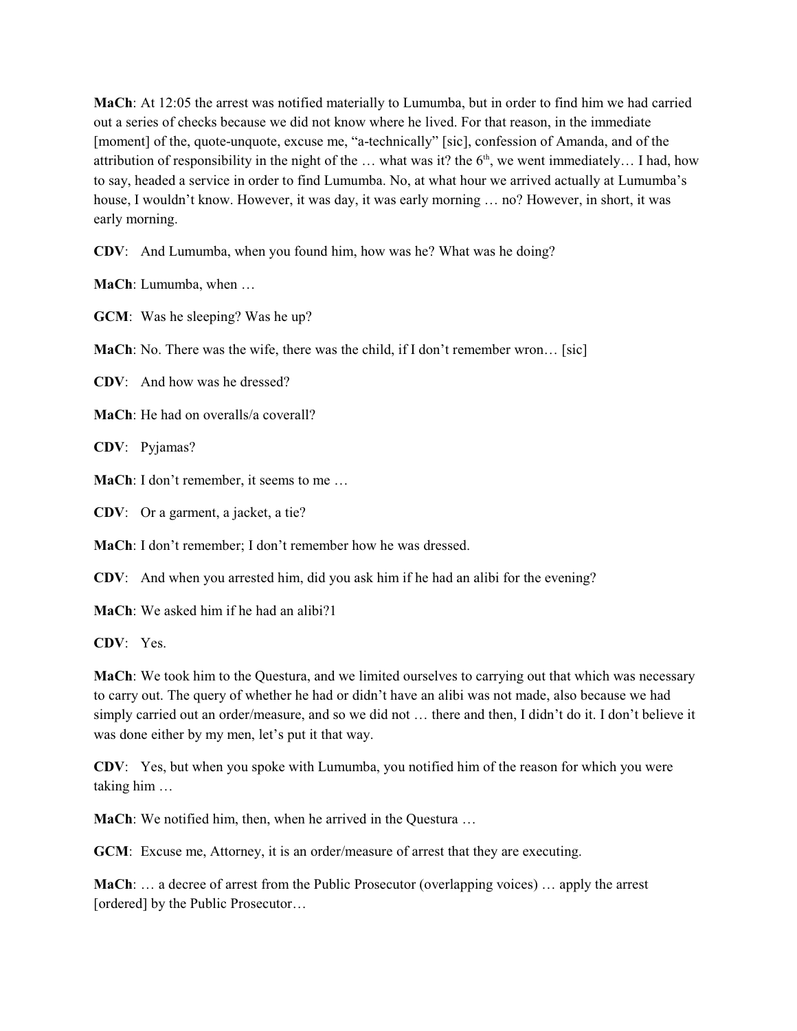**MaCh**: At 12:05 the arrest was notified materially to Lumumba, but in order to find him we had carried out a series of checks because we did not know where he lived. For that reason, in the immediate [moment] of the, quote-unquote, excuse me, "a-technically" [sic], confession of Amanda, and of the attribution of responsibility in the night of the … what was it? the 6th, we went immediately… I had, how to say, headed a service in order to find Lumumba. No, at what hour we arrived actually at Lumumba's house, I wouldn't know. However, it was day, it was early morning … no? However, in short, it was early morning.

**CDV**: And Lumumba, when you found him, how was he? What was he doing?

**MaCh**: Lumumba, when …

**GCM**: Was he sleeping? Was he up?

**MaCh**: No. There was the wife, there was the child, if I don't remember wron… [sic]

**CDV**: And how was he dressed?

**MaCh**: He had on overalls/a coverall?

**CDV**: Pyjamas?

**MaCh**: I don't remember, it seems to me …

**CDV**: Or a garment, a jacket, a tie?

**MaCh**: I don't remember; I don't remember how he was dressed.

**CDV**: And when you arrested him, did you ask him if he had an alibi for the evening?

**MaCh**: We asked him if he had an alibi?1

**CDV**: Yes.

**MaCh**: We took him to the Questura, and we limited ourselves to carrying out that which was necessary to carry out. The query of whether he had or didn't have an alibi was not made, also because we had simply carried out an order/measure, and so we did not … there and then, I didn't do it. I don't believe it was done either by my men, let's put it that way.

**CDV**: Yes, but when you spoke with Lumumba, you notified him of the reason for which you were taking him …

**MaCh**: We notified him, then, when he arrived in the Questura …

**GCM**: Excuse me, Attorney, it is an order/measure of arrest that they are executing.

**MaCh**: … a decree of arrest from the Public Prosecutor (overlapping voices) … apply the arrest [ordered] by the Public Prosecutor…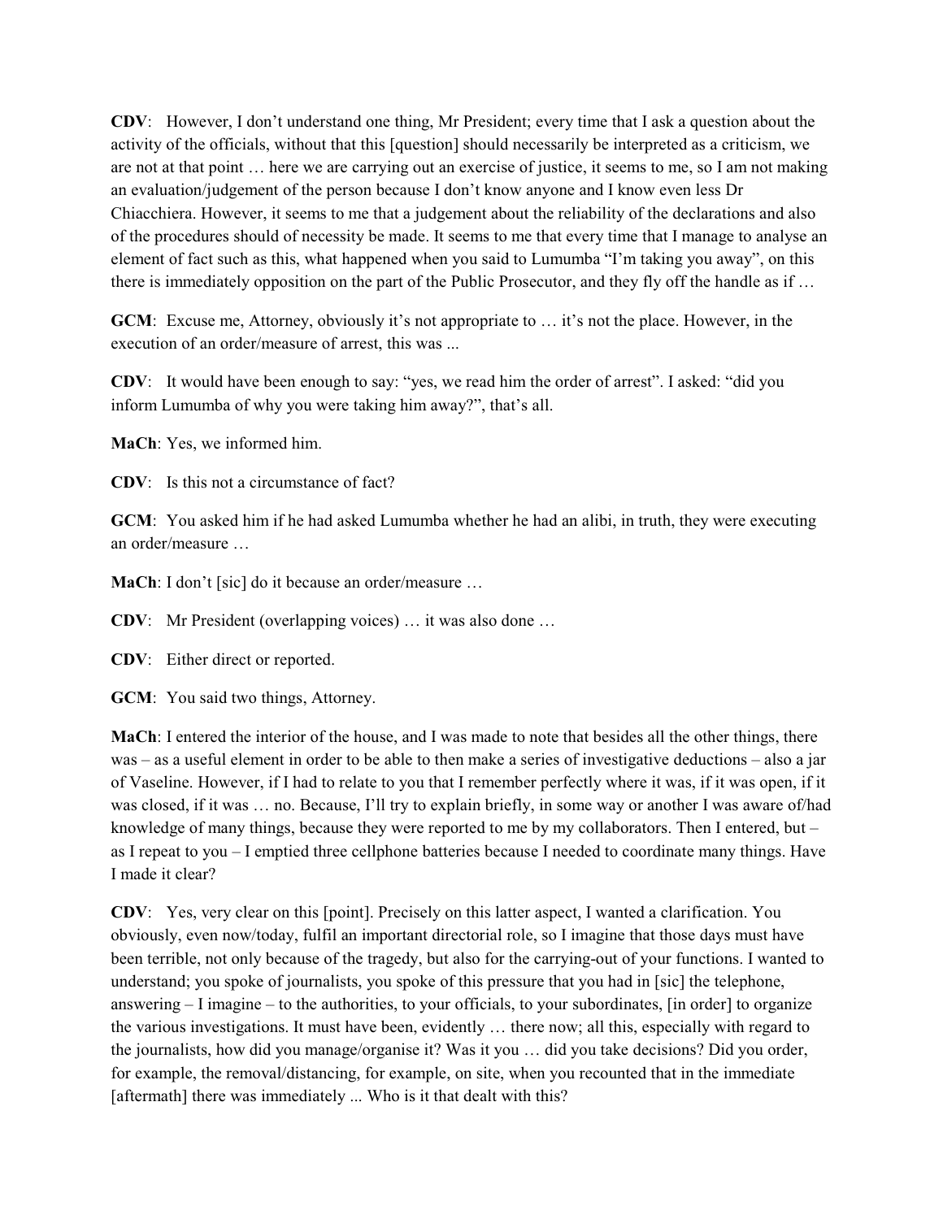**CDV**: However, I don't understand one thing, Mr President; every time that I ask a question about the activity of the officials, without that this [question] should necessarily be interpreted as a criticism, we are not at that point … here we are carrying out an exercise of justice, it seems to me, so I am not making an evaluation/judgement of the person because I don't know anyone and I know even less Dr Chiacchiera. However, it seems to me that a judgement about the reliability of the declarations and also of the procedures should of necessity be made. It seems to me that every time that I manage to analyse an element of fact such as this, what happened when you said to Lumumba "I'm taking you away", on this there is immediately opposition on the part of the Public Prosecutor, and they fly off the handle as if …

**GCM**: Excuse me, Attorney, obviously it's not appropriate to … it's not the place. However, in the execution of an order/measure of arrest, this was ...

**CDV**: It would have been enough to say: "yes, we read him the order of arrest". I asked: "did you inform Lumumba of why you were taking him away?", that's all.

**MaCh**: Yes, we informed him.

**CDV**: Is this not a circumstance of fact?

**GCM**: You asked him if he had asked Lumumba whether he had an alibi, in truth, they were executing an order/measure …

**MaCh**: I don't [sic] do it because an order/measure …

**CDV**: Mr President (overlapping voices) … it was also done …

**CDV**: Either direct or reported.

**GCM**: You said two things, Attorney.

**MaCh**: I entered the interior of the house, and I was made to note that besides all the other things, there was – as a useful element in order to be able to then make a series of investigative deductions – also a jar of Vaseline. However, if I had to relate to you that I remember perfectly where it was, if it was open, if it was closed, if it was … no. Because, I'll try to explain briefly, in some way or another I was aware of/had knowledge of many things, because they were reported to me by my collaborators. Then I entered, but – as I repeat to you – I emptied three cellphone batteries because I needed to coordinate many things. Have I made it clear?

**CDV**: Yes, very clear on this [point]. Precisely on this latter aspect, I wanted a clarification. You obviously, even now/today, fulfil an important directorial role, so I imagine that those days must have been terrible, not only because of the tragedy, but also for the carrying-out of your functions. I wanted to understand; you spoke of journalists, you spoke of this pressure that you had in [sic] the telephone, answering – I imagine – to the authorities, to your officials, to your subordinates, [in order] to organize the various investigations. It must have been, evidently … there now; all this, especially with regard to the journalists, how did you manage/organise it? Was it you … did you take decisions? Did you order, for example, the removal/distancing, for example, on site, when you recounted that in the immediate [aftermath] there was immediately ... Who is it that dealt with this?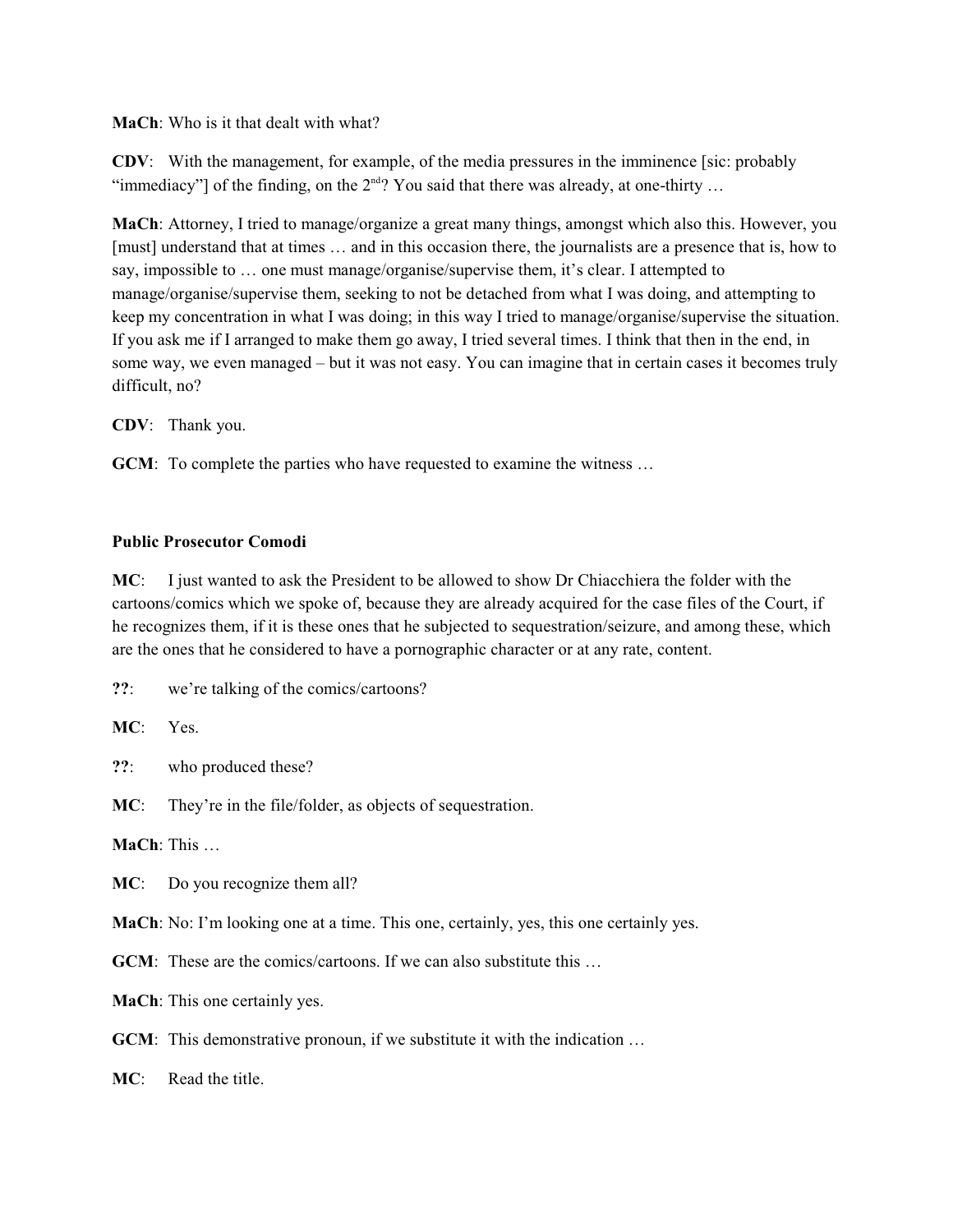**MaCh**: Who is it that dealt with what?

**CDV**: With the management, for example, of the media pressures in the imminence [sic: probably "immediacy"] of the finding, on the 2nd? You said that there was already, at one-thirty …

**MaCh**: Attorney, I tried to manage/organize a great many things, amongst which also this. However, you [must] understand that at times … and in this occasion there, the journalists are a presence that is, how to say, impossible to … one must manage/organise/supervise them, it's clear. I attempted to manage/organise/supervise them, seeking to not be detached from what I was doing, and attempting to keep my concentration in what I was doing; in this way I tried to manage/organise/supervise the situation. If you ask me if I arranged to make them go away, I tried several times. I think that then in the end, in some way, we even managed – but it was not easy. You can imagine that in certain cases it becomes truly difficult, no?

**CDV**: Thank you.

**GCM**: To complete the parties who have requested to examine the witness …

**Public Prosecutor Comodi**

**MC**: I just wanted to ask the President to be allowed to show Dr Chiacchiera the folder with the cartoons/comics which we spoke of, because they are already acquired for the case files of the Court, if he recognizes them, if it is these ones that he subjected to sequestration/seizure, and among these, which are the ones that he considered to have a pornographic character or at any rate, content.

**??**: we're talking of the comics/cartoons?

**MC**: Yes.

**??**: who produced these?

**MC**: They're in the file/folder, as objects of sequestration.

**MaCh**: This …

**MC**: Do you recognize them all?

**MaCh**: No: I'm looking one at a time. This one, certainly, yes, this one certainly yes.

**GCM**: These are the comics/cartoons. If we can also substitute this …

**MaCh**: This one certainly yes.

**GCM**: This demonstrative pronoun, if we substitute it with the indication …

**MC**: Read the title.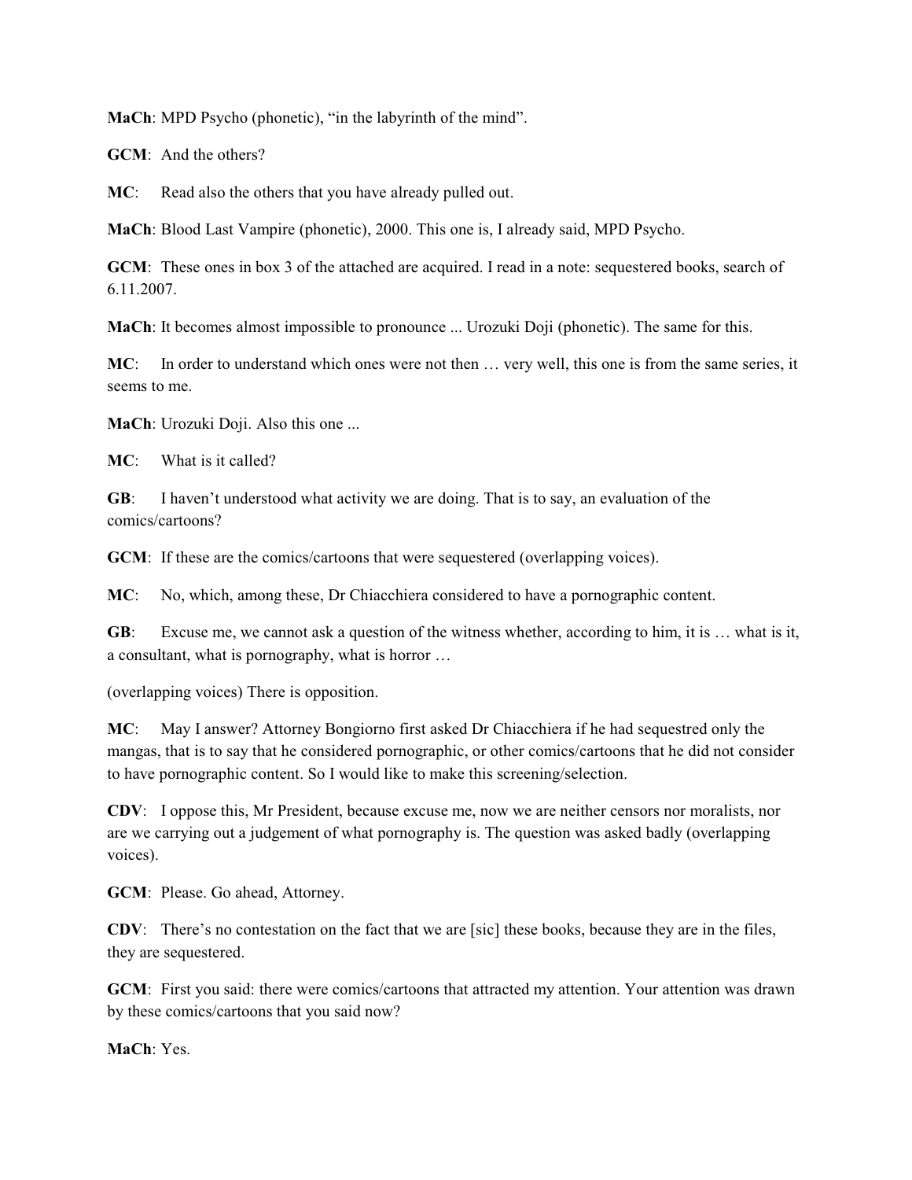**MaCh**: MPD Psycho (phonetic), "in the labyrinth of the mind".

**GCM**: And the others?

**MC**: Read also the others that you have already pulled out.

**MaCh**: Blood Last Vampire (phonetic), 2000. This one is, I already said, MPD Psycho.

**GCM**: These ones in box 3 of the attached are acquired. I read in a note: sequestered books, search of 6.11.2007.

**MaCh**: It becomes almost impossible to pronounce ... Urozuki Doji (phonetic). The same for this.

**MC**: In order to understand which ones were not then … very well, this one is from the same series, it seems to me.

**MaCh**: Urozuki Doji. Also this one ...

**MC**: What is it called?

**GB**: I haven't understood what activity we are doing. That is to say, an evaluation of the comics/cartoons?

**GCM**: If these are the comics/cartoons that were sequestered (overlapping voices).

**MC**: No, which, among these, Dr Chiacchiera considered to have a pornographic content.

**GB**: Excuse me, we cannot ask a question of the witness whether, according to him, it is … what is it, a consultant, what is pornography, what is horror …

(overlapping voices) There is opposition.

**MC**: May I answer? Attorney Bongiorno first asked Dr Chiacchiera if he had sequestred only the mangas, that is to say that he considered pornographic, or other comics/cartoons that he did not consider to have pornographic content. So I would like to make this screening/selection.

**CDV**: I oppose this, Mr President, because excuse me, now we are neither censors nor moralists, nor are we carrying out a judgement of what pornography is. The question was asked badly (overlapping voices).

**GCM**: Please. Go ahead, Attorney.

**CDV**: There's no contestation on the fact that we are [sic] these books, because they are in the files, they are sequestered.

**GCM**: First you said: there were comics/cartoons that attracted my attention. Your attention was drawn by these comics/cartoons that you said now?

**MaCh**: Yes.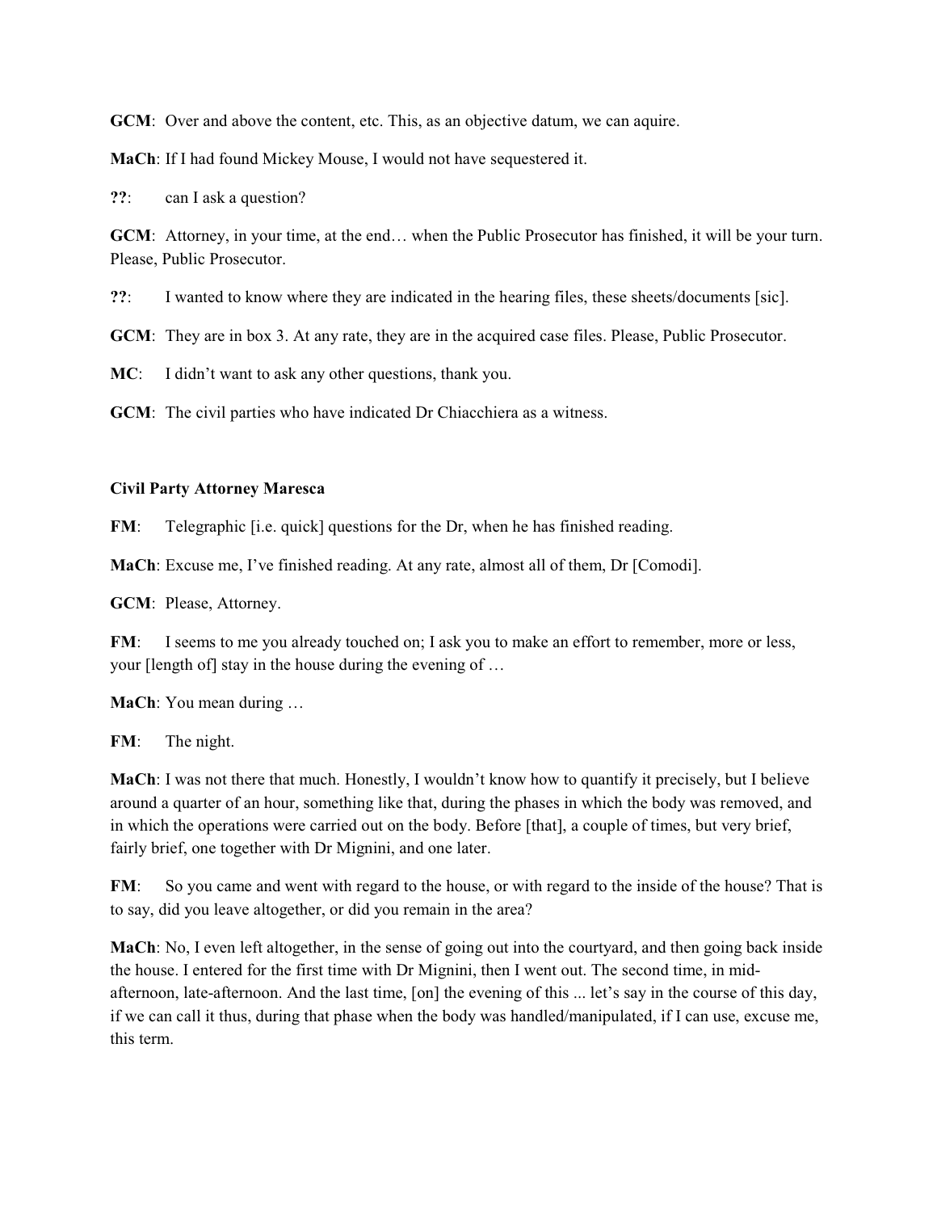**GCM**: Over and above the content, etc. This, as an objective datum, we can aquire.

**MaCh**: If I had found Mickey Mouse, I would not have sequestered it.

**??**: can I ask a question?

**GCM**: Attorney, in your time, at the end… when the Public Prosecutor has finished, it will be your turn. Please, Public Prosecutor.

**??**: I wanted to know where they are indicated in the hearing files, these sheets/documents [sic].

**GCM**: They are in box 3. At any rate, they are in the acquired case files. Please, Public Prosecutor.

**MC**: I didn't want to ask any other questions, thank you.

**GCM**: The civil parties who have indicated Dr Chiacchiera as a witness.

**Civil Party Attorney Maresca**

**FM**: Telegraphic [i.e. quick] questions for the Dr, when he has finished reading.

**MaCh**: Excuse me, I've finished reading. At any rate, almost all of them, Dr [Comodi].

**GCM**: Please, Attorney.

**FM**: I seems to me you already touched on; I ask you to make an effort to remember, more or less, your [length of] stay in the house during the evening of …

**MaCh**: You mean during …

**FM**: The night.

**MaCh**: I was not there that much. Honestly, I wouldn't know how to quantify it precisely, but I believe around a quarter of an hour, something like that, during the phases in which the body was removed, and in which the operations were carried out on the body. Before [that], a couple of times, but very brief, fairly brief, one together with Dr Mignini, and one later.

**FM**: So you came and went with regard to the house, or with regard to the inside of the house? That is to say, did you leave altogether, or did you remain in the area?

**MaCh**: No, I even left altogether, in the sense of going out into the courtyard, and then going back inside the house. I entered for the first time with Dr Mignini, then I went out. The second time, in mid-afternoon, late-afternoon. And the last time, [on] the evening of this ... let's say in the course of this day, if we can call it thus, during that phase when the body was handled/manipulated, if I can use, excuse me, this term.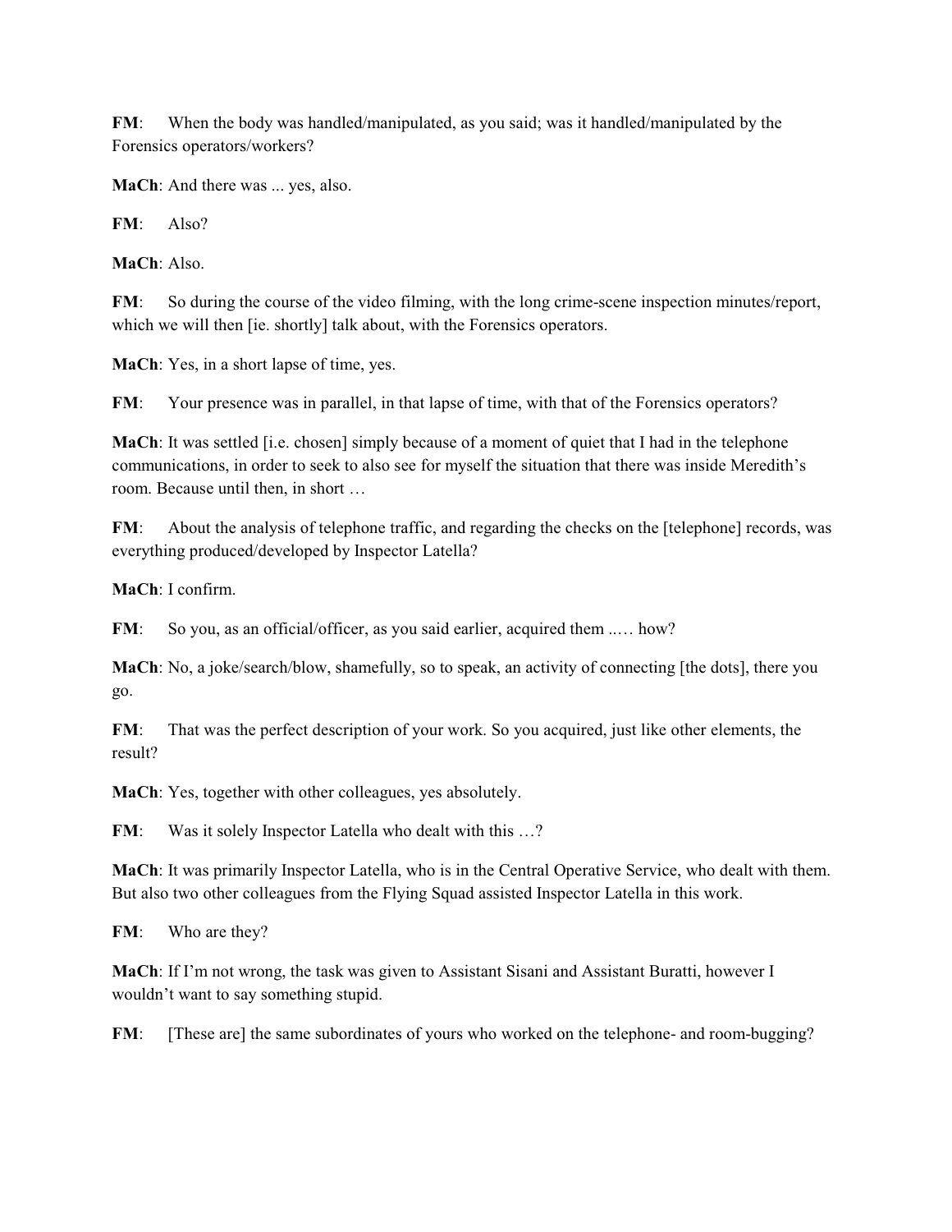**FM**: When the body was handled/manipulated, as you said; was it handled/manipulated by the Forensics operators/workers?

**MaCh**: And there was ... yes, also.

**FM**: Also?

**MaCh**: Also.

**FM**: So during the course of the video filming, with the long crime-scene inspection minutes/report, which we will then [ie. shortly] talk about, with the Forensics operators.

**MaCh**: Yes, in a short lapse of time, yes.

**FM**: Your presence was in parallel, in that lapse of time, with that of the Forensics operators?

**MaCh**: It was settled [i.e. chosen] simply because of a moment of quiet that I had in the telephone communications, in order to seek to also see for myself the situation that there was inside Meredith's room. Because until then, in short …

**FM**: About the analysis of telephone traffic, and regarding the checks on the [telephone] records, was everything produced/developed by Inspector Latella?

**MaCh**: I confirm.

**FM**: So you, as an official/officer, as you said earlier, acquired them ..… how?

**MaCh**: No, a joke/search/blow, shamefully, so to speak, an activity of connecting [the dots], there you go.

**FM**: That was the perfect description of your work. So you acquired, just like other elements, the result?

**MaCh**: Yes, together with other colleagues, yes absolutely.

**FM**: Was it solely Inspector Latella who dealt with this …?

**MaCh**: It was primarily Inspector Latella, who is in the Central Operative Service, who dealt with them. But also two other colleagues from the Flying Squad assisted Inspector Latella in this work.

**FM**: Who are they?

**MaCh**: If I'm not wrong, the task was given to Assistant Sisani and Assistant Buratti, however I wouldn't want to say something stupid.

**FM**: [These are] the same subordinates of yours who worked on the telephone- and room-bugging?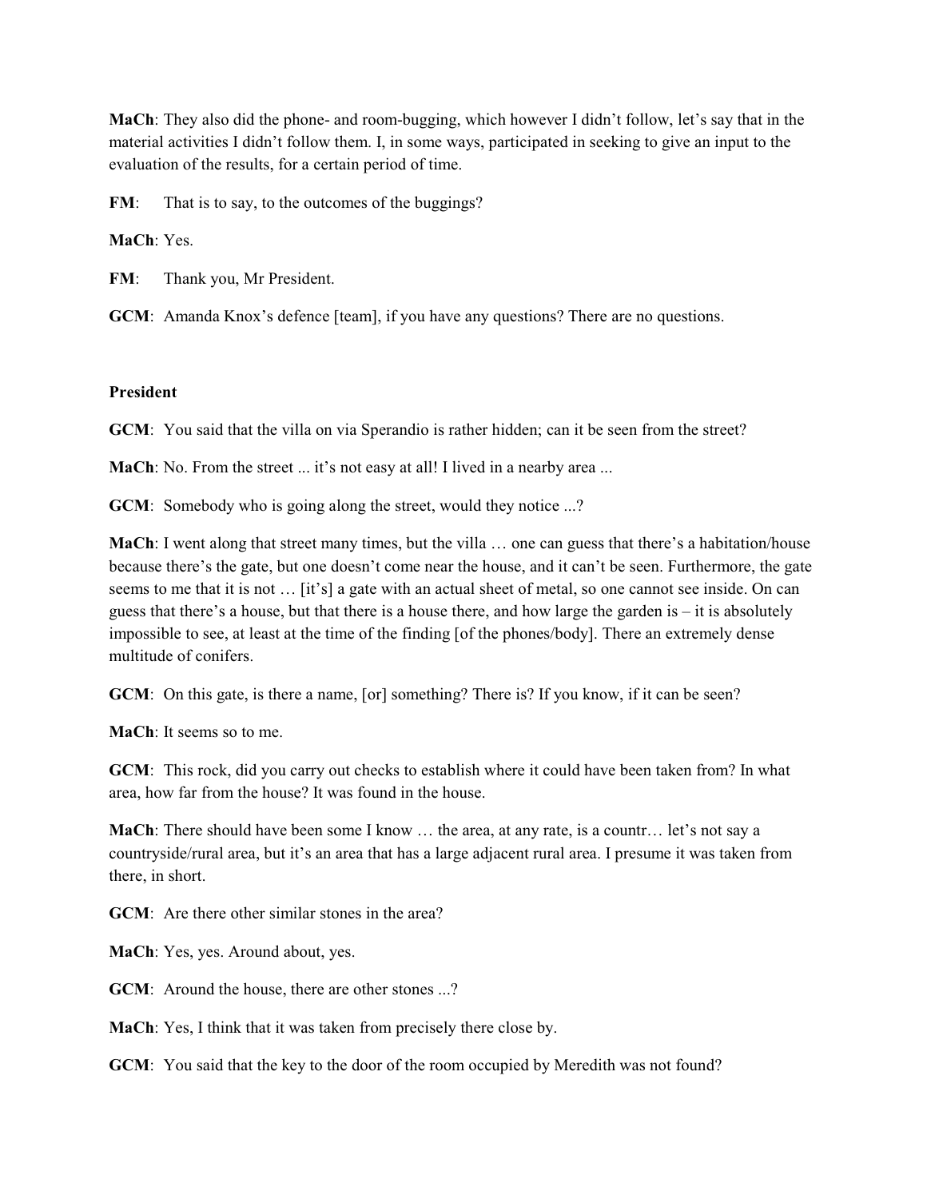**MaCh**: They also did the phone- and room-bugging, which however I didn't follow, let's say that in the material activities I didn't follow them. I, in some ways, participated in seeking to give an input to the evaluation of the results, for a certain period of time.

**FM**: That is to say, to the outcomes of the buggings?

**MaCh**: Yes.

**FM**: Thank you, Mr President.

**GCM**: Amanda Knox's defence [team], if you have any questions? There are no questions.

**President**

**GCM**: You said that the villa on via Sperandio is rather hidden; can it be seen from the street?

**MaCh**: No. From the street ... it's not easy at all! I lived in a nearby area ...

**GCM**: Somebody who is going along the street, would they notice ...?

**MaCh**: I went along that street many times, but the villa … one can guess that there's a habitation/house because there's the gate, but one doesn't come near the house, and it can't be seen. Furthermore, the gate seems to me that it is not … [it's] a gate with an actual sheet of metal, so one cannot see inside. On can guess that there's a house, but that there is a house there, and how large the garden is – it is absolutely impossible to see, at least at the time of the finding [of the phones/body]. There an extremely dense multitude of conifers.

**GCM**: On this gate, is there a name, [or] something? There is? If you know, if it can be seen?

**MaCh**: It seems so to me.

**GCM**: This rock, did you carry out checks to establish where it could have been taken from? In what area, how far from the house? It was found in the house.

**MaCh**: There should have been some I know … the area, at any rate, is a countr… let's not say a countryside/rural area, but it's an area that has a large adjacent rural area. I presume it was taken from there, in short.

**GCM**: Are there other similar stones in the area?

**MaCh**: Yes, yes. Around about, yes.

**GCM**: Around the house, there are other stones ...?

**MaCh**: Yes, I think that it was taken from precisely there close by.

**GCM**: You said that the key to the door of the room occupied by Meredith was not found?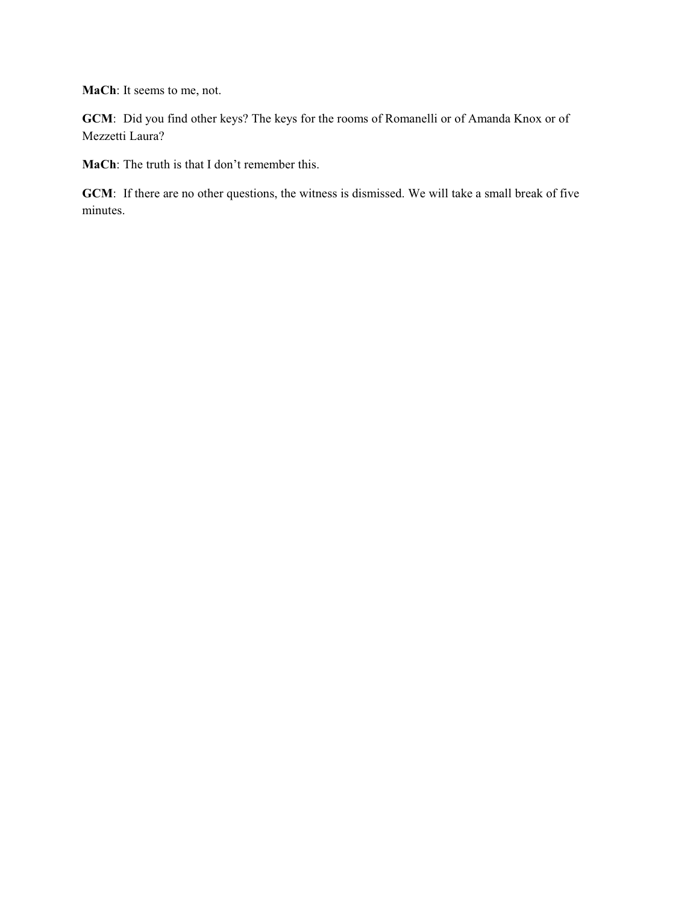**MaCh**: It seems to me, not.

**GCM**: Did you find other keys? The keys for the rooms of Romanelli or of Amanda Knox or of Mezzetti Laura?

**MaCh**: The truth is that I don't remember this.

**GCM**: If there are no other questions, the witness is dismissed. We will take a small break of five minutes.